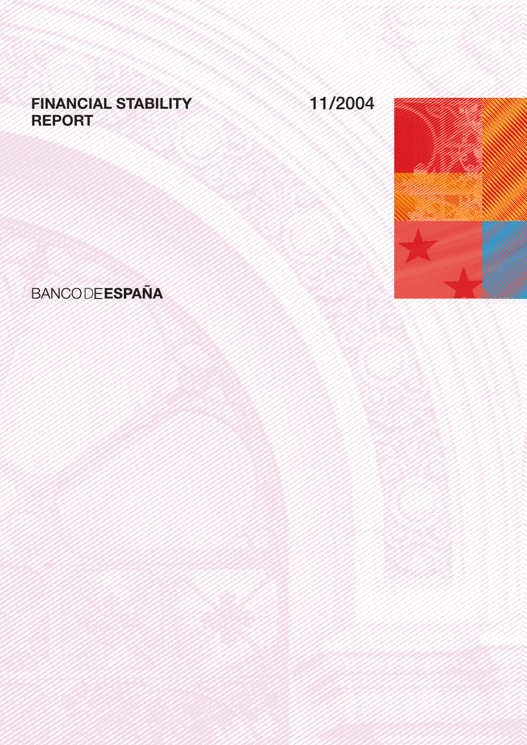# FINANCIAL STABILITY REPORT

11/2004

BANCO DE ESPAÑA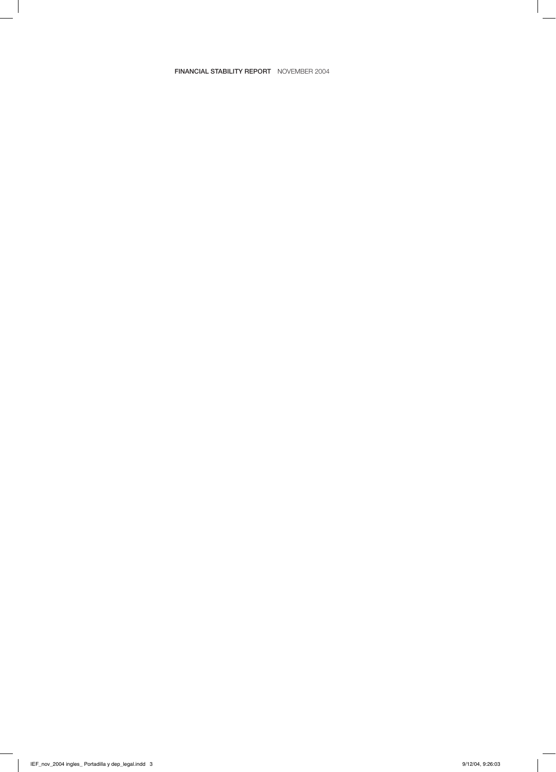**FINANCIAL STABILITY REPORT** NOVEMBER 2004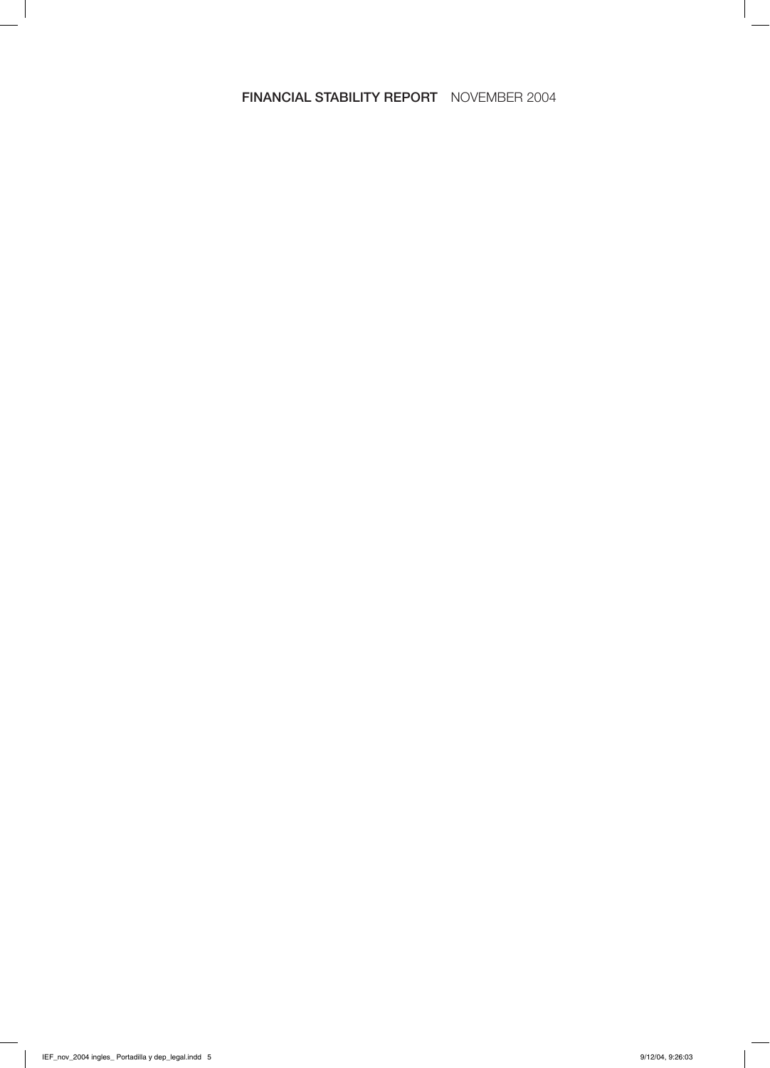**FINANCIAL STABILITY REPORT** NOVEMBER 2004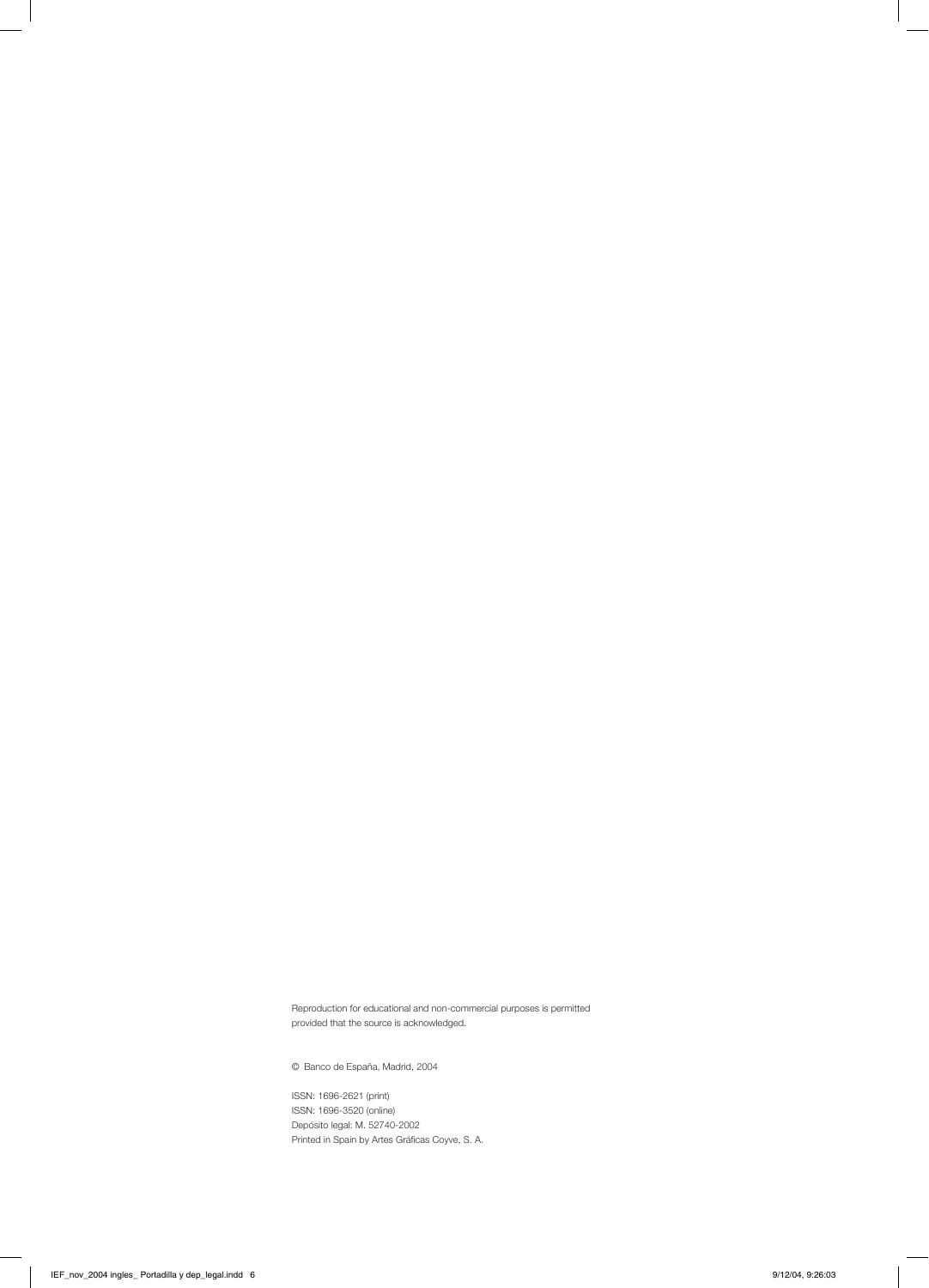Reproduction for educational and non-commercial purposes is permitted provided that the source is acknowledged.

© Banco de España, Madrid, 2004

ISSN: 1696-2621 (print)
ISSN: 1696-3520 (online)
Depósito legal: M. 52740-2002
Printed in Spain by Artes Gráficas Coyve, S. A.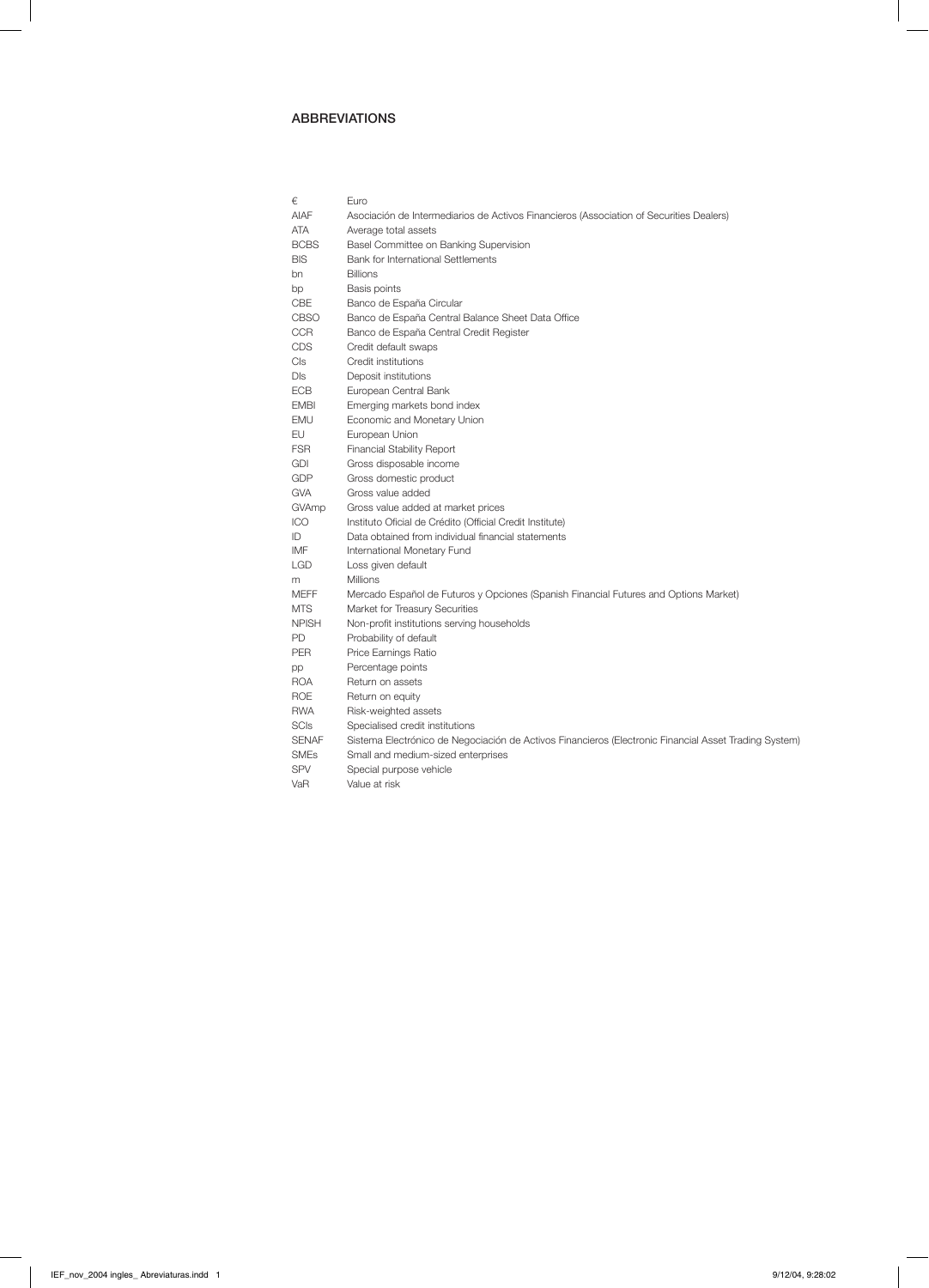# ABBREVIATIONS

| | |
|---|---|
| € | Euro |
| AIAF | Asociación de Intermediarios de Activos Financieros (Association of Securities Dealers) |
| ATA | Average total assets |
| BCBS | Basel Committee on Banking Supervision |
| BIS | Bank for International Settlements |
| bn | Billions |
| bp | Basis points |
| CBE | Banco de España Circular |
| CBSO | Banco de España Central Balance Sheet Data Office |
| CCR | Banco de España Central Credit Register |
| CDS | Credit default swaps |
| CIs | Credit institutions |
| DIs | Deposit institutions |
| ECB | European Central Bank |
| EMBI | Emerging markets bond index |
| EMU | Economic and Monetary Union |
| EU | European Union |
| FSR | Financial Stability Report |
| GDI | Gross disposable income |
| GDP | Gross domestic product |
| GVA | Gross value added |
| GVAmp | Gross value added at market prices |
| ICO | Instituto Oficial de Crédito (Official Credit Institute) |
| ID | Data obtained from individual financial statements |
| IMF | International Monetary Fund |
| LGD | Loss given default |
| m | Millions |
| MEFF | Mercado Español de Futuros y Opciones (Spanish Financial Futures and Options Market) |
| MTS | Market for Treasury Securities |
| NPISH | Non-profit institutions serving households |
| PD | Probability of default |
| PER | Price Earnings Ratio |
| pp | Percentage points |
| ROA | Return on assets |
| ROE | Return on equity |
| RWA | Risk-weighted assets |
| SCIs | Specialised credit institutions |
| SENAF | Sistema Electrónico de Negociación de Activos Financieros (Electronic Financial Asset Trading System) |
| SMEs | Small and medium-sized enterprises |
| SPV | Special purpose vehicle |
| VaR | Value at risk |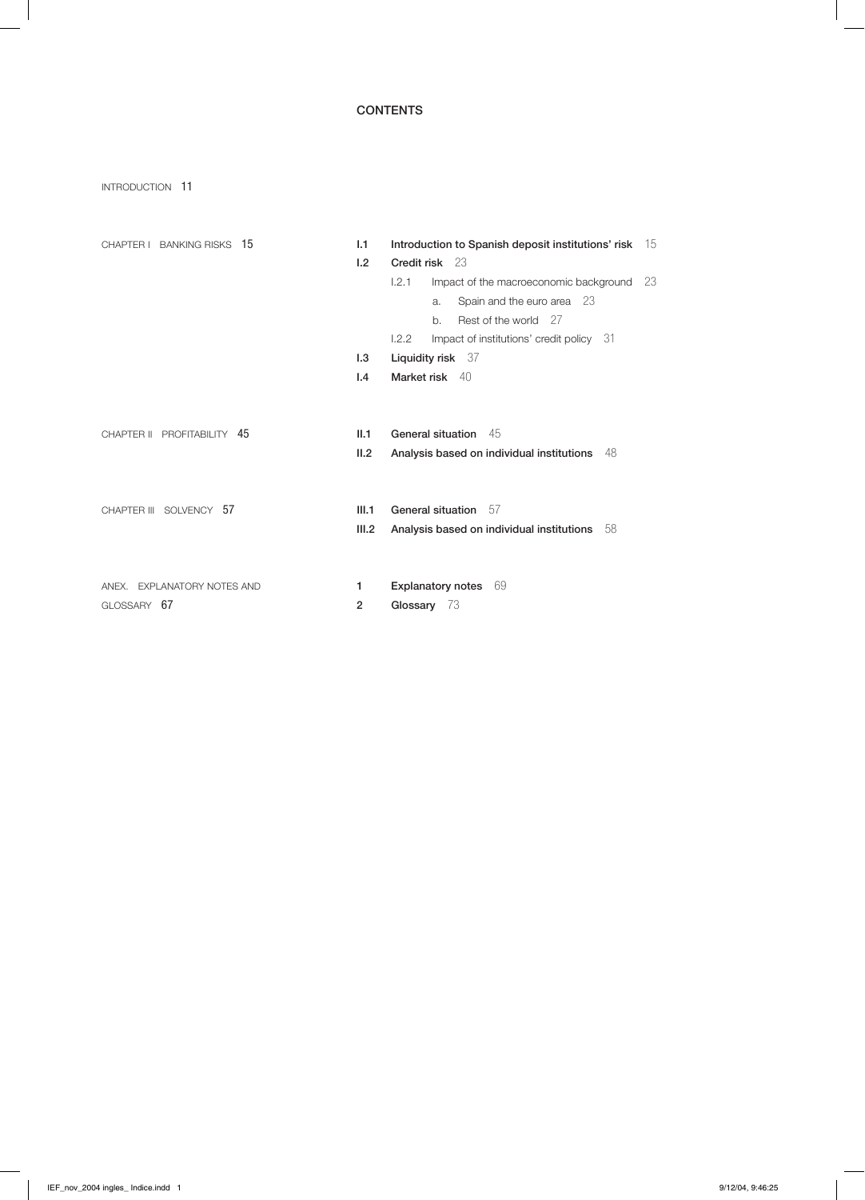# CONTENTS

INTRODUCTION 11

CHAPTER I BANKING RISKS 15

- **I.1 Introduction to Spanish deposit institutions' risk** 15
- **I.2 Credit risk** 23
  - I.2.1 Impact of the macroeconomic background 23
    - a. Spain and the euro area 23
    - b. Rest of the world 27
  - I.2.2 Impact of institutions' credit policy 31
- **I.3 Liquidity risk** 37
- **I.4 Market risk** 40

CHAPTER II PROFITABILITY 45

- **II.1 General situation** 45
- **II.2 Analysis based on individual institutions** 48

CHAPTER III SOLVENCY 57

- **III.1 General situation** 57
- **III.2 Analysis based on individual institutions** 58

ANEX. EXPLANATORY NOTES AND GLOSSARY 67

- **1 Explanatory notes** 69
- **2 Glossary** 73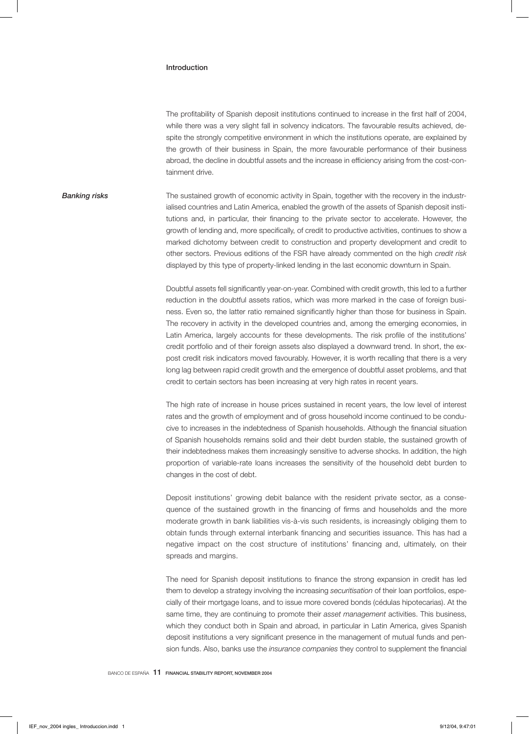## Introduction

The profitability of Spanish deposit institutions continued to increase in the first half of 2004, while there was a very slight fall in solvency indicators. The favourable results achieved, despite the strongly competitive environment in which the institutions operate, are explained by the growth of their business in Spain, the more favourable performance of their business abroad, the decline in doubtful assets and the increase in efficiency arising from the cost-containment drive.

***Banking risks***

The sustained growth of economic activity in Spain, together with the recovery in the industrialised countries and Latin America, enabled the growth of the assets of Spanish deposit institutions and, in particular, their financing to the private sector to accelerate. However, the growth of lending and, more specifically, of credit to productive activities, continues to show a marked dichotomy between credit to construction and property development and credit to other sectors. Previous editions of the FSR have already commented on the high *credit risk* displayed by this type of property-linked lending in the last economic downturn in Spain.

Doubtful assets fell significantly year-on-year. Combined with credit growth, this led to a further reduction in the doubtful assets ratios, which was more marked in the case of foreign business. Even so, the latter ratio remained significantly higher than those for business in Spain. The recovery in activity in the developed countries and, among the emerging economies, in Latin America, largely accounts for these developments. The risk profile of the institutions' credit portfolio and of their foreign assets also displayed a downward trend. In short, the ex-post credit risk indicators moved favourably. However, it is worth recalling that there is a very long lag between rapid credit growth and the emergence of doubtful asset problems, and that credit to certain sectors has been increasing at very high rates in recent years.

The high rate of increase in house prices sustained in recent years, the low level of interest rates and the growth of employment and of gross household income continued to be conducive to increases in the indebtedness of Spanish households. Although the financial situation of Spanish households remains solid and their debt burden stable, the sustained growth of their indebtedness makes them increasingly sensitive to adverse shocks. In addition, the high proportion of variable-rate loans increases the sensitivity of the household debt burden to changes in the cost of debt.

Deposit institutions' growing debit balance with the resident private sector, as a consequence of the sustained growth in the financing of firms and households and the more moderate growth in bank liabilities vis-à-vis such residents, is increasingly obliging them to obtain funds through external interbank financing and securities issuance. This has had a negative impact on the cost structure of institutions' financing and, ultimately, on their spreads and margins.

The need for Spanish deposit institutions to finance the strong expansion in credit has led them to develop a strategy involving the increasing *securitisation* of their loan portfolios, especially of their mortgage loans, and to issue more covered bonds (cédulas hipotecarias). At the same time, they are continuing to promote their *asset management* activities. This business, which they conduct both in Spain and abroad, in particular in Latin America, gives Spanish deposit institutions a very significant presence in the management of mutual funds and pension funds. Also, banks use the *insurance companies* they control to supplement the financial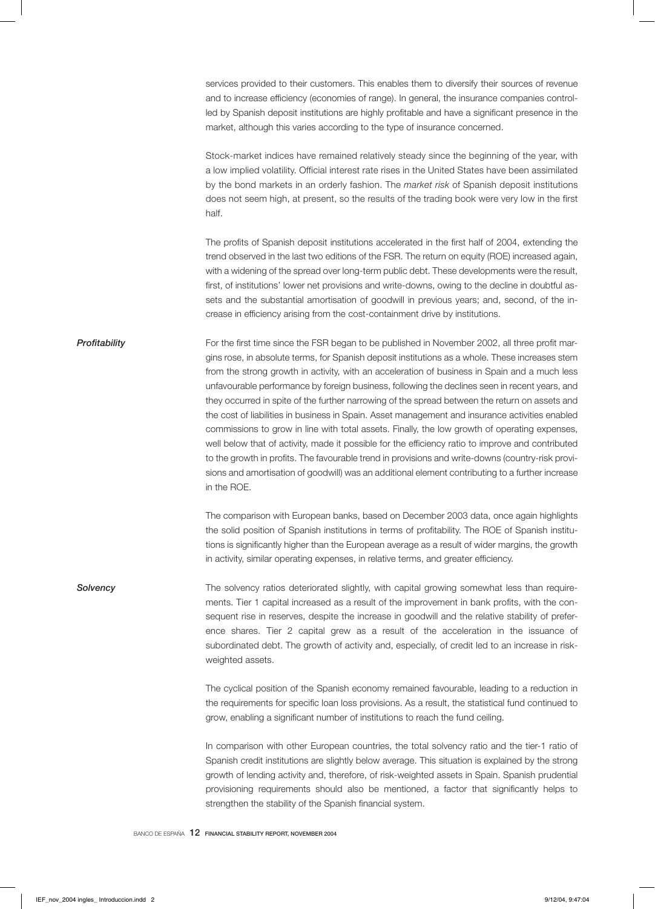services provided to their customers. This enables them to diversify their sources of revenue and to increase efficiency (economies of range). In general, the insurance companies controlled by Spanish deposit institutions are highly profitable and have a significant presence in the market, although this varies according to the type of insurance concerned.

Stock-market indices have remained relatively steady since the beginning of the year, with a low implied volatility. Official interest rate rises in the United States have been assimilated by the bond markets in an orderly fashion. The *market risk* of Spanish deposit institutions does not seem high, at present, so the results of the trading book were very low in the first half.

The profits of Spanish deposit institutions accelerated in the first half of 2004, extending the trend observed in the last two editions of the FSR. The return on equity (ROE) increased again, with a widening of the spread over long-term public debt. These developments were the result, first, of institutions' lower net provisions and write-downs, owing to the decline in doubtful assets and the substantial amortisation of goodwill in previous years; and, second, of the increase in efficiency arising from the cost-containment drive by institutions.

***Profitability***

For the first time since the FSR began to be published in November 2002, all three profit margins rose, in absolute terms, for Spanish deposit institutions as a whole. These increases stem from the strong growth in activity, with an acceleration of business in Spain and a much less unfavourable performance by foreign business, following the declines seen in recent years, and they occurred in spite of the further narrowing of the spread between the return on assets and the cost of liabilities in business in Spain. Asset management and insurance activities enabled commissions to grow in line with total assets. Finally, the low growth of operating expenses, well below that of activity, made it possible for the efficiency ratio to improve and contributed to the growth in profits. The favourable trend in provisions and write-downs (country-risk provisions and amortisation of goodwill) was an additional element contributing to a further increase in the ROE.

The comparison with European banks, based on December 2003 data, once again highlights the solid position of Spanish institutions in terms of profitability. The ROE of Spanish institutions is significantly higher than the European average as a result of wider margins, the growth in activity, similar operating expenses, in relative terms, and greater efficiency.

***Solvency***

The solvency ratios deteriorated slightly, with capital growing somewhat less than requirements. Tier 1 capital increased as a result of the improvement in bank profits, with the consequent rise in reserves, despite the increase in goodwill and the relative stability of preference shares. Tier 2 capital grew as a result of the acceleration in the issuance of subordinated debt. The growth of activity and, especially, of credit led to an increase in risk-weighted assets.

The cyclical position of the Spanish economy remained favourable, leading to a reduction in the requirements for specific loan loss provisions. As a result, the statistical fund continued to grow, enabling a significant number of institutions to reach the fund ceiling.

In comparison with other European countries, the total solvency ratio and the tier-1 ratio of Spanish credit institutions are slightly below average. This situation is explained by the strong growth of lending activity and, therefore, of risk-weighted assets in Spain. Spanish prudential provisioning requirements should also be mentioned, a factor that significantly helps to strengthen the stability of the Spanish financial system.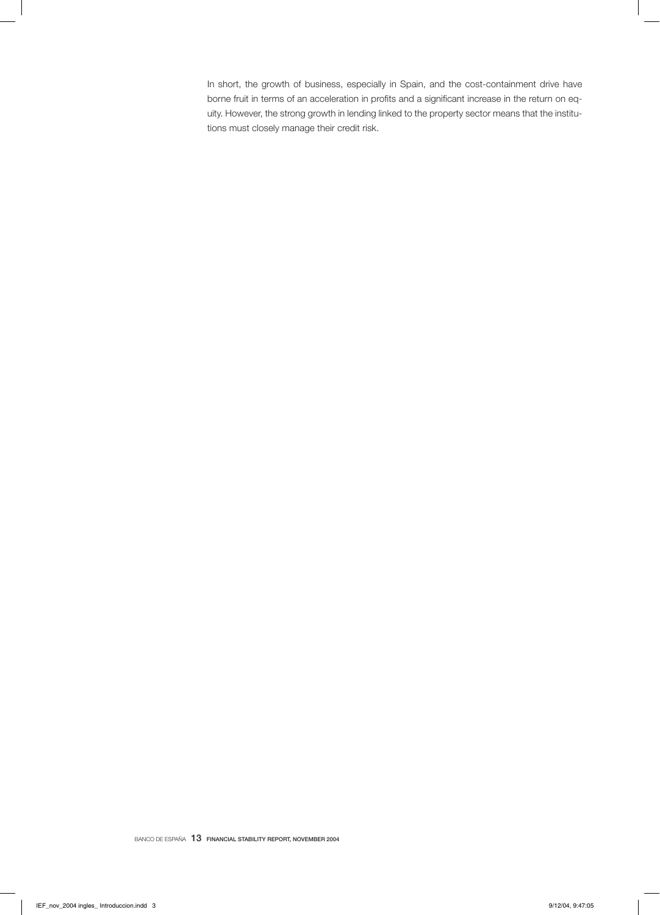In short, the growth of business, especially in Spain, and the cost-containment drive have borne fruit in terms of an acceleration in profits and a significant increase in the return on equity. However, the strong growth in lending linked to the property sector means that the institutions must closely manage their credit risk.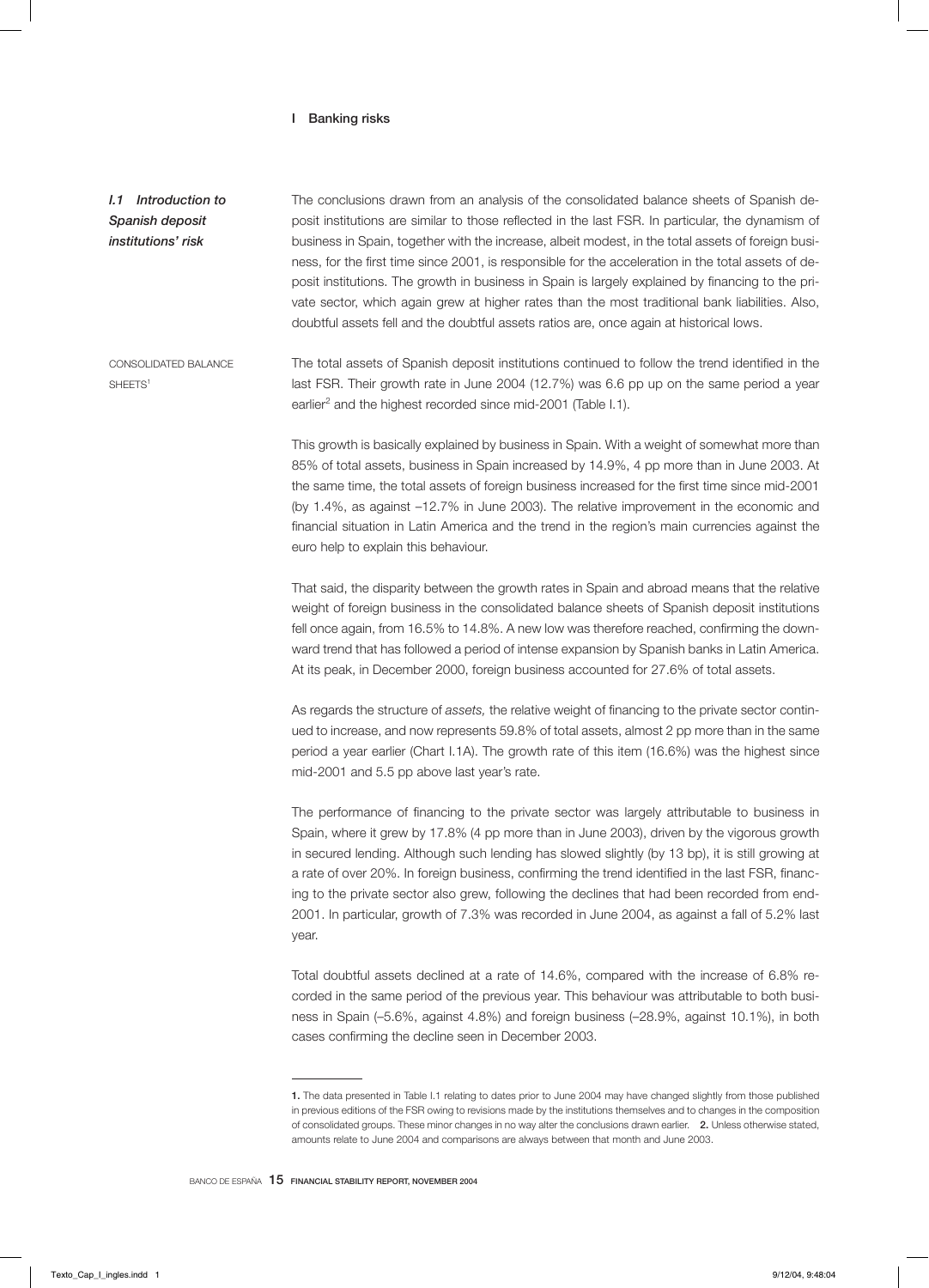# I Banking risks

## *I.1 Introduction to Spanish deposit institutions' risk*

The conclusions drawn from an analysis of the consolidated balance sheets of Spanish deposit institutions are similar to those reflected in the last FSR. In particular, the dynamism of business in Spain, together with the increase, albeit modest, in the total assets of foreign business, for the first time since 2001, is responsible for the acceleration in the total assets of deposit institutions. The growth in business in Spain is largely explained by financing to the private sector, which again grew at higher rates than the most traditional bank liabilities. Also, doubtful assets fell and the doubtful assets ratios are, once again at historical lows.

### CONSOLIDATED BALANCE SHEETS[1]

The total assets of Spanish deposit institutions continued to follow the trend identified in the last FSR. Their growth rate in June 2004 (12.7%) was 6.6 pp up on the same period a year earlier[2] and the highest recorded since mid-2001 (Table I.1).

This growth is basically explained by business in Spain. With a weight of somewhat more than 85% of total assets, business in Spain increased by 14.9%, 4 pp more than in June 2003. At the same time, the total assets of foreign business increased for the first time since mid-2001 (by 1.4%, as against –12.7% in June 2003). The relative improvement in the economic and financial situation in Latin America and the trend in the region's main currencies against the euro help to explain this behaviour.

That said, the disparity between the growth rates in Spain and abroad means that the relative weight of foreign business in the consolidated balance sheets of Spanish deposit institutions fell once again, from 16.5% to 14.8%. A new low was therefore reached, confirming the downward trend that has followed a period of intense expansion by Spanish banks in Latin America. At its peak, in December 2000, foreign business accounted for 27.6% of total assets.

As regards the structure of *assets,* the relative weight of financing to the private sector continued to increase, and now represents 59.8% of total assets, almost 2 pp more than in the same period a year earlier (Chart I.1A). The growth rate of this item (16.6%) was the highest since mid-2001 and 5.5 pp above last year's rate.

The performance of financing to the private sector was largely attributable to business in Spain, where it grew by 17.8% (4 pp more than in June 2003), driven by the vigorous growth in secured lending. Although such lending has slowed slightly (by 13 bp), it is still growing at a rate of over 20%. In foreign business, confirming the trend identified in the last FSR, financing to the private sector also grew, following the declines that had been recorded from end-2001. In particular, growth of 7.3% was recorded in June 2004, as against a fall of 5.2% last year.

Total doubtful assets declined at a rate of 14.6%, compared with the increase of 6.8% recorded in the same period of the previous year. This behaviour was attributable to both business in Spain (–5.6%, against 4.8%) and foreign business (–28.9%, against 10.1%), in both cases confirming the decline seen in December 2003.

---

**1.** The data presented in Table I.1 relating to dates prior to June 2004 may have changed slightly from those published in previous editions of the FSR owing to revisions made by the institutions themselves and to changes in the composition of consolidated groups. These minor changes in no way alter the conclusions drawn earlier. **2.** Unless otherwise stated, amounts relate to June 2004 and comparisons are always between that month and June 2003.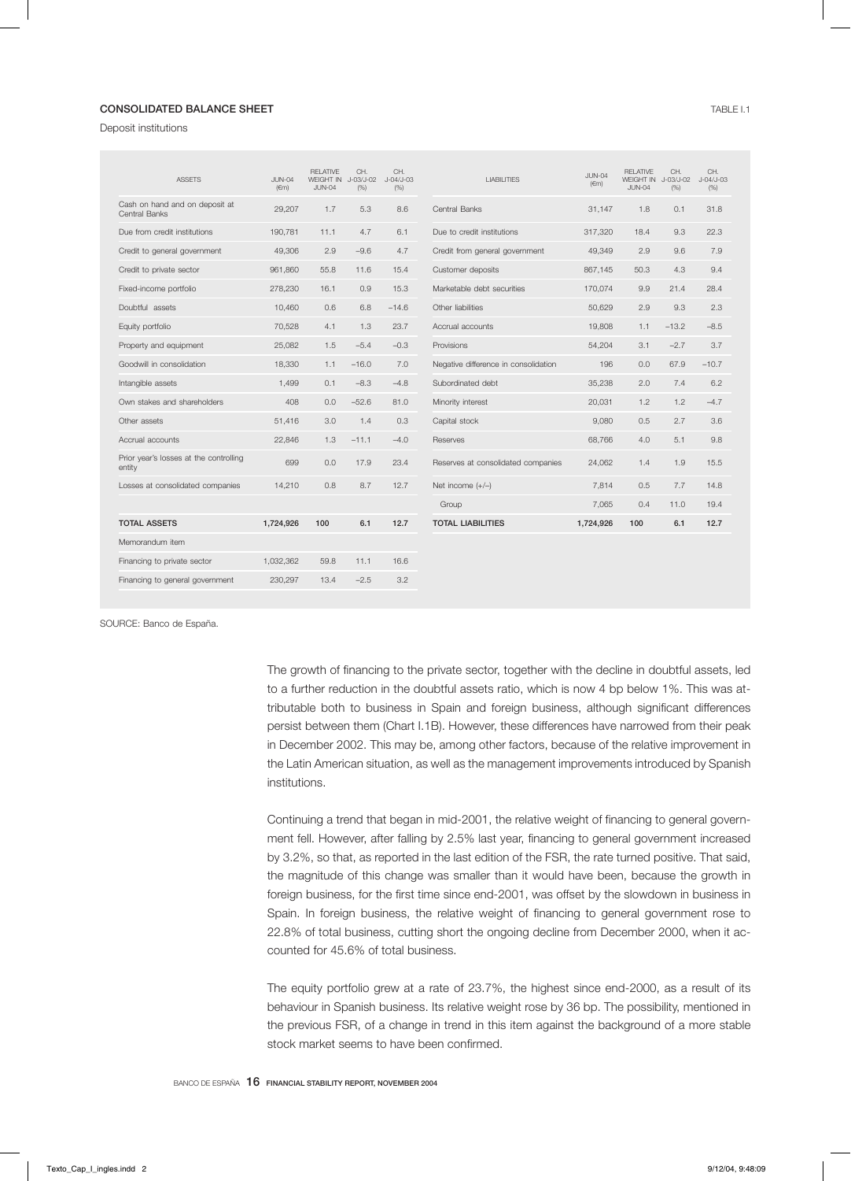**CONSOLIDATED BALANCE SHEET**

TABLE I.1

Deposit institutions

| ASSETS | JUN-04 (€m) | RELATIVE WEIGHT IN JUN-04 | CH. J-03/J-02 (%) | CH. J-04/J-03 (%) |
|---|---|---|---|---|
| Cash on hand and on deposit at Central Banks | 29,207 | 1.7 | 5.3 | 8.6 |
| Due from credit institutions | 190,781 | 11.1 | 4.7 | 6.1 |
| Credit to general government | 49,306 | 2.9 | −9.6 | 4.7 |
| Credit to private sector | 961,860 | 55.8 | 11.6 | 15.4 |
| Fixed-income portfolio | 278,230 | 16.1 | 0.9 | 15.3 |
| Doubtful assets | 10,460 | 0.6 | 6.8 | −14.6 |
| Equity portfolio | 70,528 | 4.1 | 1.3 | 23.7 |
| Property and equipment | 25,082 | 1.5 | −5.4 | −0.3 |
| Goodwill in consolidation | 18,330 | 1.1 | −16.0 | 7.0 |
| Intangible assets | 1,499 | 0.1 | −8.3 | −4.8 |
| Own stakes and shareholders | 408 | 0.0 | −52.6 | 81.0 |
| Other assets | 51,416 | 3.0 | 1.4 | 0.3 |
| Accrual accounts | 22,846 | 1.3 | −11.1 | −4.0 |
| Prior year's losses at the controlling entity | 699 | 0.0 | 17.9 | 23.4 |
| Losses at consolidated companies | 14,210 | 0.8 | 8.7 | 12.7 |
| **TOTAL ASSETS** | **1,724,926** | **100** | **6.1** | **12.7** |
| Memorandum item | | | | |
| Financing to private sector | 1,032,362 | 59.8 | 11.1 | 16.6 |
| Financing to general government | 230,297 | 13.4 | −2.5 | 3.2 |

| LIABILITIES | JUN-04 (€m) | RELATIVE WEIGHT IN JUN-04 | CH. J-03/J-02 (%) | CH. J-04/J-03 (%) |
|---|---|---|---|---|
| Central Banks | 31,147 | 1.8 | 0.1 | 31.8 |
| Due to credit institutions | 317,320 | 18.4 | 9.3 | 22.3 |
| Credit from general government | 49,349 | 2.9 | 9.6 | 7.9 |
| Customer deposits | 867,145 | 50.3 | 4.3 | 9.4 |
| Marketable debt securities | 170,074 | 9.9 | 21.4 | 28.4 |
| Other liabilities | 50,629 | 2.9 | 9.3 | 2.3 |
| Accrual accounts | 19,808 | 1.1 | −13.2 | −8.5 |
| Provisions | 54,204 | 3.1 | −2.7 | 3.7 |
| Negative difference in consolidation | 196 | 0.0 | 67.9 | −10.7 |
| Subordinated debt | 35,238 | 2.0 | 7.4 | 6.2 |
| Minority interest | 20,031 | 1.2 | 1.2 | −4.7 |
| Capital stock | 9,080 | 0.5 | 2.7 | 3.6 |
| Reserves | 68,766 | 4.0 | 5.1 | 9.8 |
| Reserves at consolidated companies | 24,062 | 1.4 | 1.9 | 15.5 |
| Net income (+/−) | 7,814 | 0.5 | 7.7 | 14.8 |
| Group | 7,065 | 0.4 | 11.0 | 19.4 |
| **TOTAL LIABILITIES** | **1,724,926** | **100** | **6.1** | **12.7** |

SOURCE: Banco de España.

The growth of financing to the private sector, together with the decline in doubtful assets, led to a further reduction in the doubtful assets ratio, which is now 4 bp below 1%. This was attributable both to business in Spain and foreign business, although significant differences persist between them (Chart I.1B). However, these differences have narrowed from their peak in December 2002. This may be, among other factors, because of the relative improvement in the Latin American situation, as well as the management improvements introduced by Spanish institutions.

Continuing a trend that began in mid-2001, the relative weight of financing to general government fell. However, after falling by 2.5% last year, financing to general government increased by 3.2%, so that, as reported in the last edition of the FSR, the rate turned positive. That said, the magnitude of this change was smaller than it would have been, because the growth in foreign business, for the first time since end-2001, was offset by the slowdown in business in Spain. In foreign business, the relative weight of financing to general government rose to 22.8% of total business, cutting short the ongoing decline from December 2000, when it accounted for 45.6% of total business.

The equity portfolio grew at a rate of 23.7%, the highest since end-2000, as a result of its behaviour in Spanish business. Its relative weight rose by 36 bp. The possibility, mentioned in the previous FSR, of a change in trend in this item against the background of a more stable stock market seems to have been confirmed.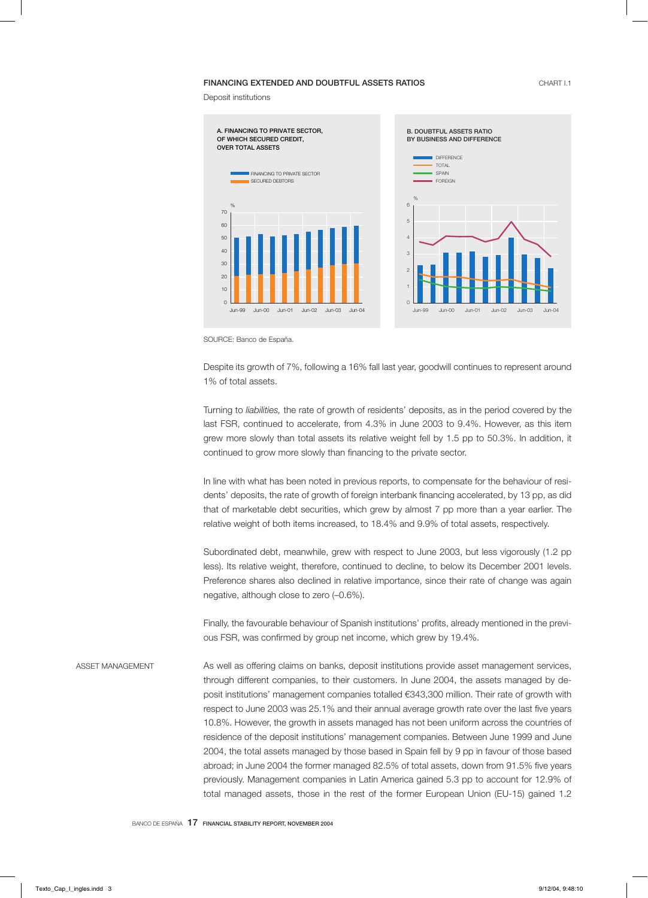FINANCING EXTENDED AND DOUBTFUL ASSETS RATIOS

CHART I.1

Deposit institutions

A. FINANCING TO PRIVATE SECTOR, OF WHICH SECURED CREDIT, OVER TOTAL ASSETS

B. DOUBTFUL ASSETS RATIO BY BUSINESS AND DIFFERENCE

SOURCE: Banco de España.

Despite its growth of 7%, following a 16% fall last year, goodwill continues to represent around 1% of total assets.

Turning to *liabilities,* the rate of growth of residents' deposits, as in the period covered by the last FSR, continued to accelerate, from 4.3% in June 2003 to 9.4%. However, as this item grew more slowly than total assets its relative weight fell by 1.5 pp to 50.3%. In addition, it continued to grow more slowly than financing to the private sector.

In line with what has been noted in previous reports, to compensate for the behaviour of residents' deposits, the rate of growth of foreign interbank financing accelerated, by 13 pp, as did that of marketable debt securities, which grew by almost 7 pp more than a year earlier. The relative weight of both items increased, to 18.4% and 9.9% of total assets, respectively.

Subordinated debt, meanwhile, grew with respect to June 2003, but less vigorously (1.2 pp less). Its relative weight, therefore, continued to decline, to below its December 2001 levels. Preference shares also declined in relative importance, since their rate of change was again negative, although close to zero (–0.6%).

Finally, the favourable behaviour of Spanish institutions' profits, already mentioned in the previous FSR, was confirmed by group net income, which grew by 19.4%.

ASSET MANAGEMENT

As well as offering claims on banks, deposit institutions provide asset management services, through different companies, to their customers. In June 2004, the assets managed by deposit institutions' management companies totalled €343,300 million. Their rate of growth with respect to June 2003 was 25.1% and their annual average growth rate over the last five years 10.8%. However, the growth in assets managed has not been uniform across the countries of residence of the deposit institutions' management companies. Between June 1999 and June 2004, the total assets managed by those based in Spain fell by 9 pp in favour of those based abroad; in June 2004 the former managed 82.5% of total assets, down from 91.5% five years previously. Management companies in Latin America gained 5.3 pp to account for 12.9% of total managed assets, those in the rest of the former European Union (EU-15) gained 1.2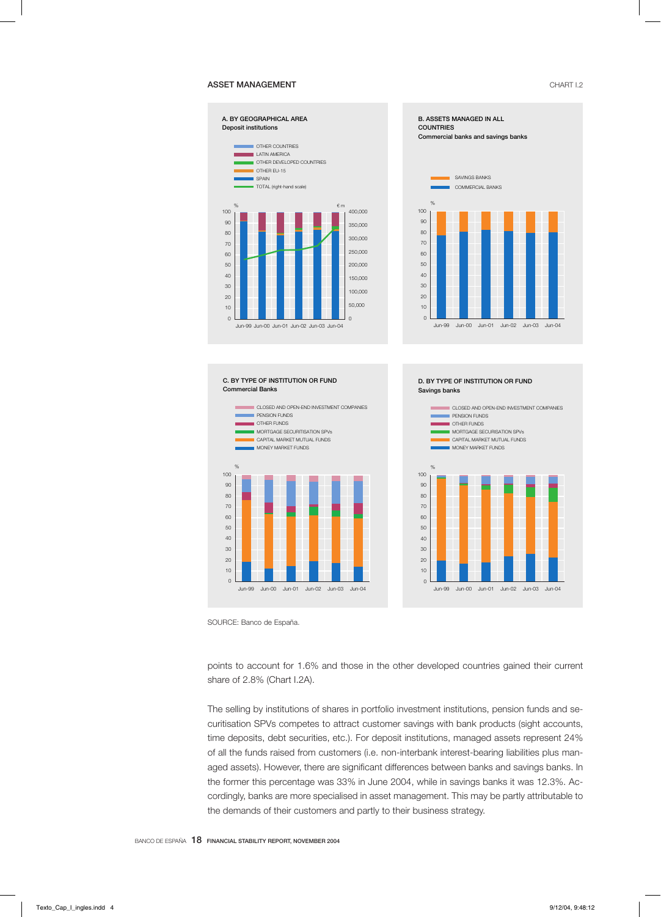ASSET MANAGEMENT

CHART I.2

A. BY GEOGRAPHICAL AREA
Deposit institutions

- OTHER COUNTRIES
- LATIN AMERICA
- OTHER DEVELOPED COUNTRIES
- OTHER EU-15
- SPAIN
- TOTAL (right-hand scale)

B. ASSETS MANAGED IN ALL COUNTRIES
Commercial banks and savings banks

- SAVINGS BANKS
- COMMERCIAL BANKS

C. BY TYPE OF INSTITUTION OR FUND
Commercial Banks

- CLOSED AND OPEN-END INVESTMENT COMPANIES
- PENSION FUNDS
- OTHER FUNDS
- MORTGAGE SECURITISATION SPVs
- CAPITAL MARKET MUTUAL FUNDS
- MONEY MARKET FUNDS

D. BY TYPE OF INSTITUTION OR FUND
Savings banks

- CLOSED AND OPEN-END INVESTMENT COMPANIES
- PENSION FUNDS
- OTHER FUNDS
- MORTGAGE SECURISATION SPVs
- CAPITAL MARKET MUTUAL FUNDS
- MONEY MARKET FUNDS

SOURCE: Banco de España.

points to account for 1.6% and those in the other developed countries gained their current share of 2.8% (Chart I.2A).

The selling by institutions of shares in portfolio investment institutions, pension funds and securitisation SPVs competes to attract customer savings with bank products (sight accounts, time deposits, debt securities, etc.). For deposit institutions, managed assets represent 24% of all the funds raised from customers (i.e. non-interbank interest-bearing liabilities plus managed assets). However, there are significant differences between banks and savings banks. In the former this percentage was 33% in June 2004, while in savings banks it was 12.3%. Accordingly, banks are more specialised in asset management. This may be partly attributable to the demands of their customers and partly to their business strategy.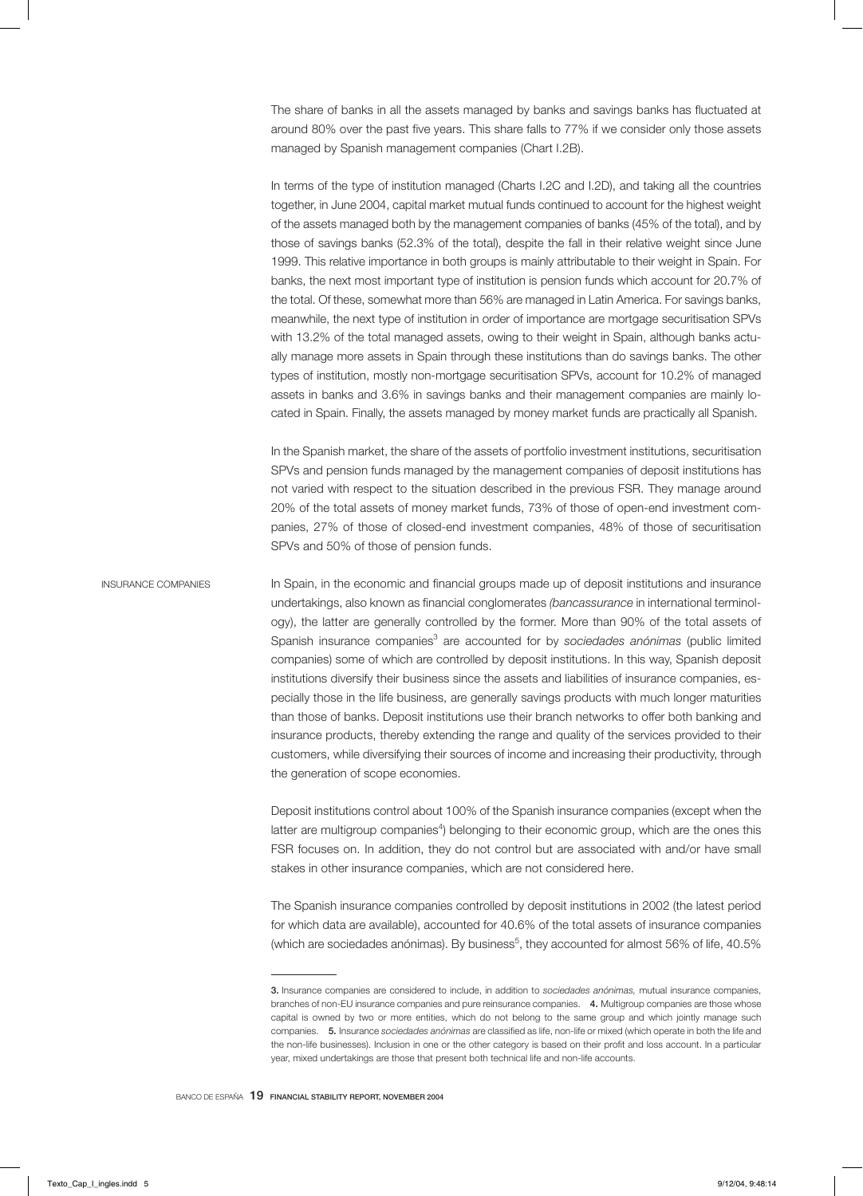The share of banks in all the assets managed by banks and savings banks has fluctuated at around 80% over the past five years. This share falls to 77% if we consider only those assets managed by Spanish management companies (Chart I.2B).

In terms of the type of institution managed (Charts I.2C and I.2D), and taking all the countries together, in June 2004, capital market mutual funds continued to account for the highest weight of the assets managed both by the management companies of banks (45% of the total), and by those of savings banks (52.3% of the total), despite the fall in their relative weight since June 1999. This relative importance in both groups is mainly attributable to their weight in Spain. For banks, the next most important type of institution is pension funds which account for 20.7% of the total. Of these, somewhat more than 56% are managed in Latin America. For savings banks, meanwhile, the next type of institution in order of importance are mortgage securitisation SPVs with 13.2% of the total managed assets, owing to their weight in Spain, although banks actually manage more assets in Spain through these institutions than do savings banks. The other types of institution, mostly non-mortgage securitisation SPVs, account for 10.2% of managed assets in banks and 3.6% in savings banks and their management companies are mainly located in Spain. Finally, the assets managed by money market funds are practically all Spanish.

In the Spanish market, the share of the assets of portfolio investment institutions, securitisation SPVs and pension funds managed by the management companies of deposit institutions has not varied with respect to the situation described in the previous FSR. They manage around 20% of the total assets of money market funds, 73% of those of open-end investment companies, 27% of those of closed-end investment companies, 48% of those of securitisation SPVs and 50% of those of pension funds.

## INSURANCE COMPANIES

In Spain, in the economic and financial groups made up of deposit institutions and insurance undertakings, also known as financial conglomerates *(bancassurance* in international terminology), the latter are generally controlled by the former. More than 90% of the total assets of Spanish insurance companies[3] are accounted for by *sociedades anónimas* (public limited companies) some of which are controlled by deposit institutions. In this way, Spanish deposit institutions diversify their business since the assets and liabilities of insurance companies, especially those in the life business, are generally savings products with much longer maturities than those of banks. Deposit institutions use their branch networks to offer both banking and insurance products, thereby extending the range and quality of the services provided to their customers, while diversifying their sources of income and increasing their productivity, through the generation of scope economies.

Deposit institutions control about 100% of the Spanish insurance companies (except when the latter are multigroup companies[4]) belonging to their economic group, which are the ones this FSR focuses on. In addition, they do not control but are associated with and/or have small stakes in other insurance companies, which are not considered here.

The Spanish insurance companies controlled by deposit institutions in 2002 (the latest period for which data are available), accounted for 40.6% of the total assets of insurance companies (which are sociedades anónimas). By business[5], they accounted for almost 56% of life, 40.5%

---

**3.** Insurance companies are considered to include, in addition to *sociedades anónimas,* mutual insurance companies, branches of non-EU insurance companies and pure reinsurance companies. **4.** Multigroup companies are those whose capital is owned by two or more entities, which do not belong to the same group and which jointly manage such companies. **5.** Insurance *sociedades anónimas* are classified as life, non-life or mixed (which operate in both the life and the non-life businesses). Inclusion in one or the other category is based on their profit and loss account. In a particular year, mixed undertakings are those that present both technical life and non-life accounts.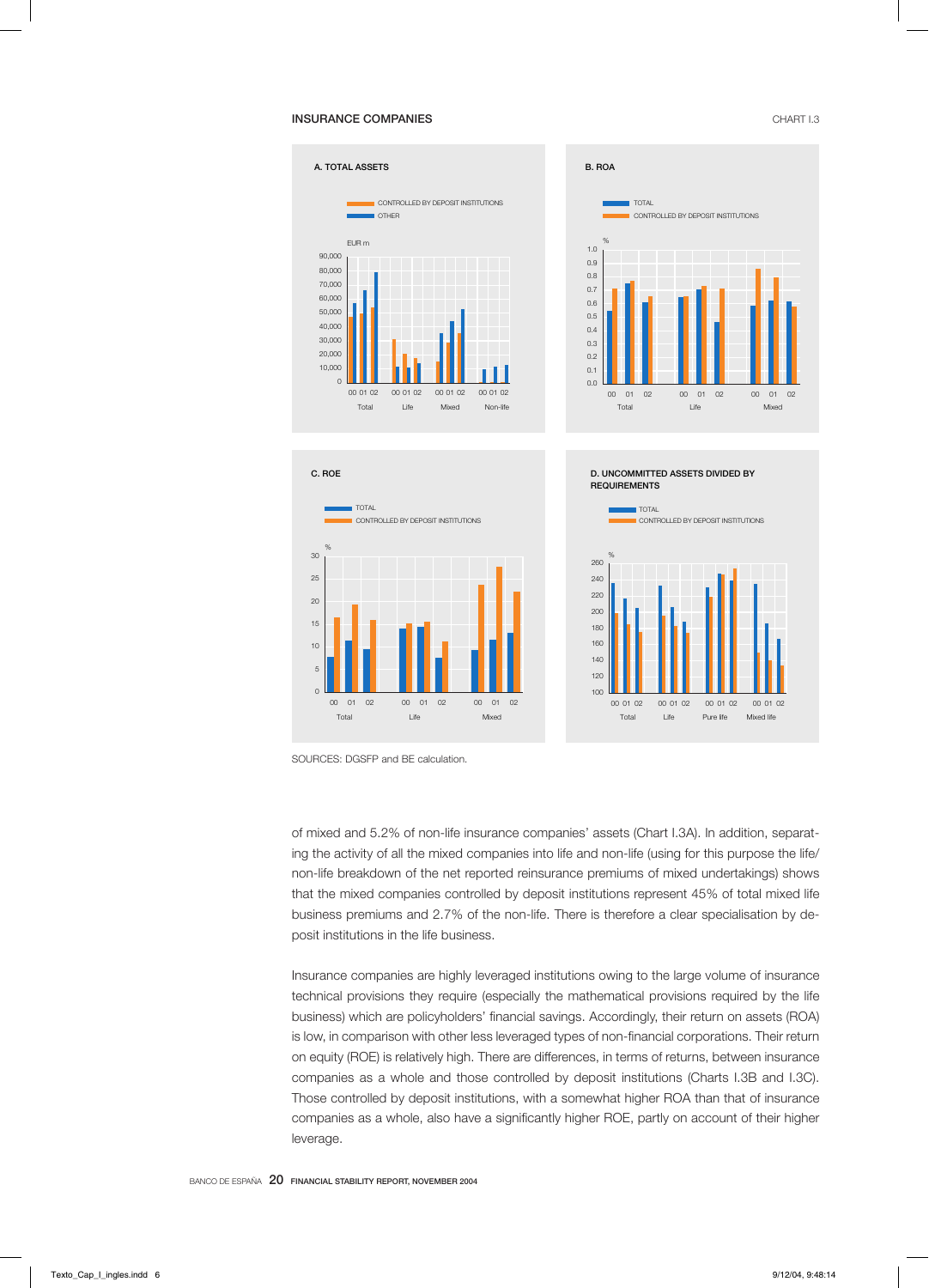INSURANCE COMPANIES

CHART I.3

A. TOTAL ASSETS

B. ROA

C. ROE

D. UNCOMMITTED ASSETS DIVIDED BY REQUIREMENTS

SOURCES: DGSFP and BE calculation.

of mixed and 5.2% of non-life insurance companies' assets (Chart I.3A). In addition, separating the activity of all the mixed companies into life and non-life (using for this purpose the life/non-life breakdown of the net reported reinsurance premiums of mixed undertakings) shows that the mixed companies controlled by deposit institutions represent 45% of total mixed life business premiums and 2.7% of the non-life. There is therefore a clear specialisation by deposit institutions in the life business.

Insurance companies are highly leveraged institutions owing to the large volume of insurance technical provisions they require (especially the mathematical provisions required by the life business) which are policyholders' financial savings. Accordingly, their return on assets (ROA) is low, in comparison with other less leveraged types of non-financial corporations. Their return on equity (ROE) is relatively high. There are differences, in terms of returns, between insurance companies as a whole and those controlled by deposit institutions (Charts I.3B and I.3C). Those controlled by deposit institutions, with a somewhat higher ROA than that of insurance companies as a whole, also have a significantly higher ROE, partly on account of their higher leverage.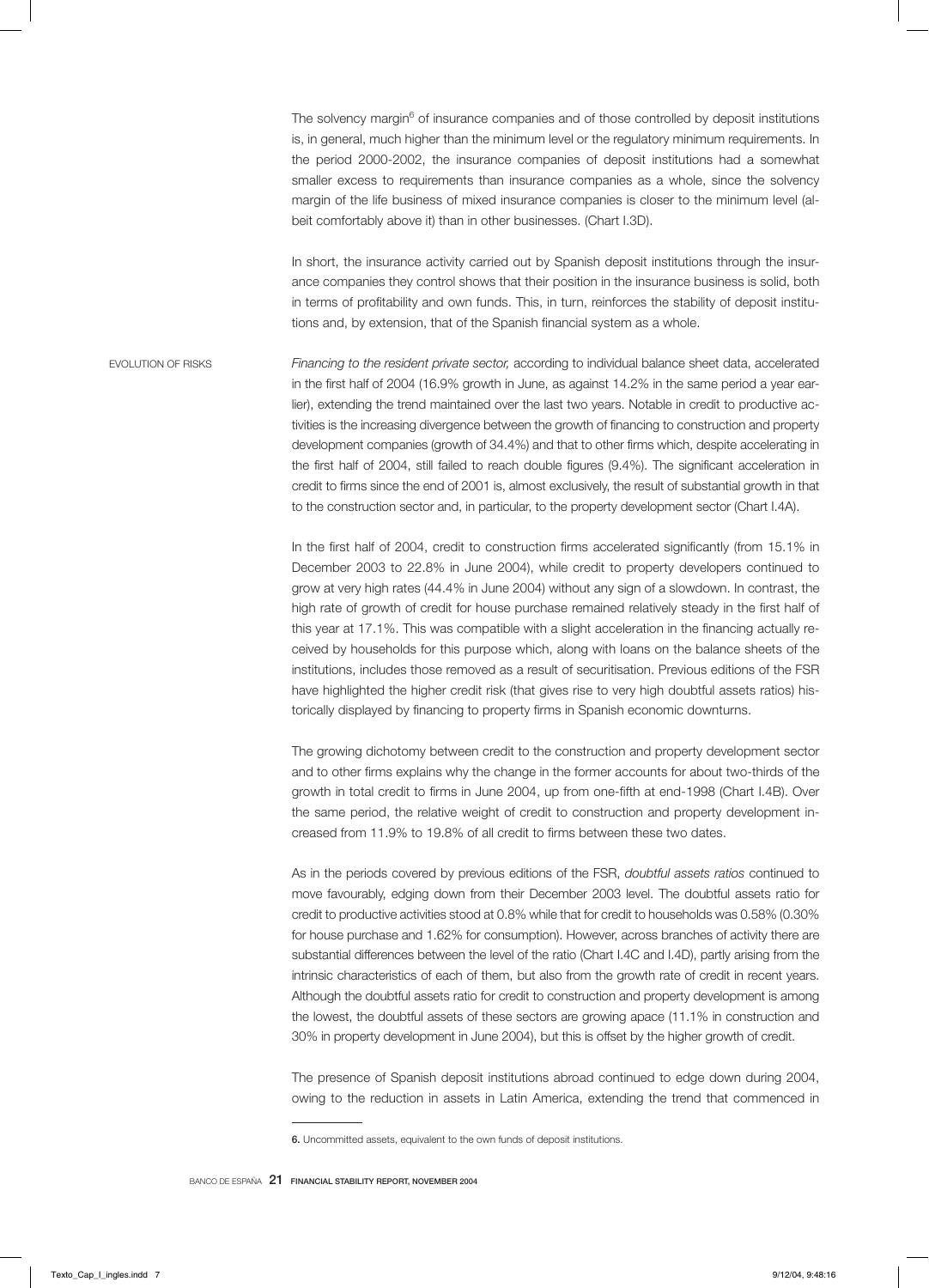The solvency margin[6] of insurance companies and of those controlled by deposit institutions is, in general, much higher than the minimum level or the regulatory minimum requirements. In the period 2000-2002, the insurance companies of deposit institutions had a somewhat smaller excess to requirements than insurance companies as a whole, since the solvency margin of the life business of mixed insurance companies is closer to the minimum level (albeit comfortably above it) than in other businesses. (Chart I.3D).

In short, the insurance activity carried out by Spanish deposit institutions through the insurance companies they control shows that their position in the insurance business is solid, both in terms of profitability and own funds. This, in turn, reinforces the stability of deposit institutions and, by extension, that of the Spanish financial system as a whole.

## EVOLUTION OF RISKS

*Financing to the resident private sector,* according to individual balance sheet data, accelerated in the first half of 2004 (16.9% growth in June, as against 14.2% in the same period a year earlier), extending the trend maintained over the last two years. Notable in credit to productive activities is the increasing divergence between the growth of financing to construction and property development companies (growth of 34.4%) and that to other firms which, despite accelerating in the first half of 2004, still failed to reach double figures (9.4%). The significant acceleration in credit to firms since the end of 2001 is, almost exclusively, the result of substantial growth in that to the construction sector and, in particular, to the property development sector (Chart I.4A).

In the first half of 2004, credit to construction firms accelerated significantly (from 15.1% in December 2003 to 22.8% in June 2004), while credit to property developers continued to grow at very high rates (44.4% in June 2004) without any sign of a slowdown. In contrast, the high rate of growth of credit for house purchase remained relatively steady in the first half of this year at 17.1%. This was compatible with a slight acceleration in the financing actually received by households for this purpose which, along with loans on the balance sheets of the institutions, includes those removed as a result of securitisation. Previous editions of the FSR have highlighted the higher credit risk (that gives rise to very high doubtful assets ratios) historically displayed by financing to property firms in Spanish economic downturns.

The growing dichotomy between credit to the construction and property development sector and to other firms explains why the change in the former accounts for about two-thirds of the growth in total credit to firms in June 2004, up from one-fifth at end-1998 (Chart I.4B). Over the same period, the relative weight of credit to construction and property development increased from 11.9% to 19.8% of all credit to firms between these two dates.

As in the periods covered by previous editions of the FSR, *doubtful assets ratios* continued to move favourably, edging down from their December 2003 level. The doubtful assets ratio for credit to productive activities stood at 0.8% while that for credit to households was 0.58% (0.30% for house purchase and 1.62% for consumption). However, across branches of activity there are substantial differences between the level of the ratio (Chart I.4C and I.4D), partly arising from the intrinsic characteristics of each of them, but also from the growth rate of credit in recent years. Although the doubtful assets ratio for credit to construction and property development is among the lowest, the doubtful assets of these sectors are growing apace (11.1% in construction and 30% in property development in June 2004), but this is offset by the higher growth of credit.

The presence of Spanish deposit institutions abroad continued to edge down during 2004, owing to the reduction in assets in Latin America, extending the trend that commenced in

---

**6.** Uncommitted assets, equivalent to the own funds of deposit institutions.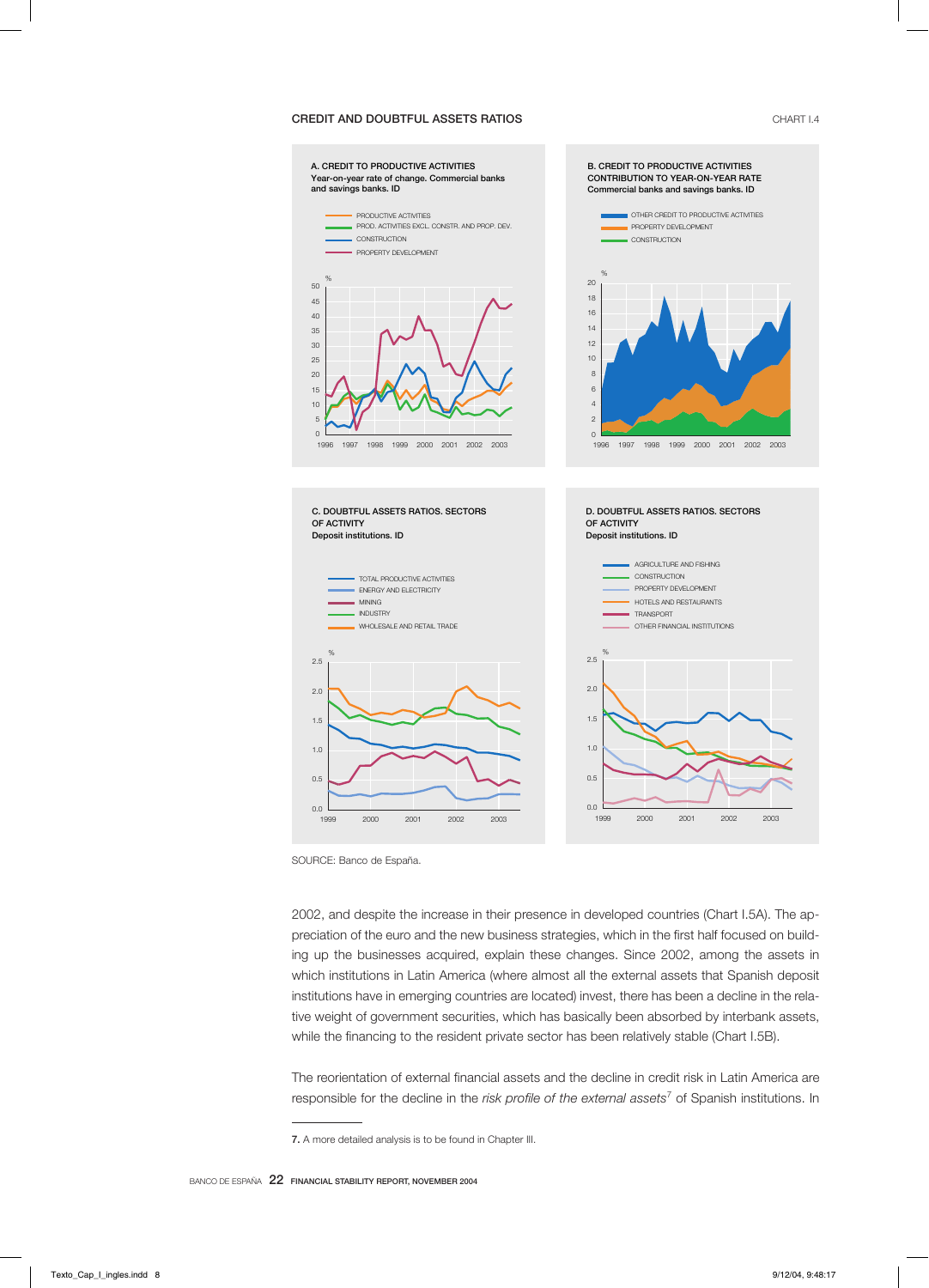**CREDIT AND DOUBTFUL ASSETS RATIOS** CHART I.4

**A. CREDIT TO PRODUCTIVE ACTIVITIES**
**Year-on-year rate of change. Commercial banks and savings banks. ID**

**B. CREDIT TO PRODUCTIVE ACTIVITIES CONTRIBUTION TO YEAR-ON-YEAR RATE**
**Commercial banks and savings banks. ID**

**C. DOUBTFUL ASSETS RATIOS. SECTORS OF ACTIVITY**
**Deposit institutions. ID**

**D. DOUBTFUL ASSETS RATIOS. SECTORS OF ACTIVITY**
**Deposit institutions. ID**

SOURCE: Banco de España.

2002, and despite the increase in their presence in developed countries (Chart I.5A). The appreciation of the euro and the new business strategies, which in the first half focused on building up the businesses acquired, explain these changes. Since 2002, among the assets in which institutions in Latin America (where almost all the external assets that Spanish deposit institutions have in emerging countries are located) invest, there has been a decline in the relative weight of government securities, which has basically been absorbed by interbank assets, while the financing to the resident private sector has been relatively stable (Chart I.5B).

The reorientation of external financial assets and the decline in credit risk in Latin America are responsible for the decline in the *risk profile of the external assets*[7] of Spanish institutions. In

7. A more detailed analysis is to be found in Chapter III.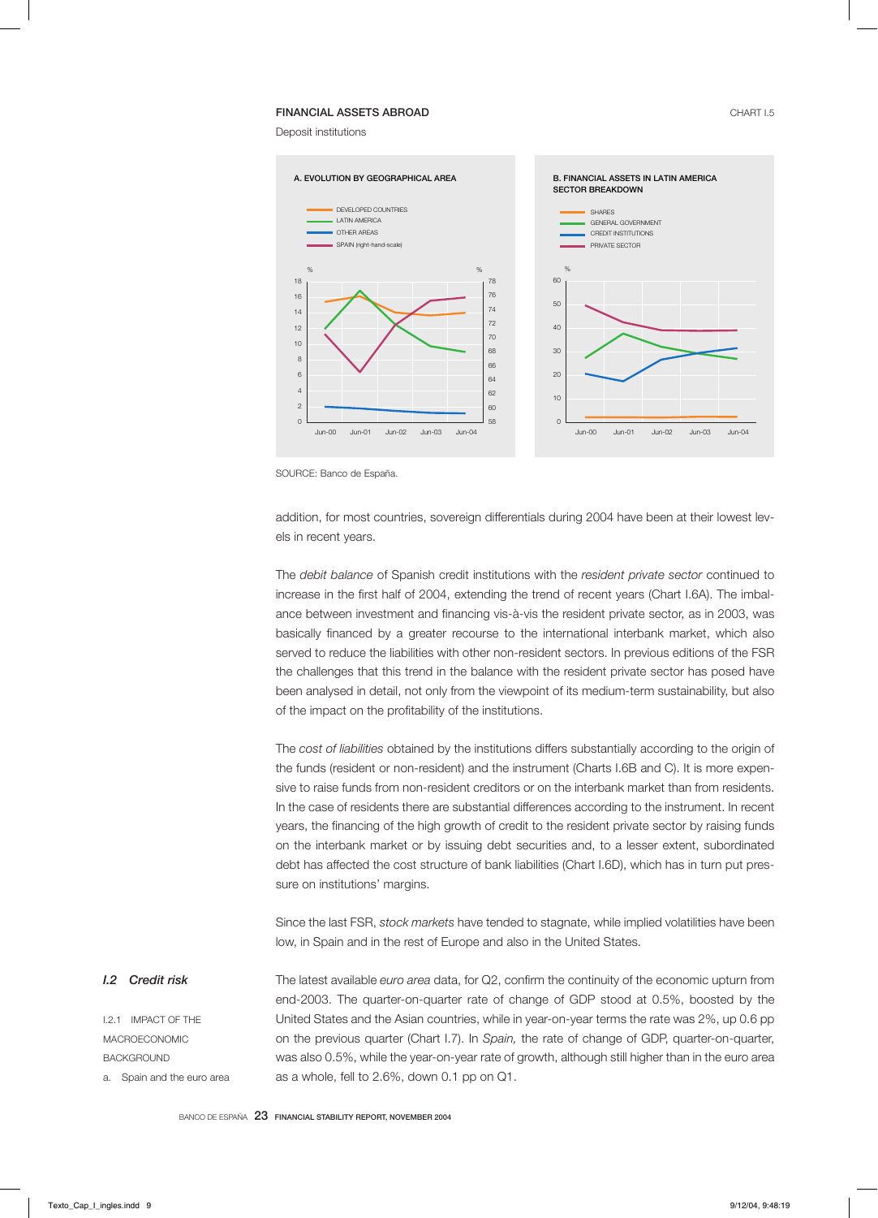**FINANCIAL ASSETS ABROAD** CHART I.5

Deposit institutions

A. EVOLUTION BY GEOGRAPHICAL AREA

- DEVELOPED COUNTRIES
- LATIN AMERICA
- OTHER AREAS
- SPAIN (right-hand-scale)

B. FINANCIAL ASSETS IN LATIN AMERICA SECTOR BREAKDOWN

- SHARES
- GENERAL GOVERNMENT
- CREDIT INSTITUTIONS
- PRIVATE SECTOR

SOURCE: Banco de España.

addition, for most countries, sovereign differentials during 2004 have been at their lowest levels in recent years.

The *debit balance* of Spanish credit institutions with the *resident private sector* continued to increase in the first half of 2004, extending the trend of recent years (Chart I.6A). The imbalance between investment and financing vis-à-vis the resident private sector, as in 2003, was basically financed by a greater recourse to the international interbank market, which also served to reduce the liabilities with other non-resident sectors. In previous editions of the FSR the challenges that this trend in the balance with the resident private sector has posed have been analysed in detail, not only from the viewpoint of its medium-term sustainability, but also of the impact on the profitability of the institutions.

The *cost of liabilities* obtained by the institutions differs substantially according to the origin of the funds (resident or non-resident) and the instrument (Charts I.6B and C). It is more expensive to raise funds from non-resident creditors or on the interbank market than from residents. In the case of residents there are substantial differences according to the instrument. In recent years, the financing of the high growth of credit to the resident private sector by raising funds on the interbank market or by issuing debt securities and, to a lesser extent, subordinated debt has affected the cost structure of bank liabilities (Chart I.6D), which has in turn put pressure on institutions' margins.

Since the last FSR, *stock markets* have tended to stagnate, while implied volatilities have been low, in Spain and in the rest of Europe and also in the United States.

## *I.2 Credit risk*

I.2.1 IMPACT OF THE MACROECONOMIC BACKGROUND

a. Spain and the euro area

The latest available *euro area* data, for Q2, confirm the continuity of the economic upturn from end-2003. The quarter-on-quarter rate of change of GDP stood at 0.5%, boosted by the United States and the Asian countries, while in year-on-year terms the rate was 2%, up 0.6 pp on the previous quarter (Chart I.7). In *Spain,* the rate of change of GDP, quarter-on-quarter, was also 0.5%, while the year-on-year rate of growth, although still higher than in the euro area as a whole, fell to 2.6%, down 0.1 pp on Q1.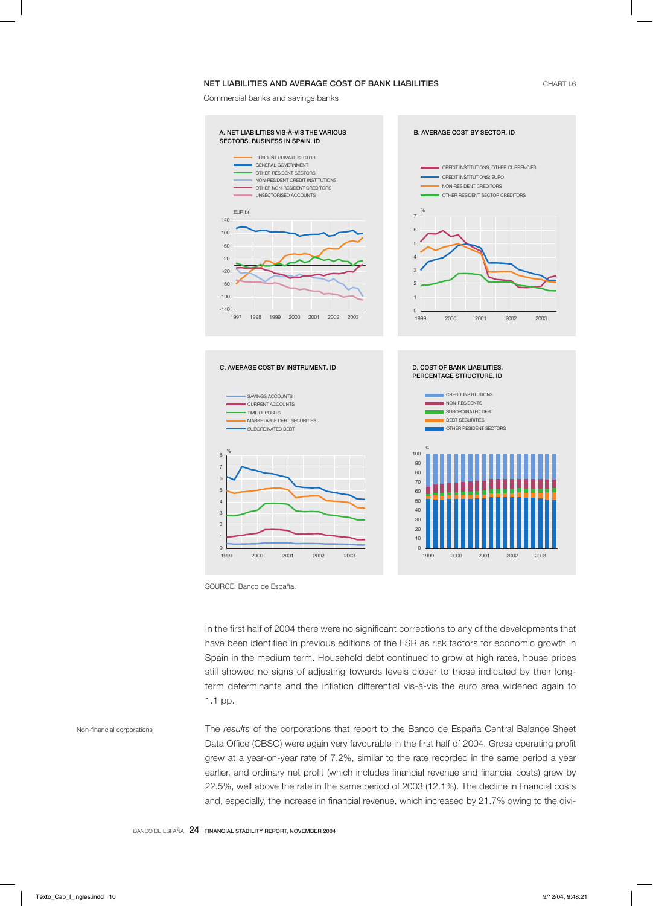NET LIABILITIES AND AVERAGE COST OF BANK LIABILITIES

CHART I.6

Commercial banks and savings banks

A. NET LIABILITIES VIS-À-VIS THE VARIOUS SECTORS. BUSINESS IN SPAIN. ID

RESIDENT PRIVATE SECTOR
GENERAL GOVERNMENT
OTHER RESIDENT SECTORS
NON-RESIDENT CREDIT INSTITUTIONS
OTHER NON-RESIDENT CREDITORS
UNSECTORISED ACCOUNTS

B. AVERAGE COST BY SECTOR. ID

CREDIT INSTITUTIONS; OTHER CURRENCIES
CREDIT INSTITUTIONS; EURO
NON-RESIDENT CREDITORS
OTHER RESIDENT SECTOR CREDITORS

C. AVERAGE COST BY INSTRUMENT. ID

SAVINGS ACCOUNTS
CURRENT ACCOUNTS
TIME DEPOSITS
MARKETABLE DEBT SECURITIES
SUBORDINATED DEBT

D. COST OF BANK LIABILITIES. PERCENTAGE STRUCTURE. ID

CREDIT INSTITUTIONS
NON-RESIDENTS
SUBORDINATED DEBT
DEBT SECURITIES
OTHER RESIDENT SECTORS

SOURCE: Banco de España.

In the first half of 2004 there were no significant corrections to any of the developments that have been identified in previous editions of the FSR as risk factors for economic growth in Spain in the medium term. Household debt continued to grow at high rates, house prices still showed no signs of adjusting towards levels closer to those indicated by their long-term determinants and the inflation differential vis-à-vis the euro area widened again to 1.1 pp.

Non-financial corporations

The *results* of the corporations that report to the Banco de España Central Balance Sheet Data Office (CBSO) were again very favourable in the first half of 2004. Gross operating profit grew at a year-on-year rate of 7.2%, similar to the rate recorded in the same period a year earlier, and ordinary net profit (which includes financial revenue and financial costs) grew by 22.5%, well above the rate in the same period of 2003 (12.1%). The decline in financial costs and, especially, the increase in financial revenue, which increased by 21.7% owing to the divi-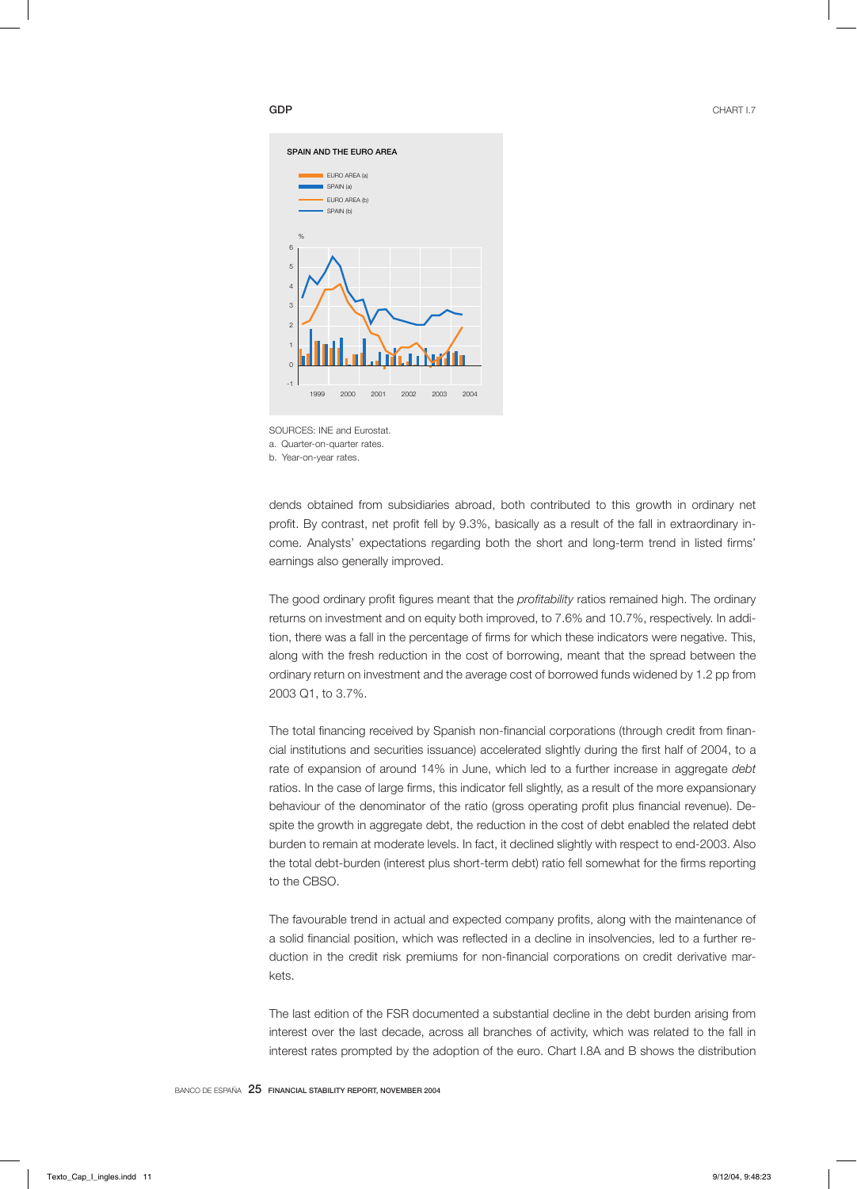GDP

CHART I.7

SPAIN AND THE EURO AREA

- EURO AREA (a)
- SPAIN (a)
- EURO AREA (b)
- SPAIN (b)

SOURCES: INE and Eurostat.
a. Quarter-on-quarter rates.
b. Year-on-year rates.

dends obtained from subsidiaries abroad, both contributed to this growth in ordinary net profit. By contrast, net profit fell by 9.3%, basically as a result of the fall in extraordinary income. Analysts' expectations regarding both the short and long-term trend in listed firms' earnings also generally improved.

The good ordinary profit figures meant that the *profitability* ratios remained high. The ordinary returns on investment and on equity both improved, to 7.6% and 10.7%, respectively. In addition, there was a fall in the percentage of firms for which these indicators were negative. This, along with the fresh reduction in the cost of borrowing, meant that the spread between the ordinary return on investment and the average cost of borrowed funds widened by 1.2 pp from 2003 Q1, to 3.7%.

The total financing received by Spanish non-financial corporations (through credit from financial institutions and securities issuance) accelerated slightly during the first half of 2004, to a rate of expansion of around 14% in June, which led to a further increase in aggregate *debt* ratios. In the case of large firms, this indicator fell slightly, as a result of the more expansionary behaviour of the denominator of the ratio (gross operating profit plus financial revenue). Despite the growth in aggregate debt, the reduction in the cost of debt enabled the related debt burden to remain at moderate levels. In fact, it declined slightly with respect to end-2003. Also the total debt-burden (interest plus short-term debt) ratio fell somewhat for the firms reporting to the CBSO.

The favourable trend in actual and expected company profits, along with the maintenance of a solid financial position, which was reflected in a decline in insolvencies, led to a further reduction in the credit risk premiums for non-financial corporations on credit derivative markets.

The last edition of the FSR documented a substantial decline in the debt burden arising from interest over the last decade, across all branches of activity, which was related to the fall in interest rates prompted by the adoption of the euro. Chart I.8A and B shows the distribution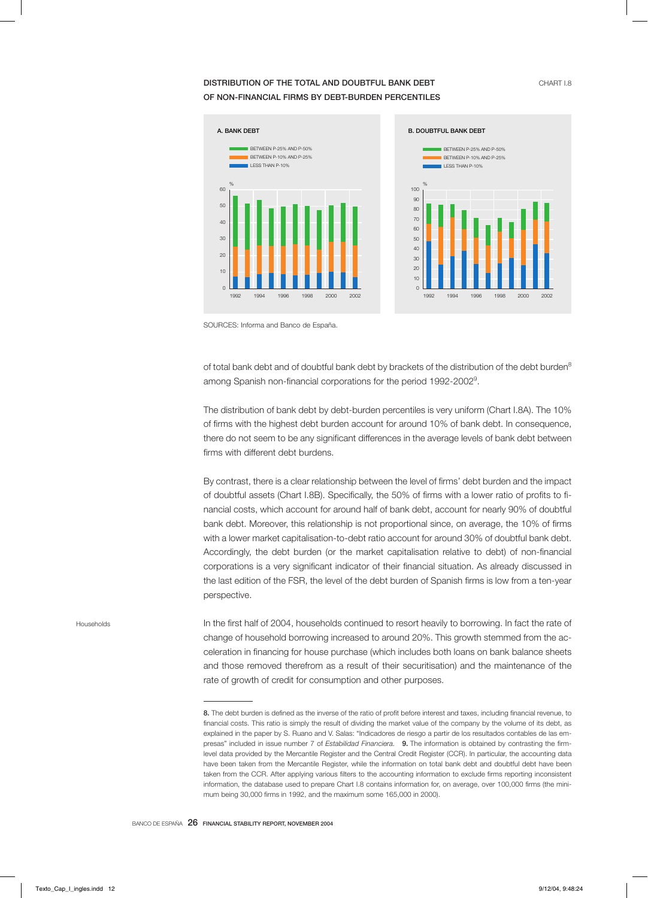**DISTRIBUTION OF THE TOTAL AND DOUBTFUL BANK DEBT OF NON-FINANCIAL FIRMS BY DEBT-BURDEN PERCENTILES**

CHART I.8

A. BANK DEBT

B. DOUBTFUL BANK DEBT

SOURCES: Informa and Banco de España.

of total bank debt and of doubtful bank debt by brackets of the distribution of the debt burden[8] among Spanish non-financial corporations for the period 1992-2002[9].

The distribution of bank debt by debt-burden percentiles is very uniform (Chart I.8A). The 10% of firms with the highest debt burden account for around 10% of bank debt. In consequence, there do not seem to be any significant differences in the average levels of bank debt between firms with different debt burdens.

By contrast, there is a clear relationship between the level of firms' debt burden and the impact of doubtful assets (Chart I.8B). Specifically, the 50% of firms with a lower ratio of profits to financial costs, which account for around half of bank debt, account for nearly 90% of doubtful bank debt. Moreover, this relationship is not proportional since, on average, the 10% of firms with a lower market capitalisation-to-debt ratio account for around 30% of doubtful bank debt. Accordingly, the debt burden (or the market capitalisation relative to debt) of non-financial corporations is a very significant indicator of their financial situation. As already discussed in the last edition of the FSR, the level of the debt burden of Spanish firms is low from a ten-year perspective.

Households

In the first half of 2004, households continued to resort heavily to borrowing. In fact the rate of change of household borrowing increased to around 20%. This growth stemmed from the acceleration in financing for house purchase (which includes both loans on bank balance sheets and those removed therefrom as a result of their securitisation) and the maintenance of the rate of growth of credit for consumption and other purposes.

---

**8.** The debt burden is defined as the inverse of the ratio of profit before interest and taxes, including financial revenue, to financial costs. This ratio is simply the result of dividing the market value of the company by the volume of its debt, as explained in the paper by S. Ruano and V. Salas: "Indicadores de riesgo a partir de los resultados contables de las empresas" included in issue number 7 of *Estabilidad Financiera*. **9.** The information is obtained by contrasting the firm-level data provided by the Mercantile Register and the Central Credit Register (CCR). In particular, the accounting data have been taken from the Mercantile Register, while the information on total bank debt and doubtful debt have been taken from the CCR. After applying various filters to the accounting information to exclude firms reporting inconsistent information, the database used to prepare Chart I.8 contains information for, on average, over 100,000 firms (the minimum being 30,000 firms in 1992, and the maximum some 165,000 in 2000).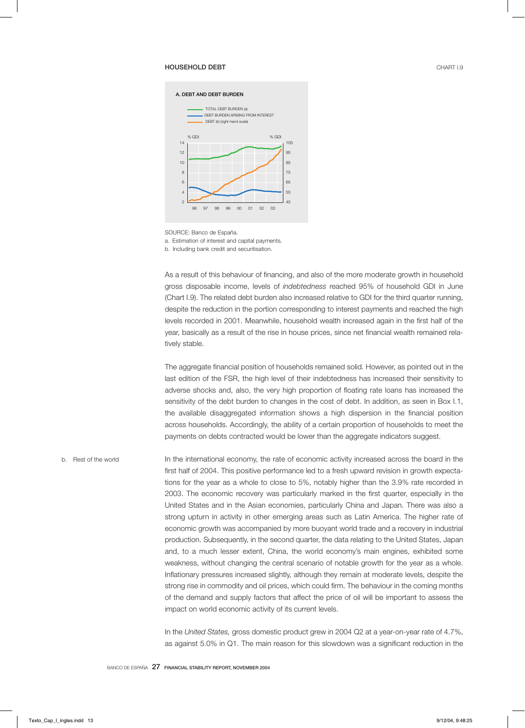HOUSEHOLD DEBT

CHART I.9

A. DEBT AND DEBT BURDEN

TOTAL DEBT BURDEN (a)
DEBT BURDEN ARISING FROM INTEREST
DEBT (b) (right-hand scale)

SOURCE: Banco de España.

a. Estimation of interest and capital payments.

b. Including bank credit and securitisation.

As a result of this behaviour of financing, and also of the more moderate growth in household gross disposable income, levels of *indebtedness* reached 95% of household GDI in June (Chart I.9). The related debt burden also increased relative to GDI for the third quarter running, despite the reduction in the portion corresponding to interest payments and reached the high levels recorded in 2001. Meanwhile, household wealth increased again in the first half of the year, basically as a result of the rise in house prices, since net financial wealth remained relatively stable.

The aggregate financial position of households remained solid. However, as pointed out in the last edition of the FSR, the high level of their indebtedness has increased their sensitivity to adverse shocks and, also, the very high proportion of floating rate loans has increased the sensitivity of the debt burden to changes in the cost of debt. In addition, as seen in Box I.1, the available disaggregated information shows a high dispersion in the financial position across households. Accordingly, the ability of a certain proportion of households to meet the payments on debts contracted would be lower than the aggregate indicators suggest.

## b. Rest of the world

In the international economy, the rate of economic activity increased across the board in the first half of 2004. This positive performance led to a fresh upward revision in growth expectations for the year as a whole to close to 5%, notably higher than the 3.9% rate recorded in 2003. The economic recovery was particularly marked in the first quarter, especially in the United States and in the Asian economies, particularly China and Japan. There was also a strong upturn in activity in other emerging areas such as Latin America. The higher rate of economic growth was accompanied by more buoyant world trade and a recovery in industrial production. Subsequently, in the second quarter, the data relating to the United States, Japan and, to a much lesser extent, China, the world economy's main engines, exhibited some weakness, without changing the central scenario of notable growth for the year as a whole. Inflationary pressures increased slightly, although they remain at moderate levels, despite the strong rise in commodity and oil prices, which could firm. The behaviour in the coming months of the demand and supply factors that affect the price of oil will be important to assess the impact on world economic activity of its current levels.

In the *United States,* gross domestic product grew in 2004 Q2 at a year-on-year rate of 4.7%, as against 5.0% in Q1. The main reason for this slowdown was a significant reduction in the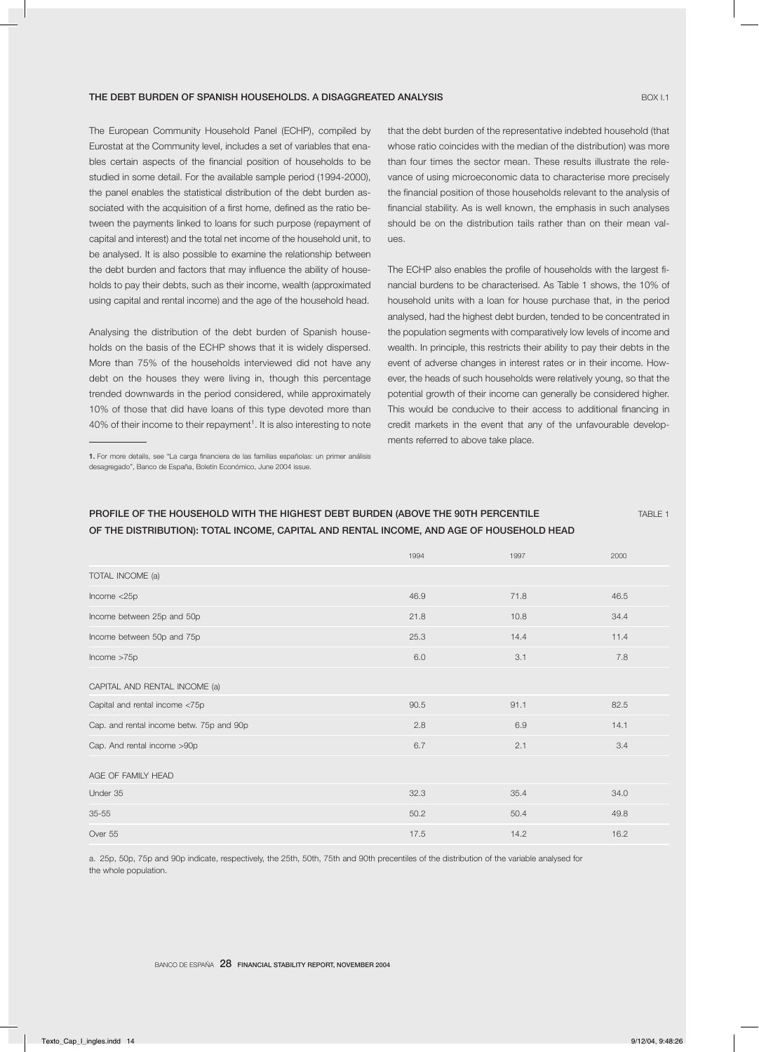## THE DEBT BURDEN OF SPANISH HOUSEHOLDS. A DISAGGREATED ANALYSIS

BOX I.1

The European Community Household Panel (ECHP), compiled by Eurostat at the Community level, includes a set of variables that enables certain aspects of the financial position of households to be studied in some detail. For the available sample period (1994-2000), the panel enables the statistical distribution of the debt burden associated with the acquisition of a first home, defined as the ratio between the payments linked to loans for such purpose (repayment of capital and interest) and the total net income of the household unit, to be analysed. It is also possible to examine the relationship between the debt burden and factors that may influence the ability of households to pay their debts, such as their income, wealth (approximated using capital and rental income) and the age of the household head.

Analysing the distribution of the debt burden of Spanish households on the basis of the ECHP shows that it is widely dispersed. More than 75% of the households interviewed did not have any debt on the houses they were living in, though this percentage trended downwards in the period considered, while approximately 10% of those that did have loans of this type devoted more than 40% of their income to their repayment[1]. It is also interesting to note that the debt burden of the representative indebted household (that whose ratio coincides with the median of the distribution) was more than four times the sector mean. These results illustrate the relevance of using microeconomic data to characterise more precisely the financial position of those households relevant to the analysis of financial stability. As is well known, the emphasis in such analyses should be on the distribution tails rather than on their mean values.

The ECHP also enables the profile of households with the largest financial burdens to be characterised. As Table 1 shows, the 10% of household units with a loan for house purchase that, in the period analysed, had the highest debt burden, tended to be concentrated in the population segments with comparatively low levels of income and wealth. In principle, this restricts their ability to pay their debts in the event of adverse changes in interest rates or in their income. However, the heads of such households were relatively young, so that the potential growth of their income can generally be considered higher. This would be conducive to their access to additional financing in credit markets in the event that any of the unfavourable developments referred to above take place.

1. For more details, see "La carga financiera de las familias españolas: un primer análisis desagregado", Banco de España, Boletín Económico, June 2004 issue.

### PROFILE OF THE HOUSEHOLD WITH THE HIGHEST DEBT BURDEN (ABOVE THE 90TH PERCENTILE OF THE DISTRIBUTION): TOTAL INCOME, CAPITAL AND RENTAL INCOME, AND AGE OF HOUSEHOLD HEAD

TABLE 1

| | 1994 | 1997 | 2000 |
|---|---|---|---|
| TOTAL INCOME (a) | | | |
| Income <25p | 46.9 | 71.8 | 46.5 |
| Income between 25p and 50p | 21.8 | 10.8 | 34.4 |
| Income between 50p and 75p | 25.3 | 14.4 | 11.4 |
| Income >75p | 6.0 | 3.1 | 7.8 |
| CAPITAL AND RENTAL INCOME (a) | | | |
| Capital and rental income <75p | 90.5 | 91.1 | 82.5 |
| Cap. and rental income betw. 75p and 90p | 2.8 | 6.9 | 14.1 |
| Cap. And rental income >90p | 6.7 | 2.1 | 3.4 |
| AGE OF FAMILY HEAD | | | |
| Under 35 | 32.3 | 35.4 | 34.0 |
| 35-55 | 50.2 | 50.4 | 49.8 |
| Over 55 | 17.5 | 14.2 | 16.2 |

a. 25p, 50p, 75p and 90p indicate, respectively, the 25th, 50th, 75th and 90th percentiles of the distribution of the variable analysed for the whole population.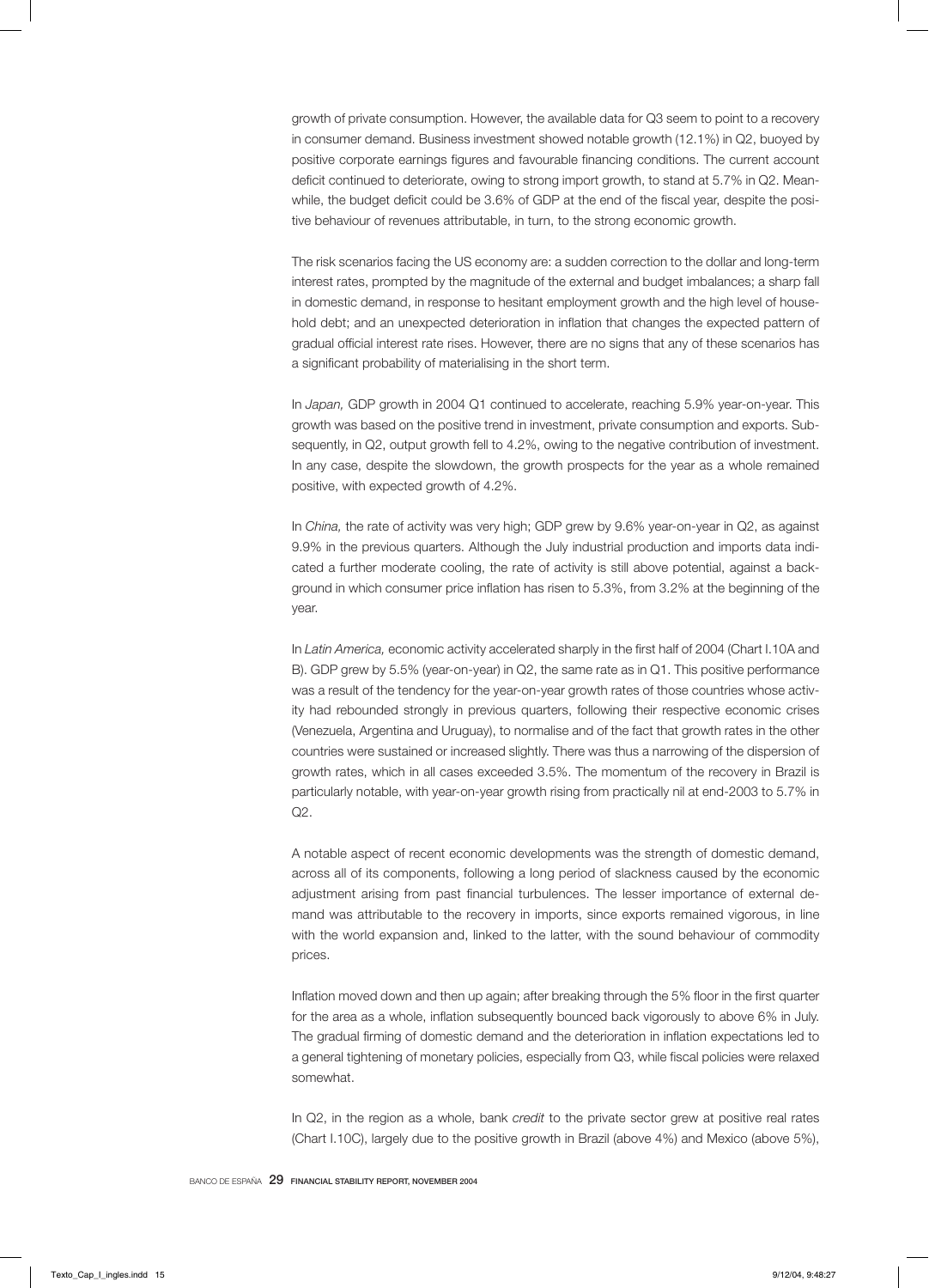growth of private consumption. However, the available data for Q3 seem to point to a recovery in consumer demand. Business investment showed notable growth (12.1%) in Q2, buoyed by positive corporate earnings figures and favourable financing conditions. The current account deficit continued to deteriorate, owing to strong import growth, to stand at 5.7% in Q2. Meanwhile, the budget deficit could be 3.6% of GDP at the end of the fiscal year, despite the positive behaviour of revenues attributable, in turn, to the strong economic growth.

The risk scenarios facing the US economy are: a sudden correction to the dollar and long-term interest rates, prompted by the magnitude of the external and budget imbalances; a sharp fall in domestic demand, in response to hesitant employment growth and the high level of household debt; and an unexpected deterioration in inflation that changes the expected pattern of gradual official interest rate rises. However, there are no signs that any of these scenarios has a significant probability of materialising in the short term.

In *Japan,* GDP growth in 2004 Q1 continued to accelerate, reaching 5.9% year-on-year. This growth was based on the positive trend in investment, private consumption and exports. Subsequently, in Q2, output growth fell to 4.2%, owing to the negative contribution of investment. In any case, despite the slowdown, the growth prospects for the year as a whole remained positive, with expected growth of 4.2%.

In *China,* the rate of activity was very high; GDP grew by 9.6% year-on-year in Q2, as against 9.9% in the previous quarters. Although the July industrial production and imports data indicated a further moderate cooling, the rate of activity is still above potential, against a background in which consumer price inflation has risen to 5.3%, from 3.2% at the beginning of the year.

In *Latin America,* economic activity accelerated sharply in the first half of 2004 (Chart I.10A and B). GDP grew by 5.5% (year-on-year) in Q2, the same rate as in Q1. This positive performance was a result of the tendency for the year-on-year growth rates of those countries whose activity had rebounded strongly in previous quarters, following their respective economic crises (Venezuela, Argentina and Uruguay), to normalise and of the fact that growth rates in the other countries were sustained or increased slightly. There was thus a narrowing of the dispersion of growth rates, which in all cases exceeded 3.5%. The momentum of the recovery in Brazil is particularly notable, with year-on-year growth rising from practically nil at end-2003 to 5.7% in Q2.

A notable aspect of recent economic developments was the strength of domestic demand, across all of its components, following a long period of slackness caused by the economic adjustment arising from past financial turbulences. The lesser importance of external demand was attributable to the recovery in imports, since exports remained vigorous, in line with the world expansion and, linked to the latter, with the sound behaviour of commodity prices.

Inflation moved down and then up again; after breaking through the 5% floor in the first quarter for the area as a whole, inflation subsequently bounced back vigorously to above 6% in July. The gradual firming of domestic demand and the deterioration in inflation expectations led to a general tightening of monetary policies, especially from Q3, while fiscal policies were relaxed somewhat.

In Q2, in the region as a whole, bank *credit* to the private sector grew at positive real rates (Chart I.10C), largely due to the positive growth in Brazil (above 4%) and Mexico (above 5%),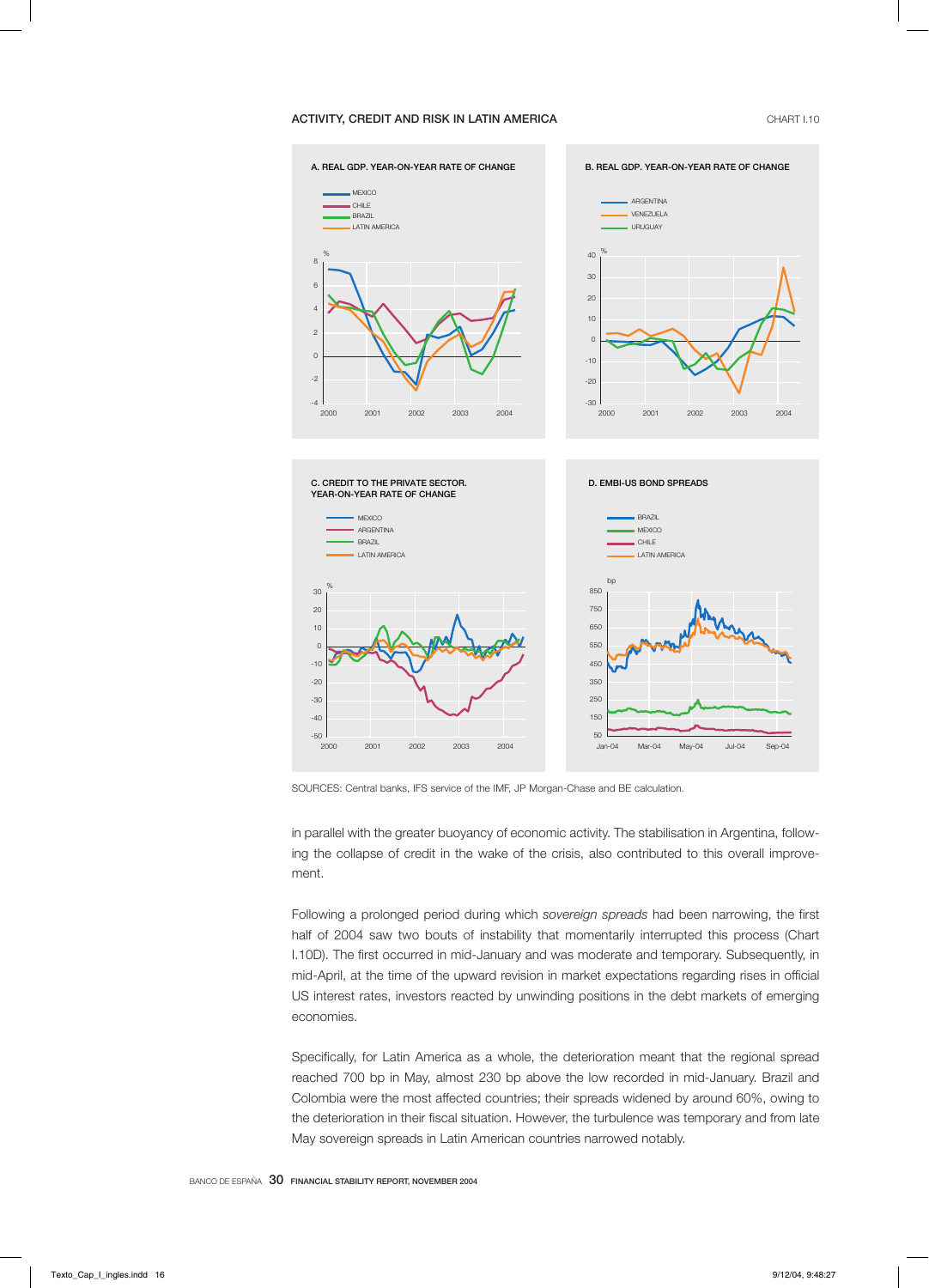ACTIVITY, CREDIT AND RISK IN LATIN AMERICA

CHART I.10

A. REAL GDP. YEAR-ON-YEAR RATE OF CHANGE

B. REAL GDP. YEAR-ON-YEAR RATE OF CHANGE

C. CREDIT TO THE PRIVATE SECTOR. YEAR-ON-YEAR RATE OF CHANGE

D. EMBI-US BOND SPREADS

SOURCES: Central banks, IFS service of the IMF, JP Morgan-Chase and BE calculation.

in parallel with the greater buoyancy of economic activity. The stabilisation in Argentina, following the collapse of credit in the wake of the crisis, also contributed to this overall improvement.

Following a prolonged period during which *sovereign spreads* had been narrowing, the first half of 2004 saw two bouts of instability that momentarily interrupted this process (Chart I.10D). The first occurred in mid-January and was moderate and temporary. Subsequently, in mid-April, at the time of the upward revision in market expectations regarding rises in official US interest rates, investors reacted by unwinding positions in the debt markets of emerging economies.

Specifically, for Latin America as a whole, the deterioration meant that the regional spread reached 700 bp in May, almost 230 bp above the low recorded in mid-January. Brazil and Colombia were the most affected countries; their spreads widened by around 60%, owing to the deterioration in their fiscal situation. However, the turbulence was temporary and from late May sovereign spreads in Latin American countries narrowed notably.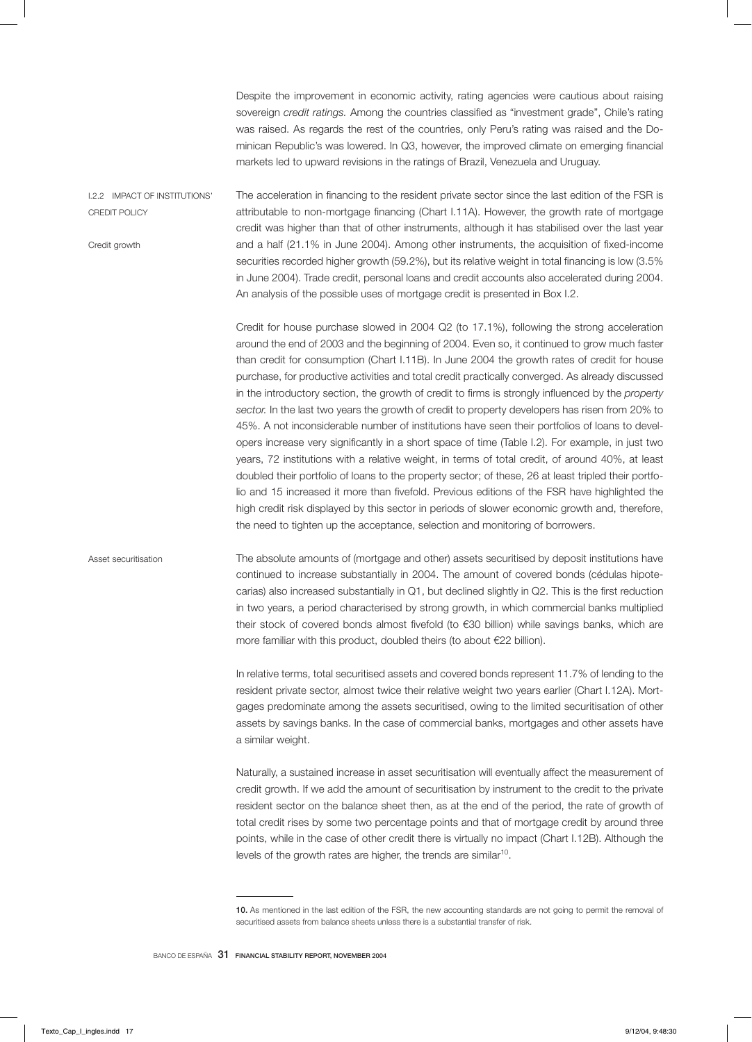Despite the improvement in economic activity, rating agencies were cautious about raising sovereign *credit ratings.* Among the countries classified as "investment grade", Chile's rating was raised. As regards the rest of the countries, only Peru's rating was raised and the Dominican Republic's was lowered. In Q3, however, the improved climate on emerging financial markets led to upward revisions in the ratings of Brazil, Venezuela and Uruguay.

### I.2.2 IMPACT OF INSTITUTIONS' CREDIT POLICY

#### Credit growth

The acceleration in financing to the resident private sector since the last edition of the FSR is attributable to non-mortgage financing (Chart I.11A). However, the growth rate of mortgage credit was higher than that of other instruments, although it has stabilised over the last year and a half (21.1% in June 2004). Among other instruments, the acquisition of fixed-income securities recorded higher growth (59.2%), but its relative weight in total financing is low (3.5% in June 2004). Trade credit, personal loans and credit accounts also accelerated during 2004. An analysis of the possible uses of mortgage credit is presented in Box I.2.

Credit for house purchase slowed in 2004 Q2 (to 17.1%), following the strong acceleration around the end of 2003 and the beginning of 2004. Even so, it continued to grow much faster than credit for consumption (Chart I.11B). In June 2004 the growth rates of credit for house purchase, for productive activities and total credit practically converged. As already discussed in the introductory section, the growth of credit to firms is strongly influenced by the *property sector.* In the last two years the growth of credit to property developers has risen from 20% to 45%. A not inconsiderable number of institutions have seen their portfolios of loans to developers increase very significantly in a short space of time (Table I.2). For example, in just two years, 72 institutions with a relative weight, in terms of total credit, of around 40%, at least doubled their portfolio of loans to the property sector; of these, 26 at least tripled their portfolio and 15 increased it more than fivefold. Previous editions of the FSR have highlighted the high credit risk displayed by this sector in periods of slower economic growth and, therefore, the need to tighten up the acceptance, selection and monitoring of borrowers.

#### Asset securitisation

The absolute amounts of (mortgage and other) assets securitised by deposit institutions have continued to increase substantially in 2004. The amount of covered bonds (cédulas hipotecarias) also increased substantially in Q1, but declined slightly in Q2. This is the first reduction in two years, a period characterised by strong growth, in which commercial banks multiplied their stock of covered bonds almost fivefold (to €30 billion) while savings banks, which are more familiar with this product, doubled theirs (to about €22 billion).

In relative terms, total securitised assets and covered bonds represent 11.7% of lending to the resident private sector, almost twice their relative weight two years earlier (Chart I.12A). Mortgages predominate among the assets securitised, owing to the limited securitisation of other assets by savings banks. In the case of commercial banks, mortgages and other assets have a similar weight.

Naturally, a sustained increase in asset securitisation will eventually affect the measurement of credit growth. If we add the amount of securitisation by instrument to the credit to the private resident sector on the balance sheet then, as at the end of the period, the rate of growth of total credit rises by some two percentage points and that of mortgage credit by around three points, while in the case of other credit there is virtually no impact (Chart I.12B). Although the levels of the growth rates are higher, the trends are similar[10].

---

**10.** As mentioned in the last edition of the FSR, the new accounting standards are not going to permit the removal of securitised assets from balance sheets unless there is a substantial transfer of risk.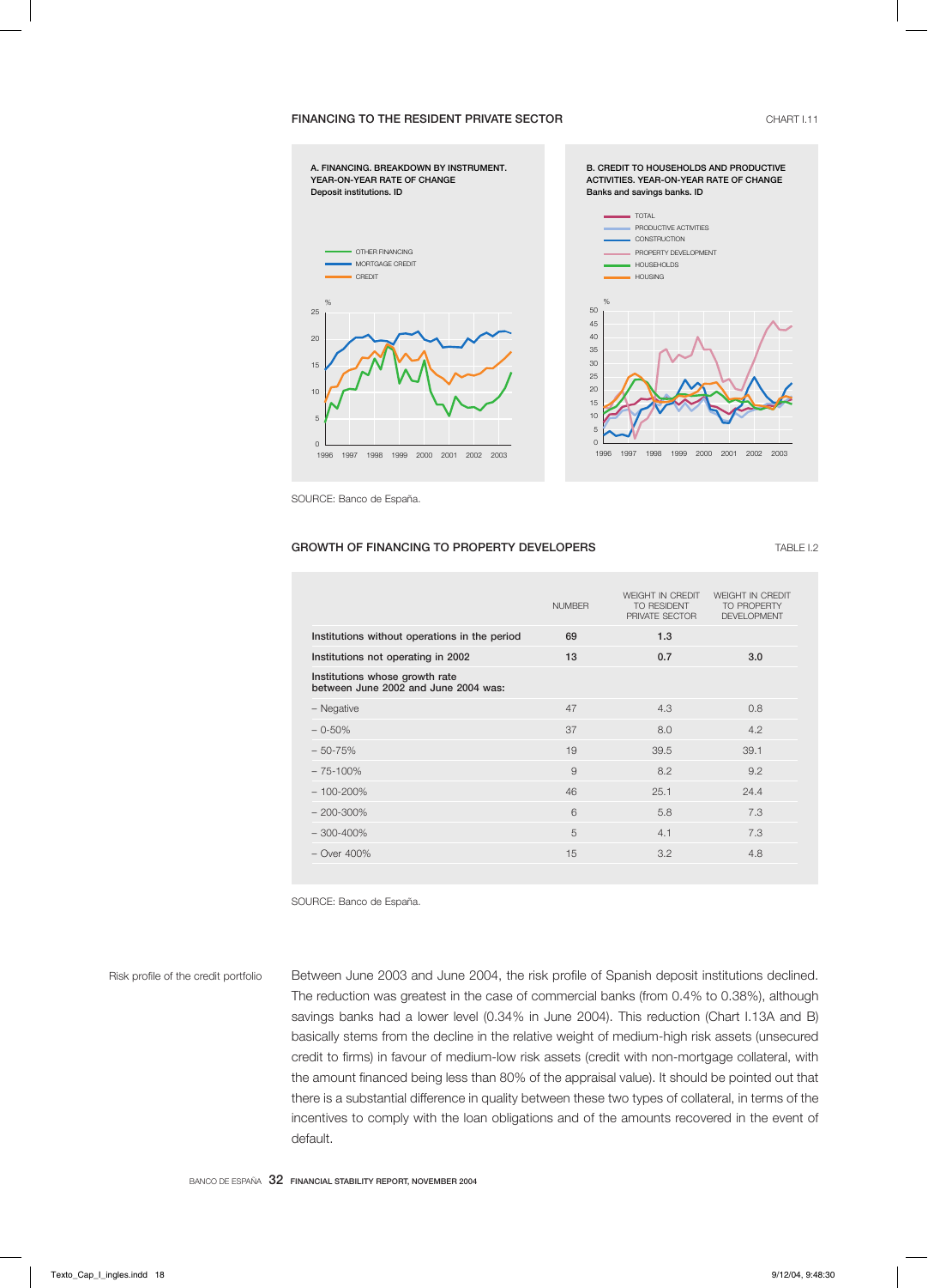## FINANCING TO THE RESIDENT PRIVATE SECTOR

CHART I.11

A. FINANCING. BREAKDOWN BY INSTRUMENT. YEAR-ON-YEAR RATE OF CHANGE
Deposit institutions. ID

B. CREDIT TO HOUSEHOLDS AND PRODUCTIVE ACTIVITIES. YEAR-ON-YEAR RATE OF CHANGE
Banks and savings banks. ID

SOURCE: Banco de España.

## GROWTH OF FINANCING TO PROPERTY DEVELOPERS

TABLE I.2

| | NUMBER | WEIGHT IN CREDIT TO RESIDENT PRIVATE SECTOR | WEIGHT IN CREDIT TO PROPERTY DEVELOPMENT |
|---|---|---|---|
| **Institutions without operations in the period** | **69** | **1.3** | |
| **Institutions not operating in 2002** | **13** | **0.7** | **3.0** |
| **Institutions whose growth rate between June 2002 and June 2004 was:** | | | |
| – Negative | 47 | 4.3 | 0.8 |
| – 0-50% | 37 | 8.0 | 4.2 |
| – 50-75% | 19 | 39.5 | 39.1 |
| – 75-100% | 9 | 8.2 | 9.2 |
| – 100-200% | 46 | 25.1 | 24.4 |
| – 200-300% | 6 | 5.8 | 7.3 |
| – 300-400% | 5 | 4.1 | 7.3 |
| – Over 400% | 15 | 3.2 | 4.8 |

SOURCE: Banco de España.

Risk profile of the credit portfolio

Between June 2003 and June 2004, the risk profile of Spanish deposit institutions declined. The reduction was greatest in the case of commercial banks (from 0.4% to 0.38%), although savings banks had a lower level (0.34% in June 2004). This reduction (Chart I.13A and B) basically stems from the decline in the relative weight of medium-high risk assets (unsecured credit to firms) in favour of medium-low risk assets (credit with non-mortgage collateral, with the amount financed being less than 80% of the appraisal value). It should be pointed out that there is a substantial difference in quality between these two types of collateral, in terms of the incentives to comply with the loan obligations and of the amounts recovered in the event of default.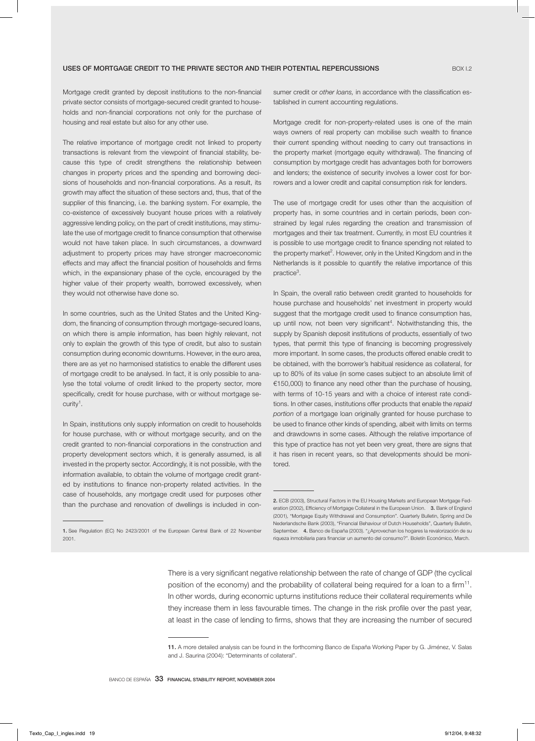## USES OF MORTGAGE CREDIT TO THE PRIVATE SECTOR AND THEIR POTENTIAL REPERCUSSIONS

BOX I.2

Mortgage credit granted by deposit institutions to the non-financial private sector consists of mortgage-secured credit granted to households and non-financial corporations not only for the purchase of housing and real estate but also for any other use.

The relative importance of mortgage credit not linked to property transactions is relevant from the viewpoint of financial stability, because this type of credit strengthens the relationship between changes in property prices and the spending and borrowing decisions of households and non-financial corporations. As a result, its growth may affect the situation of these sectors and, thus, that of the supplier of this financing, i.e. the banking system. For example, the co-existence of excessively buoyant house prices with a relatively aggressive lending policy, on the part of credit institutions, may stimulate the use of mortgage credit to finance consumption that otherwise would not have taken place. In such circumstances, a downward adjustment to property prices may have stronger macroeconomic effects and may affect the financial position of households and firms which, in the expansionary phase of the cycle, encouraged by the higher value of their property wealth, borrowed excessively, when they would not otherwise have done so.

In some countries, such as the United States and the United Kingdom, the financing of consumption through mortgage-secured loans, on which there is ample information, has been highly relevant, not only to explain the growth of this type of credit, but also to sustain consumption during economic downturns. However, in the euro area, there are as yet no harmonised statistics to enable the different uses of mortgage credit to be analysed. In fact, it is only possible to analyse the total volume of credit linked to the property sector, more specifically, credit for house purchase, with or without mortgage security[1].

In Spain, institutions only supply information on credit to households for house purchase, with or without mortgage security, and on the credit granted to non-financial corporations in the construction and property development sectors which, it is generally assumed, is all invested in the property sector. Accordingly, it is not possible, with the information available, to obtain the volume of mortgage credit granted by institutions to finance non-property related activities. In the case of households, any mortgage credit used for purposes other than the purchase and renovation of dwellings is included in consumer credit or *other loans,* in accordance with the classification established in current accounting regulations.

Mortgage credit for non-property-related uses is one of the main ways owners of real property can mobilise such wealth to finance their current spending without needing to carry out transactions in the property market (mortgage equity withdrawal). The financing of consumption by mortgage credit has advantages both for borrowers and lenders; the existence of security involves a lower cost for borrowers and a lower credit and capital consumption risk for lenders.

The use of mortgage credit for uses other than the acquisition of property has, in some countries and in certain periods, been constrained by legal rules regarding the creation and transmission of mortgages and their tax treatment. Currently, in most EU countries it is possible to use mortgage credit to finance spending not related to the property market[2]. However, only in the United Kingdom and in the Netherlands is it possible to quantify the relative importance of this practice[3].

In Spain, the overall ratio between credit granted to households for house purchase and households' net investment in property would suggest that the mortgage credit used to finance consumption has, up until now, not been very significant[4]. Notwithstanding this, the supply by Spanish deposit institutions of products, essentially of two types, that permit this type of financing is becoming progressively more important. In some cases, the products offered enable credit to be obtained, with the borrower's habitual residence as collateral, for up to 80% of its value (in some cases subject to an absolute limit of €150,000) to finance any need other than the purchase of housing, with terms of 10-15 years and with a choice of interest rate conditions. In other cases, institutions offer products that enable the *repaid portion* of a mortgage loan originally granted for house purchase to be used to finance other kinds of spending, albeit with limits on terms and drawdowns in some cases. Although the relative importance of this type of practice has not yet been very great, there are signs that it has risen in recent years, so that developments should be monitored.

1. See Regulation (EC) No 2423/2001 of the European Central Bank of 22 November 2001.

2. ECB (2003), Structural Factors in the EU Housing Markets and European Mortgage Federation (2002), Efficiency of Mortgage Collateral in the European Union. 3. Bank of England (2001), "Mortgage Equity Withdrawal and Consumption". Quarterly Bulletin, Spring and De Nederlandsche Bank (2003), "Financial Behaviour of Dutch Households", Quarterly Bulletin, September. 4. Banco de España (2003). "¿Aprovechan los hogares la revalorización de su riqueza inmobiliaria para financiar un aumento del consumo?". Boletín Económico, March.

There is a very significant negative relationship between the rate of change of GDP (the cyclical position of the economy) and the probability of collateral being required for a loan to a firm[11]. In other words, during economic upturns institutions reduce their collateral requirements while they increase them in less favourable times. The change in the risk profile over the past year, at least in the case of lending to firms, shows that they are increasing the number of secured

11. A more detailed analysis can be found in the forthcoming Banco de España Working Paper by G. Jiménez, V. Salas and J. Saurina (2004): "Determinants of collateral".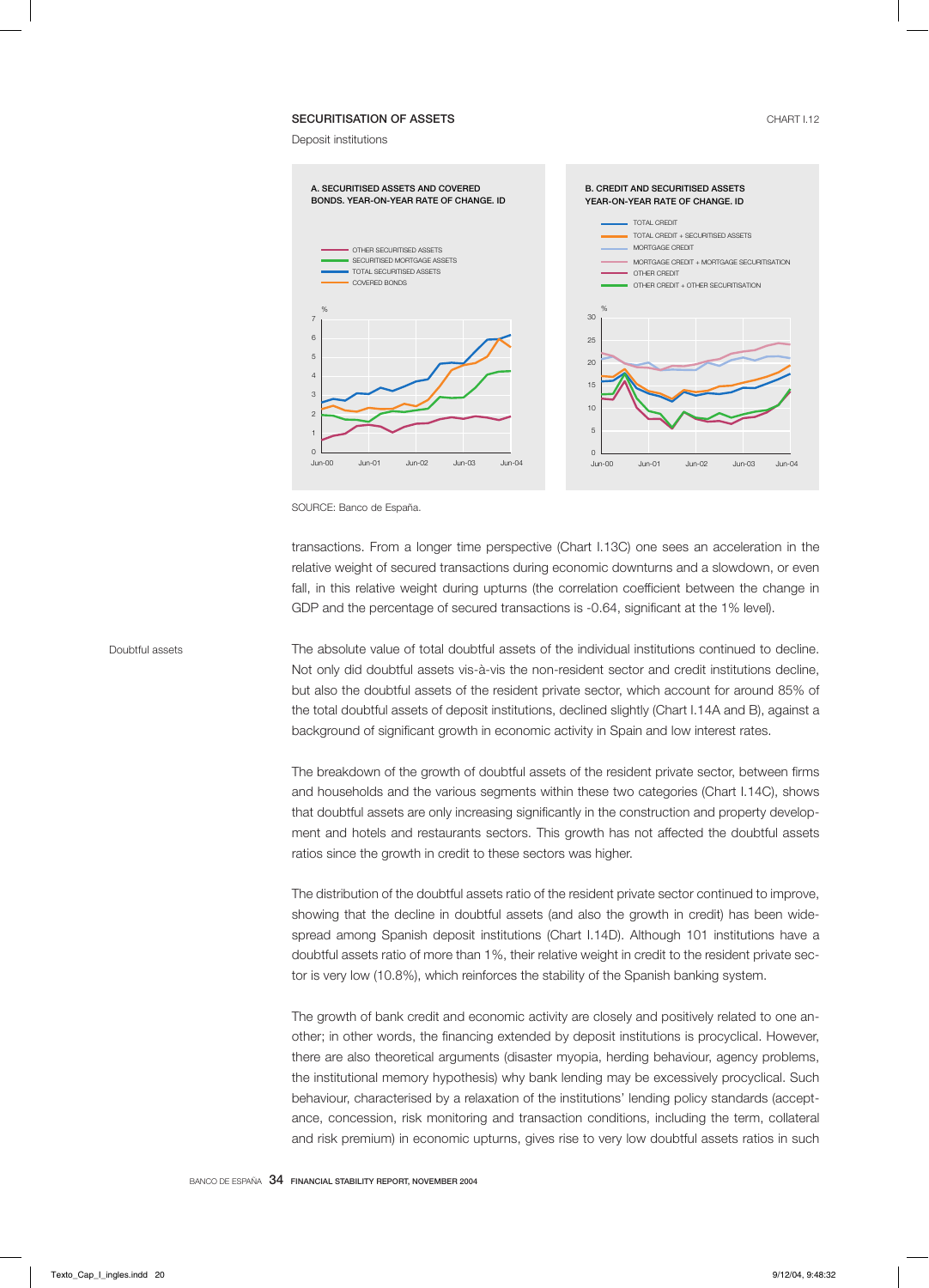SECURITISATION OF ASSETS — CHART I.12

Deposit institutions

A. SECURITISED ASSETS AND COVERED BONDS. YEAR-ON-YEAR RATE OF CHANGE. ID

B. CREDIT AND SECURITISED ASSETS YEAR-ON-YEAR RATE OF CHANGE. ID

SOURCE: Banco de España.

transactions. From a longer time perspective (Chart I.13C) one sees an acceleration in the relative weight of secured transactions during economic downturns and a slowdown, or even fall, in this relative weight during upturns (the correlation coefficient between the change in GDP and the percentage of secured transactions is -0.64, significant at the 1% level).

**Doubtful assets**

The absolute value of total doubtful assets of the individual institutions continued to decline. Not only did doubtful assets vis-à-vis the non-resident sector and credit institutions decline, but also the doubtful assets of the resident private sector, which account for around 85% of the total doubtful assets of deposit institutions, declined slightly (Chart I.14A and B), against a background of significant growth in economic activity in Spain and low interest rates.

The breakdown of the growth of doubtful assets of the resident private sector, between firms and households and the various segments within these two categories (Chart I.14C), shows that doubtful assets are only increasing significantly in the construction and property development and hotels and restaurants sectors. This growth has not affected the doubtful assets ratios since the growth in credit to these sectors was higher.

The distribution of the doubtful assets ratio of the resident private sector continued to improve, showing that the decline in doubtful assets (and also the growth in credit) has been widespread among Spanish deposit institutions (Chart I.14D). Although 101 institutions have a doubtful assets ratio of more than 1%, their relative weight in credit to the resident private sector is very low (10.8%), which reinforces the stability of the Spanish banking system.

The growth of bank credit and economic activity are closely and positively related to one another; in other words, the financing extended by deposit institutions is procyclical. However, there are also theoretical arguments (disaster myopia, herding behaviour, agency problems, the institutional memory hypothesis) why bank lending may be excessively procyclical. Such behaviour, characterised by a relaxation of the institutions' lending policy standards (acceptance, concession, risk monitoring and transaction conditions, including the term, collateral and risk premium) in economic upturns, gives rise to very low doubtful assets ratios in such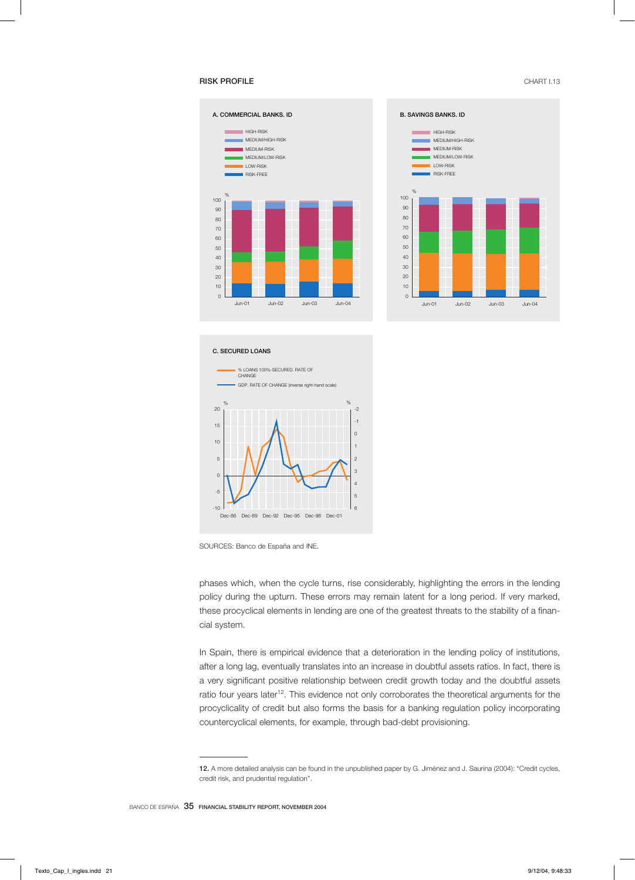**RISK PROFILE** CHART I.13

A. COMMERCIAL BANKS. ID

HIGH-RISK
MEDIUM/HIGH-RISK
MEDIUM-RISK
MEDIUM/LOW-RISK
LOW-RISK
RISK-FREE

B. SAVINGS BANKS. ID

HIGH-RISK
MEDIUM/HIGH-RISK
MEDIUM-RISK
MEDIUM/LOW-RISK
LOW-RISK
RISK-FREE

C. SECURED LOANS

% LOANS 100%-SECURED. RATE OF CHANGE
GDP. RATE OF CHANGE (inverse right-hand scale)

SOURCES: Banco de España and INE.

phases which, when the cycle turns, rise considerably, highlighting the errors in the lending policy during the upturn. These errors may remain latent for a long period. If very marked, these procyclical elements in lending are one of the greatest threats to the stability of a financial system.

In Spain, there is empirical evidence that a deterioration in the lending policy of institutions, after a long lag, eventually translates into an increase in doubtful assets ratios. In fact, there is a very significant positive relationship between credit growth today and the doubtful assets ratio four years later[12]. This evidence not only corroborates the theoretical arguments for the procyclicality of credit but also forms the basis for a banking regulation policy incorporating countercyclical elements, for example, through bad-debt provisioning.

---

**12.** A more detailed analysis can be found in the unpublished paper by G. Jiménez and J. Saurina (2004): "Credit cycles, credit risk, and prudential regulation".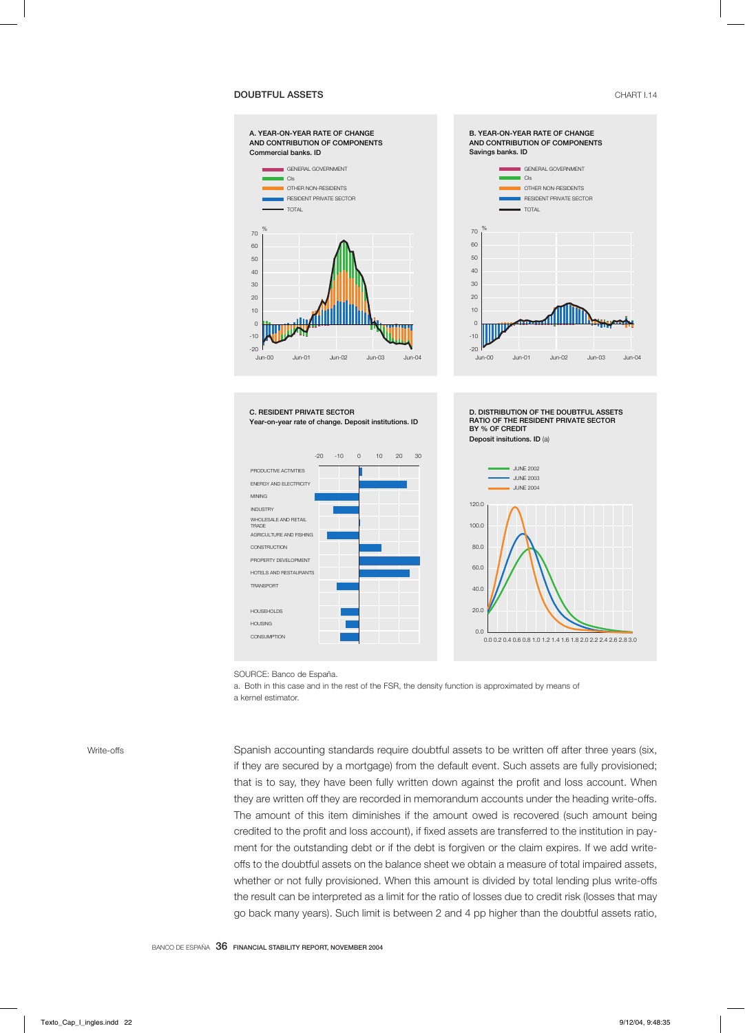## DOUBTFUL ASSETS

CHART I.14

A. YEAR-ON-YEAR RATE OF CHANGE AND CONTRIBUTION OF COMPONENTS
Commercial banks. ID

B. YEAR-ON-YEAR RATE OF CHANGE AND CONTRIBUTION OF COMPONENTS
Savings banks. ID

C. RESIDENT PRIVATE SECTOR
Year-on-year rate of change. Deposit institutions. ID

D. DISTRIBUTION OF THE DOUBTFUL ASSETS RATIO OF THE RESIDENT PRIVATE SECTOR BY % OF CREDIT
Deposit insitutions. ID (a)

SOURCE: Banco de España.

a. Both in this case and in the rest of the FSR, the density function is approximated by means of a kernel estimator.

Write-offs

Spanish accounting standards require doubtful assets to be written off after three years (six, if they are secured by a mortgage) from the default event. Such assets are fully provisioned; that is to say, they have been fully written down against the profit and loss account. When they are written off they are recorded in memorandum accounts under the heading write-offs. The amount of this item diminishes if the amount owed is recovered (such amount being credited to the profit and loss account), if fixed assets are transferred to the institution in payment for the outstanding debt or if the debt is forgiven or the claim expires. If we add write-offs to the doubtful assets on the balance sheet we obtain a measure of total impaired assets, whether or not fully provisioned. When this amount is divided by total lending plus write-offs the result can be interpreted as a limit for the ratio of losses due to credit risk (losses that may go back many years). Such limit is between 2 and 4 pp higher than the doubtful assets ratio,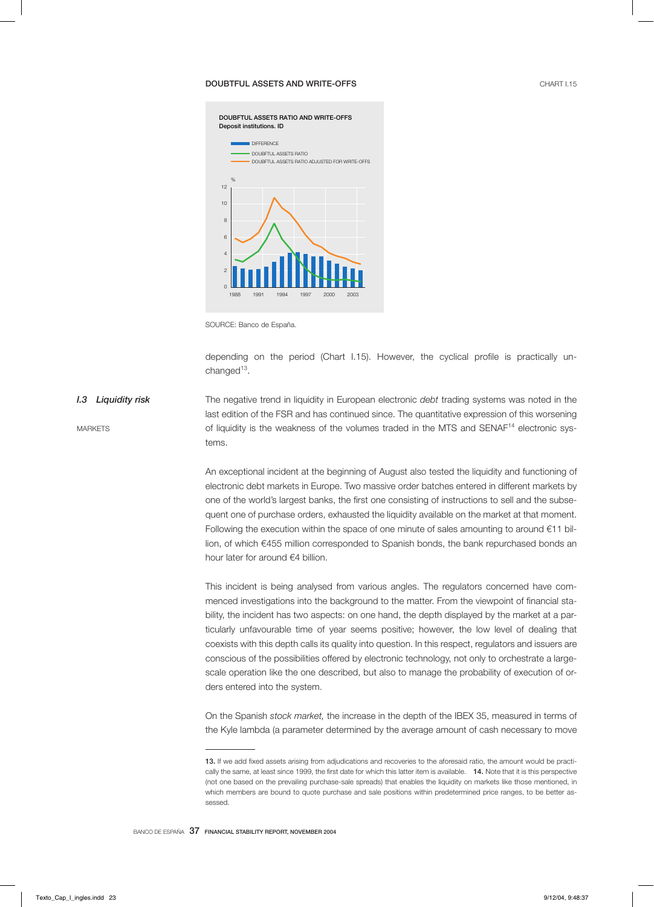DOUBTFUL ASSETS AND WRITE-OFFS

CHART I.15

DOUBTFUL ASSETS RATIO AND WRITE-OFFS
Deposit institutions. ID

SOURCE: Banco de España.

depending on the period (Chart I.15). However, the cyclical profile is practically unchanged[13].

## I.3 *Liquidity risk*

MARKETS

The negative trend in liquidity in European electronic *debt* trading systems was noted in the last edition of the FSR and has continued since. The quantitative expression of this worsening of liquidity is the weakness of the volumes traded in the MTS and SENAF[14] electronic systems.

An exceptional incident at the beginning of August also tested the liquidity and functioning of electronic debt markets in Europe. Two massive order batches entered in different markets by one of the world's largest banks, the first one consisting of instructions to sell and the subsequent one of purchase orders, exhausted the liquidity available on the market at that moment. Following the execution within the space of one minute of sales amounting to around €11 billion, of which €455 million corresponded to Spanish bonds, the bank repurchased bonds an hour later for around €4 billion.

This incident is being analysed from various angles. The regulators concerned have commenced investigations into the background to the matter. From the viewpoint of financial stability, the incident has two aspects: on one hand, the depth displayed by the market at a particularly unfavourable time of year seems positive; however, the low level of dealing that coexists with this depth calls its quality into question. In this respect, regulators and issuers are conscious of the possibilities offered by electronic technology, not only to orchestrate a large-scale operation like the one described, but also to manage the probability of execution of orders entered into the system.

On the Spanish *stock market,* the increase in the depth of the IBEX 35, measured in terms of the Kyle lambda (a parameter determined by the average amount of cash necessary to move

---

**13.** If we add fixed assets arising from adjudications and recoveries to the aforesaid ratio, the amount would be practically the same, at least since 1999, the first date for which this latter item is available. **14.** Note that it is this perspective (not one based on the prevailing purchase-sale spreads) that enables the liquidity on markets like those mentioned, in which members are bound to quote purchase and sale positions within predetermined price ranges, to be better assessed.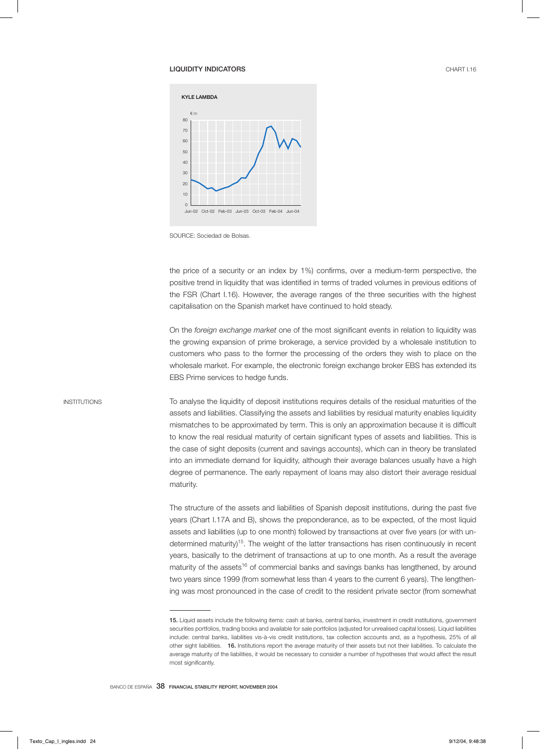**LIQUIDITY INDICATORS** CHART I.16

KYLE LAMBDA

€m

SOURCE: Sociedad de Bolsas.

the price of a security or an index by 1%) confirms, over a medium-term perspective, the positive trend in liquidity that was identified in terms of traded volumes in previous editions of the FSR (Chart I.16). However, the average ranges of the three securities with the highest capitalisation on the Spanish market have continued to hold steady.

On the *foreign exchange market* one of the most significant events in relation to liquidity was the growing expansion of prime brokerage, a service provided by a wholesale institution to customers who pass to the former the processing of the orders they wish to place on the wholesale market. For example, the electronic foreign exchange broker EBS has extended its EBS Prime services to hedge funds.

INSTITUTIONS

To analyse the liquidity of deposit institutions requires details of the residual maturities of the assets and liabilities. Classifying the assets and liabilities by residual maturity enables liquidity mismatches to be approximated by term. This is only an approximation because it is difficult to know the real residual maturity of certain significant types of assets and liabilities. This is the case of sight deposits (current and savings accounts), which can in theory be translated into an immediate demand for liquidity, although their average balances usually have a high degree of permanence. The early repayment of loans may also distort their average residual maturity.

The structure of the assets and liabilities of Spanish deposit institutions, during the past five years (Chart I.17A and B), shows the preponderance, as to be expected, of the most liquid assets and liabilities (up to one month) followed by transactions at over five years (or with undetermined maturity)[15]. The weight of the latter transactions has risen continuously in recent years, basically to the detriment of transactions at up to one month. As a result the average maturity of the assets[16] of commercial banks and savings banks has lengthened, by around two years since 1999 (from somewhat less than 4 years to the current 6 years). The lengthening was most pronounced in the case of credit to the resident private sector (from somewhat

---

**15.** Liquid assets include the following items: cash at banks, central banks, investment in credit institutions, government securities portfolios, trading books and available for sale portfolios (adjusted for unrealised capital losses). Liquid liabilities include: central banks, liabilities vis-à-vis credit institutions, tax collection accounts and, as a hypothesis, 25% of all other sight liabilities. **16.** Institutions report the average maturity of their assets but not their liabilities. To calculate the average maturity of the liabilities, it would be necessary to consider a number of hypotheses that would affect the result most significantly.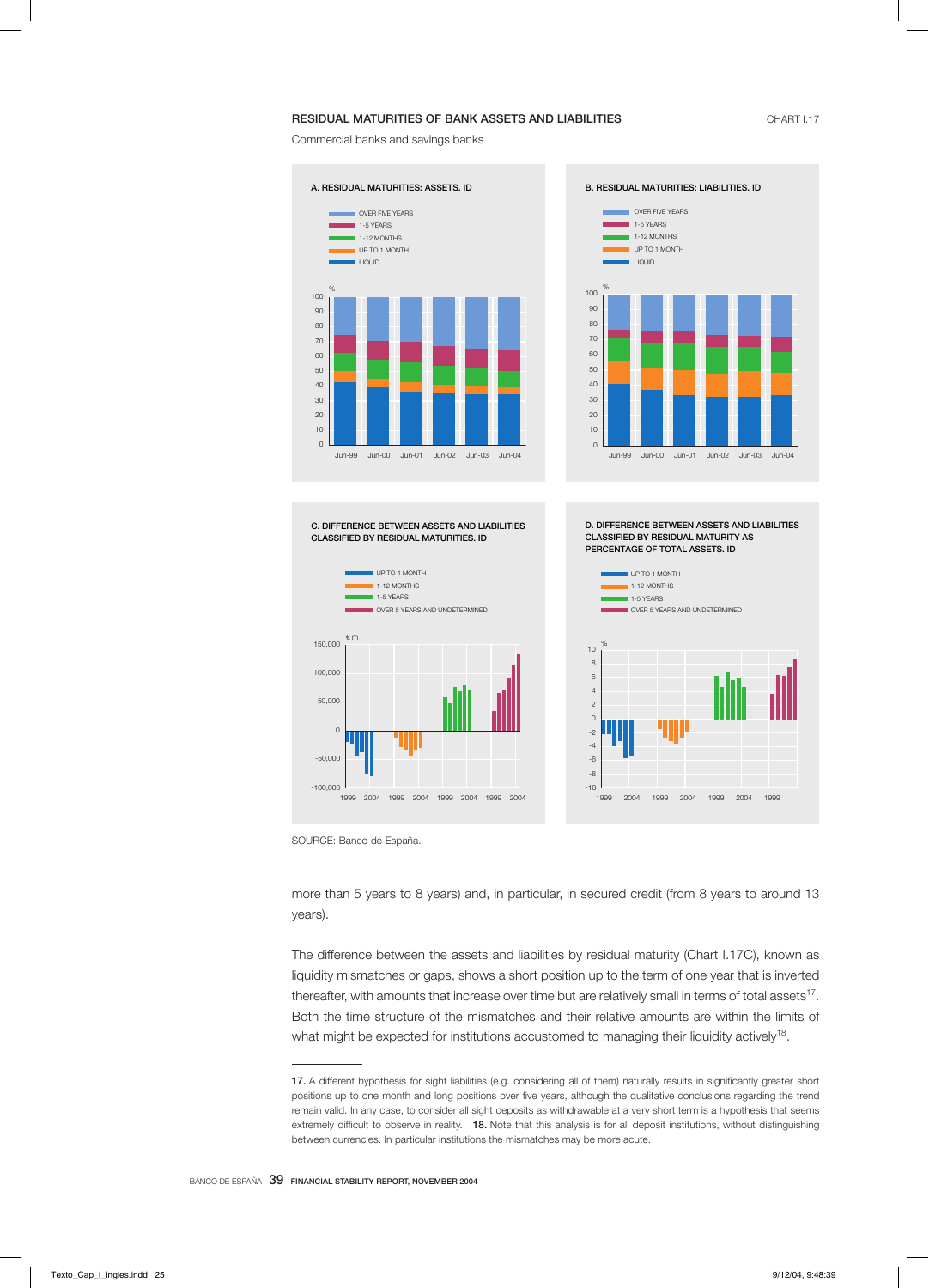RESIDUAL MATURITIES OF BANK ASSETS AND LIABILITIES

CHART I.17

Commercial banks and savings banks

A. RESIDUAL MATURITIES: ASSETS. ID

B. RESIDUAL MATURITIES: LIABILITIES. ID

C. DIFFERENCE BETWEEN ASSETS AND LIABILITIES CLASSIFIED BY RESIDUAL MATURITIES. ID

D. DIFFERENCE BETWEEN ASSETS AND LIABILITIES CLASSIFIED BY RESIDUAL MATURITY AS PERCENTAGE OF TOTAL ASSETS. ID

SOURCE: Banco de España.

more than 5 years to 8 years) and, in particular, in secured credit (from 8 years to around 13 years).

The difference between the assets and liabilities by residual maturity (Chart I.17C), known as liquidity mismatches or gaps, shows a short position up to the term of one year that is inverted thereafter, with amounts that increase over time but are relatively small in terms of total assets[17]. Both the time structure of the mismatches and their relative amounts are within the limits of what might be expected for institutions accustomed to managing their liquidity actively[18].

**17.** A different hypothesis for sight liabilities (e.g. considering all of them) naturally results in significantly greater short positions up to one month and long positions over five years, although the qualitative conclusions regarding the trend remain valid. In any case, to consider all sight deposits as withdrawable at a very short term is a hypothesis that seems extremely difficult to observe in reality. **18.** Note that this analysis is for all deposit institutions, without distinguishing between currencies. In particular institutions the mismatches may be more acute.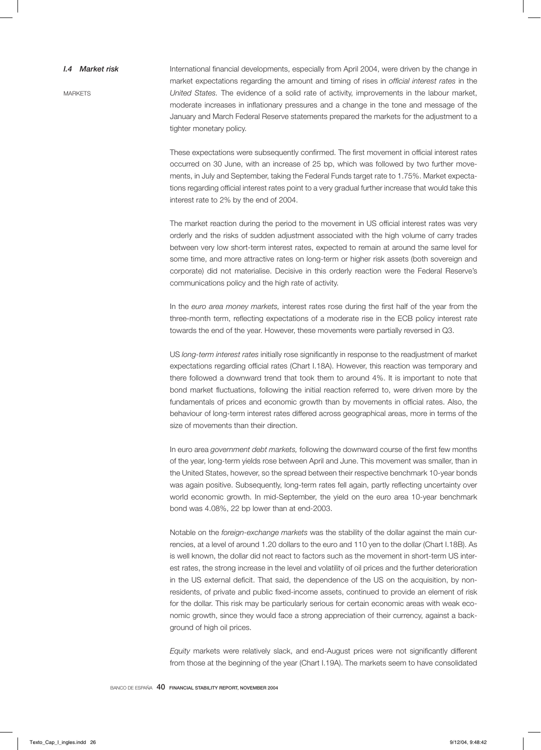### *I.4 Market risk*

MARKETS

International financial developments, especially from April 2004, were driven by the change in market expectations regarding the amount and timing of rises in *official interest rates* in the *United States.* The evidence of a solid rate of activity, improvements in the labour market, moderate increases in inflationary pressures and a change in the tone and message of the January and March Federal Reserve statements prepared the markets for the adjustment to a tighter monetary policy.

These expectations were subsequently confirmed. The first movement in official interest rates occurred on 30 June, with an increase of 25 bp, which was followed by two further movements, in July and September, taking the Federal Funds target rate to 1.75%. Market expectations regarding official interest rates point to a very gradual further increase that would take this interest rate to 2% by the end of 2004.

The market reaction during the period to the movement in US official interest rates was very orderly and the risks of sudden adjustment associated with the high volume of carry trades between very low short-term interest rates, expected to remain at around the same level for some time, and more attractive rates on long-term or higher risk assets (both sovereign and corporate) did not materialise. Decisive in this orderly reaction were the Federal Reserve's communications policy and the high rate of activity.

In the *euro area money markets,* interest rates rose during the first half of the year from the three-month term, reflecting expectations of a moderate rise in the ECB policy interest rate towards the end of the year. However, these movements were partially reversed in Q3.

US *long-term interest rates* initially rose significantly in response to the readjustment of market expectations regarding official rates (Chart I.18A). However, this reaction was temporary and there followed a downward trend that took them to around 4%. It is important to note that bond market fluctuations, following the initial reaction referred to, were driven more by the fundamentals of prices and economic growth than by movements in official rates. Also, the behaviour of long-term interest rates differed across geographical areas, more in terms of the size of movements than their direction.

In euro area *government debt markets,* following the downward course of the first few months of the year, long-term yields rose between April and June. This movement was smaller, than in the United States, however, so the spread between their respective benchmark 10-year bonds was again positive. Subsequently, long-term rates fell again, partly reflecting uncertainty over world economic growth. In mid-September, the yield on the euro area 10-year benchmark bond was 4.08%, 22 bp lower than at end-2003.

Notable on the *foreign-exchange markets* was the stability of the dollar against the main currencies, at a level of around 1.20 dollars to the euro and 110 yen to the dollar (Chart I.18B). As is well known, the dollar did not react to factors such as the movement in short-term US interest rates, the strong increase in the level and volatility of oil prices and the further deterioration in the US external deficit. That said, the dependence of the US on the acquisition, by non-residents, of private and public fixed-income assets, continued to provide an element of risk for the dollar. This risk may be particularly serious for certain economic areas with weak economic growth, since they would face a strong appreciation of their currency, against a background of high oil prices.

*Equity* markets were relatively slack, and end-August prices were not significantly different from those at the beginning of the year (Chart I.19A). The markets seem to have consolidated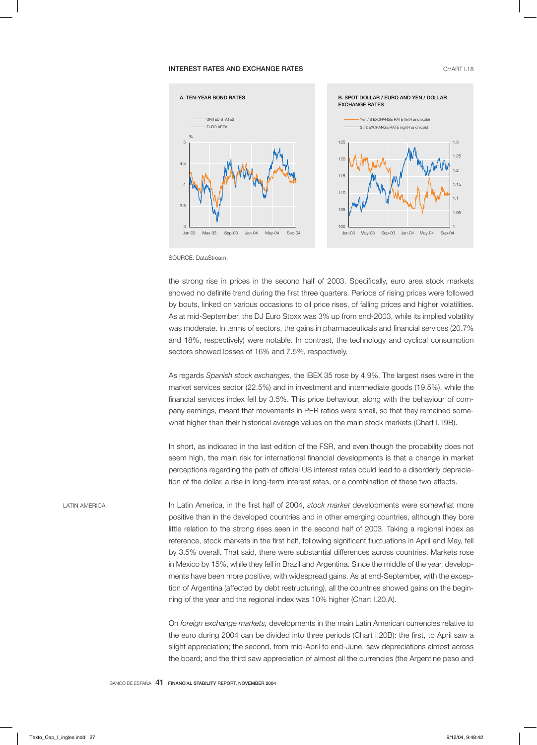INTEREST RATES AND EXCHANGE RATES

CHART I.18

A. TEN-YEAR BOND RATES

B. SPOT DOLLAR / EURO AND YEN / DOLLAR EXCHANGE RATES

SOURCE: DataStream.

the strong rise in prices in the second half of 2003. Specifically, euro area stock markets showed no definite trend during the first three quarters. Periods of rising prices were followed by bouts, linked on various occasions to oil price rises, of falling prices and higher volatilities. As at mid-September, the DJ Euro Stoxx was 3% up from end-2003, while its implied volatility was moderate. In terms of sectors, the gains in pharmaceuticals and financial services (20.7% and 18%, respectively) were notable. In contrast, the technology and cyclical consumption sectors showed losses of 16% and 7.5%, respectively.

As regards *Spanish stock exchanges,* the IBEX 35 rose by 4.9%. The largest rises were in the market services sector (22.5%) and in investment and intermediate goods (19.5%), while the financial services index fell by 3.5%. This price behaviour, along with the behaviour of company earnings, meant that movements in PER ratios were small, so that they remained somewhat higher than their historical average values on the main stock markets (Chart I.19B).

In short, as indicated in the last edition of the FSR, and even though the probability does not seem high, the main risk for international financial developments is that a change in market perceptions regarding the path of official US interest rates could lead to a disorderly depreciation of the dollar, a rise in long-term interest rates, or a combination of these two effects.

LATIN AMERICA

In Latin America, in the first half of 2004, *stock market* developments were somewhat more positive than in the developed countries and in other emerging countries, although they bore little relation to the strong rises seen in the second half of 2003. Taking a regional index as reference, stock markets in the first half, following significant fluctuations in April and May, fell by 3.5% overall. That said, there were substantial differences across countries. Markets rose in Mexico by 15%, while they fell in Brazil and Argentina. Since the middle of the year, developments have been more positive, with widespread gains. As at end-September, with the exception of Argentina (affected by debt restructuring), all the countries showed gains on the beginning of the year and the regional index was 10% higher (Chart I.20.A).

On *foreign exchange markets,* developments in the main Latin American currencies relative to the euro during 2004 can be divided into three periods (Chart I.20B): the first, to April saw a slight appreciation; the second, from mid-April to end-June, saw depreciations almost across the board; and the third saw appreciation of almost all the currencies (the Argentine peso and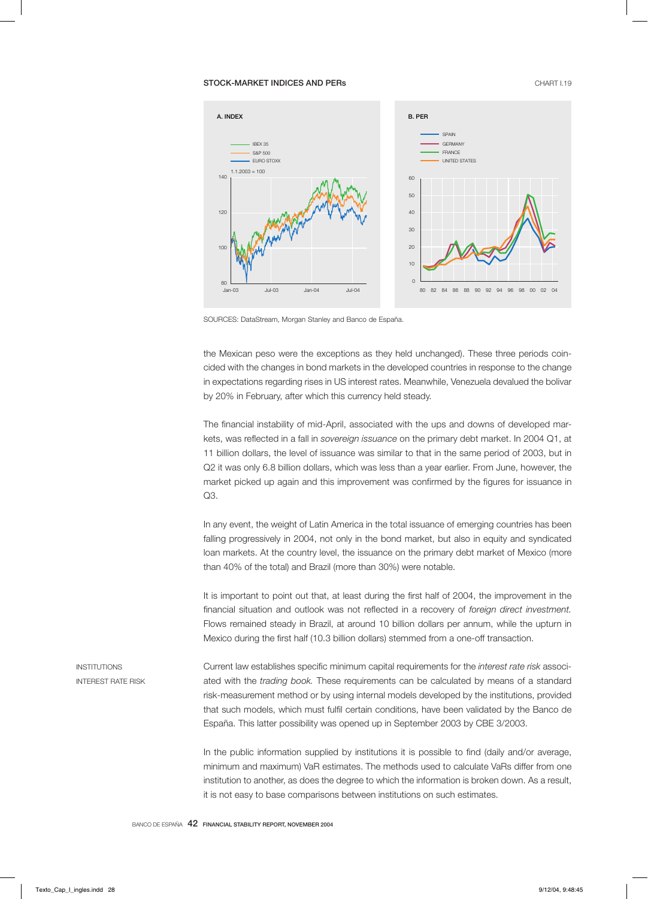STOCK-MARKET INDICES AND PERs

CHART I.19

A. INDEX

IBEX 35
S&P 500
EURO STOXX
1.1.2003 = 100

B. PER

SPAIN
GERMANY
FRANCE
UNITED STATES

SOURCES: DataStream, Morgan Stanley and Banco de España.

the Mexican peso were the exceptions as they held unchanged). These three periods coincided with the changes in bond markets in the developed countries in response to the change in expectations regarding rises in US interest rates. Meanwhile, Venezuela devalued the bolivar by 20% in February, after which this currency held steady.

The financial instability of mid-April, associated with the ups and downs of developed markets, was reflected in a fall in *sovereign issuance* on the primary debt market. In 2004 Q1, at 11 billion dollars, the level of issuance was similar to that in the same period of 2003, but in Q2 it was only 6.8 billion dollars, which was less than a year earlier. From June, however, the market picked up again and this improvement was confirmed by the figures for issuance in Q3.

In any event, the weight of Latin America in the total issuance of emerging countries has been falling progressively in 2004, not only in the bond market, but also in equity and syndicated loan markets. At the country level, the issuance on the primary debt market of Mexico (more than 40% of the total) and Brazil (more than 30%) were notable.

It is important to point out that, at least during the first half of 2004, the improvement in the financial situation and outlook was not reflected in a recovery of *foreign direct investment.* Flows remained steady in Brazil, at around 10 billion dollars per annum, while the upturn in Mexico during the first half (10.3 billion dollars) stemmed from a one-off transaction.

INSTITUTIONS

INTEREST RATE RISK

Current law establishes specific minimum capital requirements for the *interest rate risk* associated with the *trading book.* These requirements can be calculated by means of a standard risk-measurement method or by using internal models developed by the institutions, provided that such models, which must fulfil certain conditions, have been validated by the Banco de España. This latter possibility was opened up in September 2003 by CBE 3/2003.

In the public information supplied by institutions it is possible to find (daily and/or average, minimum and maximum) VaR estimates. The methods used to calculate VaRs differ from one institution to another, as does the degree to which the information is broken down. As a result, it is not easy to base comparisons between institutions on such estimates.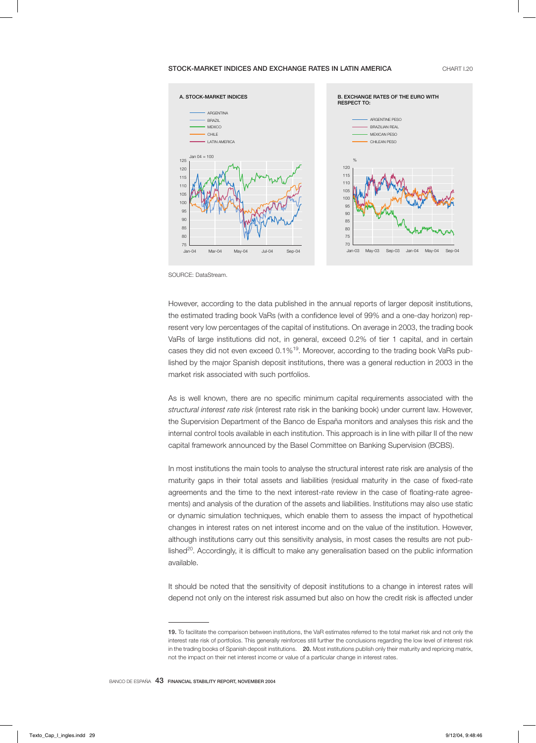STOCK-MARKET INDICES AND EXCHANGE RATES IN LATIN AMERICA

CHART I.20

A. STOCK-MARKET INDICES

B. EXCHANGE RATES OF THE EURO WITH RESPECT TO:

SOURCE: DataStream.

However, according to the data published in the annual reports of larger deposit institutions, the estimated trading book VaRs (with a confidence level of 99% and a one-day horizon) represent very low percentages of the capital of institutions. On average in 2003, the trading book VaRs of large institutions did not, in general, exceed 0.2% of tier 1 capital, and in certain cases they did not even exceed 0.1%[19]. Moreover, according to the trading book VaRs published by the major Spanish deposit institutions, there was a general reduction in 2003 in the market risk associated with such portfolios.

As is well known, there are no specific minimum capital requirements associated with the *structural interest rate risk* (interest rate risk in the banking book) under current law. However, the Supervision Department of the Banco de España monitors and analyses this risk and the internal control tools available in each institution. This approach is in line with pillar II of the new capital framework announced by the Basel Committee on Banking Supervision (BCBS).

In most institutions the main tools to analyse the structural interest rate risk are analysis of the maturity gaps in their total assets and liabilities (residual maturity in the case of fixed-rate agreements and the time to the next interest-rate review in the case of floating-rate agreements) and analysis of the duration of the assets and liabilities. Institutions may also use static or dynamic simulation techniques, which enable them to assess the impact of hypothetical changes in interest rates on net interest income and on the value of the institution. However, although institutions carry out this sensitivity analysis, in most cases the results are not published[20]. Accordingly, it is difficult to make any generalisation based on the public information available.

It should be noted that the sensitivity of deposit institutions to a change in interest rates will depend not only on the interest risk assumed but also on how the credit risk is affected under

---

**19.** To facilitate the comparison between institutions, the VaR estimates referred to the total market risk and not only the interest rate risk of portfolios. This generally reinforces still further the conclusions regarding the low level of interest risk in the trading books of Spanish deposit institutions. **20.** Most institutions publish only their maturity and repricing matrix, not the impact on their net interest income or value of a particular change in interest rates.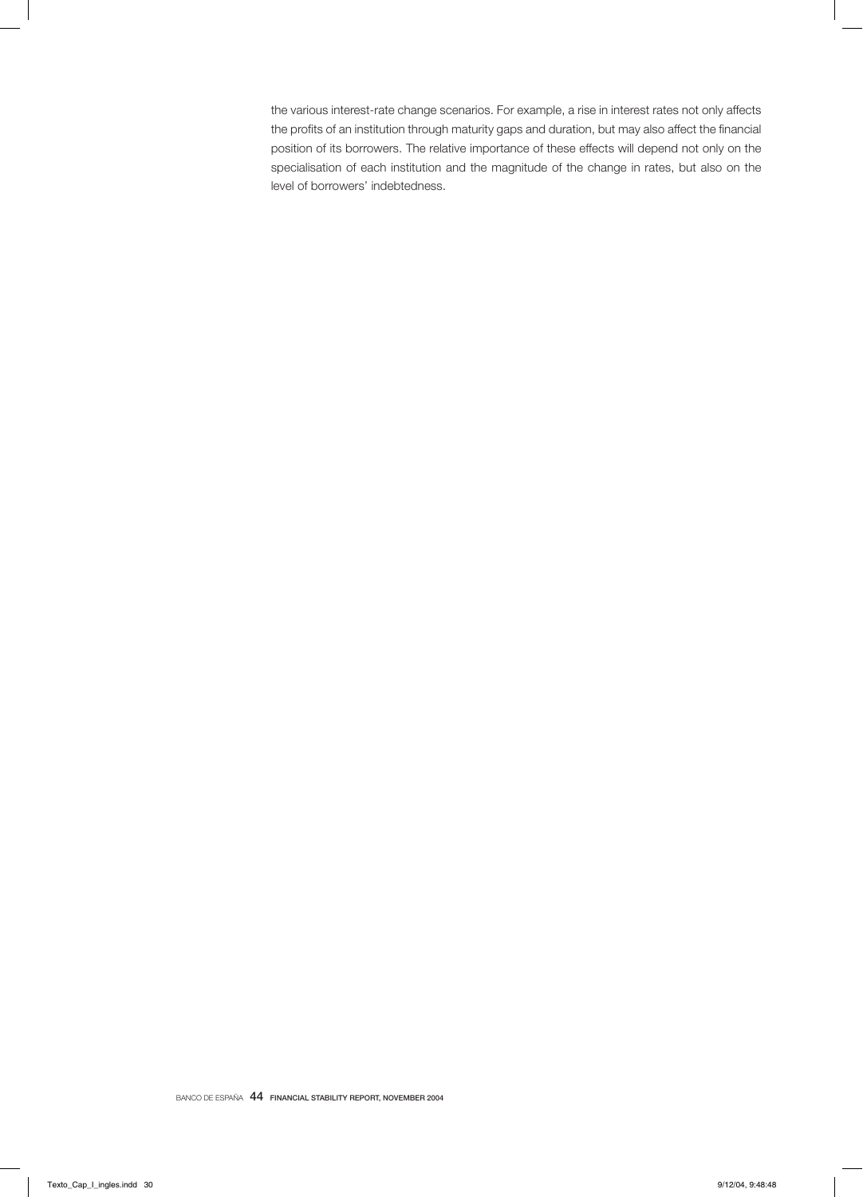the various interest-rate change scenarios. For example, a rise in interest rates not only affects the profits of an institution through maturity gaps and duration, but may also affect the financial position of its borrowers. The relative importance of these effects will depend not only on the specialisation of each institution and the magnitude of the change in rates, but also on the level of borrowers' indebtedness.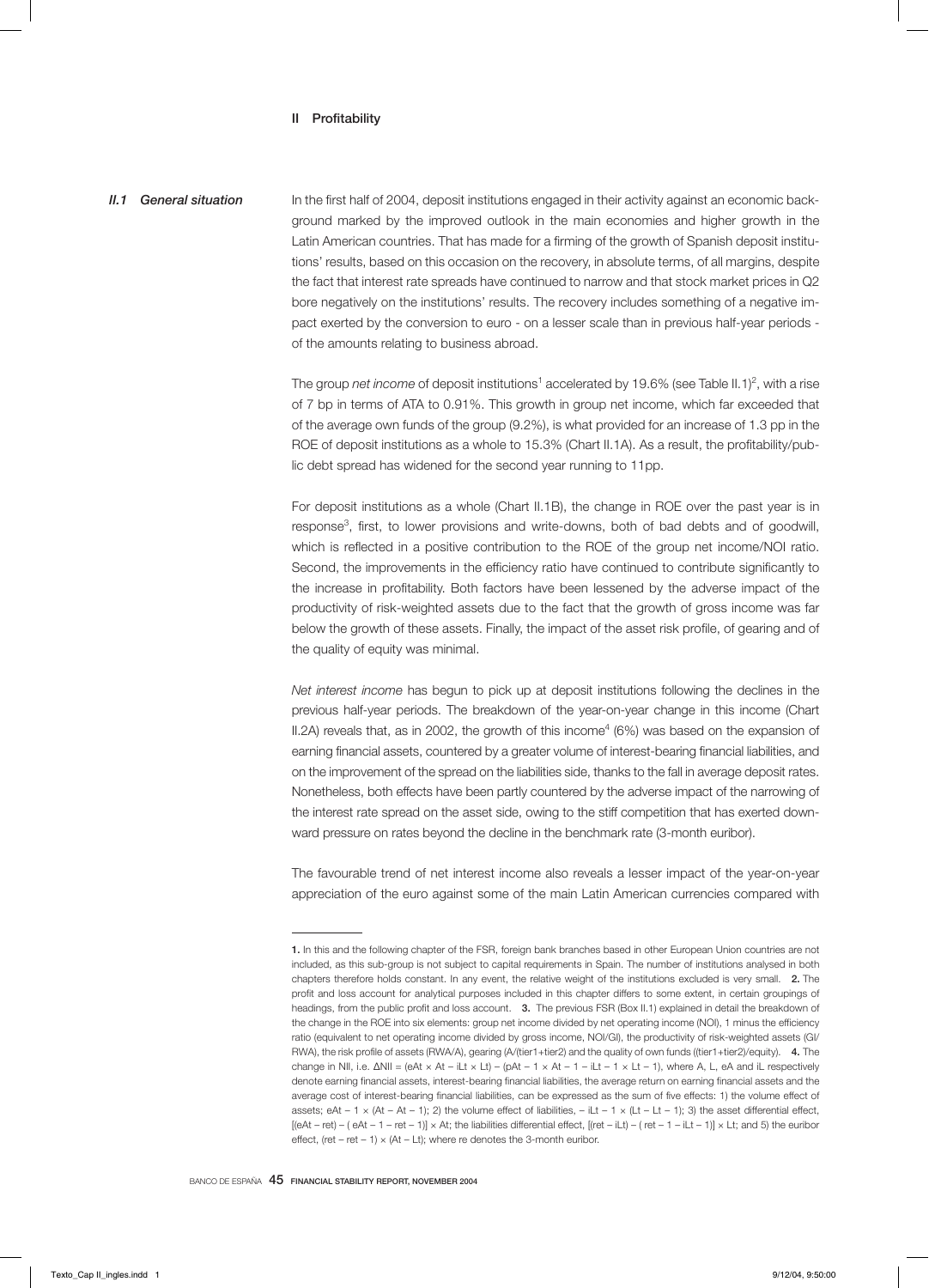# II Profitability

## II.1 General situation

In the first half of 2004, deposit institutions engaged in their activity against an economic background marked by the improved outlook in the main economies and higher growth in the Latin American countries. That has made for a firming of the growth of Spanish deposit institutions' results, based on this occasion on the recovery, in absolute terms, of all margins, despite the fact that interest rate spreads have continued to narrow and that stock market prices in Q2 bore negatively on the institutions' results. The recovery includes something of a negative impact exerted by the conversion to euro - on a lesser scale than in previous half-year periods - of the amounts relating to business abroad.

The group *net income* of deposit institutions[1] accelerated by 19.6% (see Table II.1)[2], with a rise of 7 bp in terms of ATA to 0.91%. This growth in group net income, which far exceeded that of the average own funds of the group (9.2%), is what provided for an increase of 1.3 pp in the ROE of deposit institutions as a whole to 15.3% (Chart II.1A). As a result, the profitability/public debt spread has widened for the second year running to 11pp.

For deposit institutions as a whole (Chart II.1B), the change in ROE over the past year is in response[3], first, to lower provisions and write-downs, both of bad debts and of goodwill, which is reflected in a positive contribution to the ROE of the group net income/NOI ratio. Second, the improvements in the efficiency ratio have continued to contribute significantly to the increase in profitability. Both factors have been lessened by the adverse impact of the productivity of risk-weighted assets due to the fact that the growth of gross income was far below the growth of these assets. Finally, the impact of the asset risk profile, of gearing and of the quality of equity was minimal.

*Net interest income* has begun to pick up at deposit institutions following the declines in the previous half-year periods. The breakdown of the year-on-year change in this income (Chart II.2A) reveals that, as in 2002, the growth of this income[4] (6%) was based on the expansion of earning financial assets, countered by a greater volume of interest-bearing financial liabilities, and on the improvement of the spread on the liabilities side, thanks to the fall in average deposit rates. Nonetheless, both effects have been partly countered by the adverse impact of the narrowing of the interest rate spread on the asset side, owing to the stiff competition that has exerted downward pressure on rates beyond the decline in the benchmark rate (3-month euribor).

The favourable trend of net interest income also reveals a lesser impact of the year-on-year appreciation of the euro against some of the main Latin American currencies compared with

---

**1.** In this and the following chapter of the FSR, foreign bank branches based in other European Union countries are not included, as this sub-group is not subject to capital requirements in Spain. The number of institutions analysed in both chapters therefore holds constant. In any event, the relative weight of the institutions excluded is very small. **2.** The profit and loss account for analytical purposes included in this chapter differs to some extent, in certain groupings of headings, from the public profit and loss account. **3.** The previous FSR (Box II.1) explained in detail the breakdown of the change in the ROE into six elements: group net income divided by net operating income (NOI), 1 minus the efficiency ratio (equivalent to net operating income divided by gross income, NOI/GI), the productivity of risk-weighted assets (GI/RWA), the risk profile of assets (RWA/A), gearing (A/(tier1+tier2)) and the quality of own funds ((tier1+tier2)/equity). **4.** The change in NII, i.e. $\Delta NII = (eA_t \times A_t - iL_t \times L_t) - (pA_{t-1} \times A_{t-1} - iL_{t-1} \times L_{t-1})$, where A, L, eA and iL respectively denote earning financial assets, interest-bearing financial liabilities, the average return on earning financial assets and the average cost of interest-bearing financial liabilities, can be expressed as the sum of five effects: 1) the volume effect of assets; $eA_{t-1} \times (A_t - A_{t-1})$; 2) the volume effect of liabilities, $-iL_{t-1} \times (L_t - L_{t-1})$; 3) the asset differential effect, $[(eA_t - re_t) - (eA_{t-1} - re_{t-1})] \times A_t$; the liabilities differential effect, $[(re_t - iL_t) - (re_{t-1} - iL_{t-1})] \times L_t$; and 5) the euribor effect, $(re_t - re_{t-1}) \times (A_t - L_t)$; where re denotes the 3-month euribor.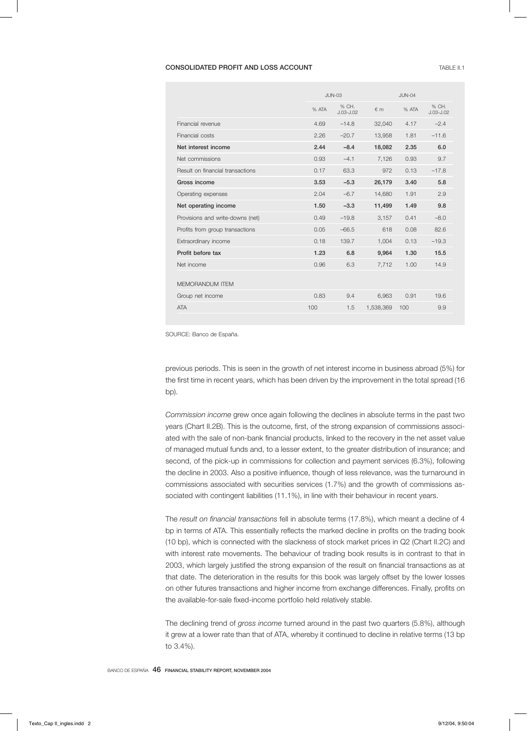**CONSOLIDATED PROFIT AND LOSS ACCOUNT** TABLE II.1

| | JUN-03 | | JUN-04 | | |
|---|---|---|---|---|---|
| | % ATA | % CH. J.03-J.02 | € m | % ATA | % CH. J.03-J.02 |
| Financial revenue | 4.69 | −14.8 | 32,040 | 4.17 | −2.4 |
| Financial costs | 2.26 | −20.7 | 13,958 | 1.81 | −11.6 |
| **Net interest income** | **2.44** | **−8.4** | **18,082** | **2.35** | **6.0** |
| Net commissions | 0.93 | −4.1 | 7,126 | 0.93 | 9.7 |
| Result on financial transactions | 0.17 | 63.3 | 972 | 0.13 | −17.8 |
| **Gross income** | **3.53** | **−5.3** | **26,179** | **3.40** | **5.8** |
| Operating expenses | 2.04 | −6.7 | 14,680 | 1.91 | 2.9 |
| **Net operating income** | **1.50** | **−3.3** | **11,499** | **1.49** | **9.8** |
| Provisions and write-downs (net) | 0.49 | −19.8 | 3,157 | 0.41 | −8.0 |
| Profits from group transactions | 0.05 | −66.5 | 618 | 0.08 | 82.6 |
| Extraordinary income | 0.18 | 139.7 | 1,004 | 0.13 | −19.3 |
| **Profit before tax** | **1.23** | **6.8** | **9,964** | **1.30** | **15.5** |
| Net income | 0.96 | 6.3 | 7,712 | 1.00 | 14.9 |
| MEMORANDUM ITEM | | | | | |
| Group net income | 0.83 | 9.4 | 6,963 | 0.91 | 19.6 |
| ATA | 100 | 1.5 | 1,538,369 | 100 | 9.9 |

SOURCE: Banco de España.

previous periods. This is seen in the growth of net interest income in business abroad (5%) for the first time in recent years, which has been driven by the improvement in the total spread (16 bp).

*Commission income* grew once again following the declines in absolute terms in the past two years (Chart II.2B). This is the outcome, first, of the strong expansion of commissions associated with the sale of non-bank financial products, linked to the recovery in the net asset value of managed mutual funds and, to a lesser extent, to the greater distribution of insurance; and second, of the pick-up in commissions for collection and payment services (6.3%), following the decline in 2003. Also a positive influence, though of less relevance, was the turnaround in commissions associated with securities services (1.7%) and the growth of commissions associated with contingent liabilities (11.1%), in line with their behaviour in recent years.

The *result on financial transactions* fell in absolute terms (17.8%), which meant a decline of 4 bp in terms of ATA. This essentially reflects the marked decline in profits on the trading book (10 bp), which is connected with the slackness of stock market prices in Q2 (Chart II.2C) and with interest rate movements. The behaviour of trading book results is in contrast to that in 2003, which largely justified the strong expansion of the result on financial transactions as at that date. The deterioration in the results for this book was largely offset by the lower losses on other futures transactions and higher income from exchange differences. Finally, profits on the available-for-sale fixed-income portfolio held relatively stable.

The declining trend of *gross income* turned around in the past two quarters (5.8%), although it grew at a lower rate than that of ATA, whereby it continued to decline in relative terms (13 bp to 3.4%).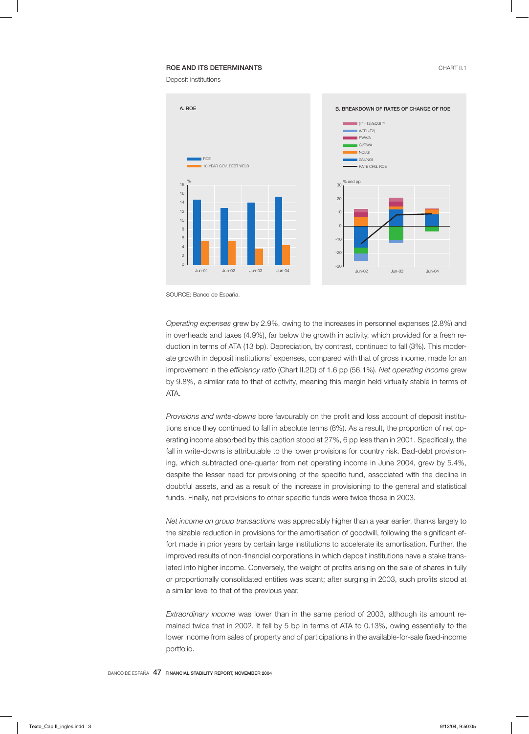**ROE AND ITS DETERMINANTS** CHART II.1

Deposit institutions

A. ROE

B. BREAKDOWN OF RATES OF CHANGE OF ROE

SOURCE: Banco de España.

*Operating expenses* grew by 2.9%, owing to the increases in personnel expenses (2.8%) and in overheads and taxes (4.9%), far below the growth in activity, which provided for a fresh reduction in terms of ATA (13 bp). Depreciation, by contrast, continued to fall (3%). This moderate growth in deposit institutions' expenses, compared with that of gross income, made for an improvement in the *efficiency ratio* (Chart II.2D) of 1.6 pp (56.1%). *Net operating income* grew by 9.8%, a similar rate to that of activity, meaning this margin held virtually stable in terms of ATA.

*Provisions and write-downs* bore favourably on the profit and loss account of deposit institutions since they continued to fall in absolute terms (8%). As a result, the proportion of net operating income absorbed by this caption stood at 27%, 6 pp less than in 2001. Specifically, the fall in write-downs is attributable to the lower provisions for country risk. Bad-debt provisioning, which subtracted one-quarter from net operating income in June 2004, grew by 5.4%, despite the lesser need for provisioning of the specific fund, associated with the decline in doubtful assets, and as a result of the increase in provisioning to the general and statistical funds. Finally, net provisions to other specific funds were twice those in 2003.

*Net income on group transactions* was appreciably higher than a year earlier, thanks largely to the sizable reduction in provisions for the amortisation of goodwill, following the significant effort made in prior years by certain large institutions to accelerate its amortisation. Further, the improved results of non-financial corporations in which deposit institutions have a stake translated into higher income. Conversely, the weight of profits arising on the sale of shares in fully or proportionally consolidated entities was scant; after surging in 2003, such profits stood at a similar level to that of the previous year.

*Extraordinary income* was lower than in the same period of 2003, although its amount remained twice that in 2002. It fell by 5 bp in terms of ATA to 0.13%, owing essentially to the lower income from sales of property and of participations in the available-for-sale fixed-income portfolio.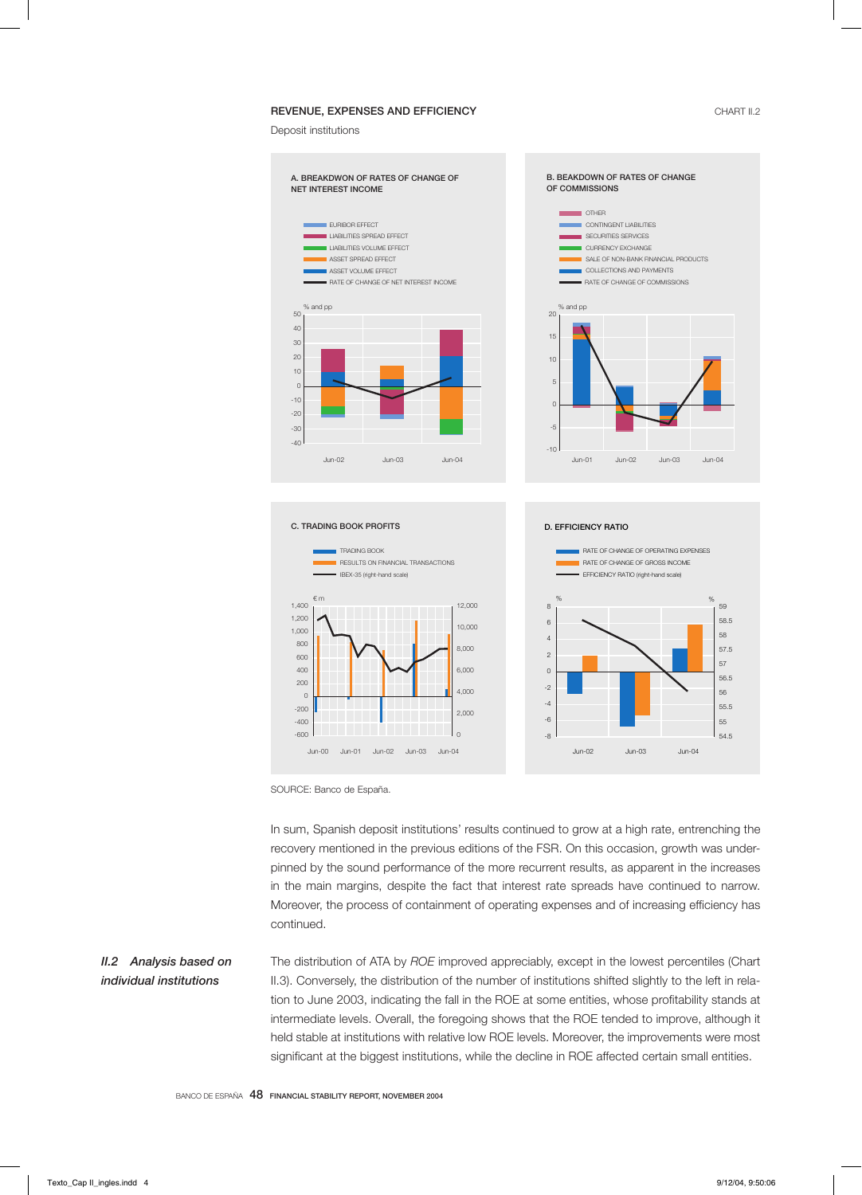REVENUE, EXPENSES AND EFFICIENCY

CHART II.2

Deposit institutions

A. BREAKDWON OF RATES OF CHANGE OF NET INTEREST INCOME

- EURIBOR EFFECT
- LIABILITIES SPREAD EFFECT
- LIABILITIES VOLUME EFFECT
- ASSET SPREAD EFFECT
- ASSET VOLUME EFFECT
- RATE OF CHANGE OF NET INTEREST INCOME

B. BEAKDOWN OF RATES OF CHANGE OF COMMISSIONS

- OTHER
- CONTINGENT LIABILITIES
- SECURITIES SERVICES
- CURRENCY EXCHANGE
- SALE OF NON-BANK FINANCIAL PRODUCTS
- COLLECTIONS AND PAYMENTS
- RATE OF CHANGE OF COMMISSIONS

C. TRADING BOOK PROFITS

- TRADING BOOK
- RESULTS ON FINANCIAL TRANSACTIONS
- IBEX-35 (right-hand scale)

D. EFFICIENCY RATIO

- RATE OF CHANGE OF OPERATING EXPENSES
- RATE OF CHANGE OF GROSS INCOME
- EFFICIENCY RATIO (right-hand scale)

SOURCE: Banco de España.

In sum, Spanish deposit institutions' results continued to grow at a high rate, entrenching the recovery mentioned in the previous editions of the FSR. On this occasion, growth was underpinned by the sound performance of the more recurrent results, as apparent in the increases in the main margins, despite the fact that interest rate spreads have continued to narrow. Moreover, the process of containment of operating expenses and of increasing efficiency has continued.

## *II.2 Analysis based on individual institutions*

The distribution of ATA by *ROE* improved appreciably, except in the lowest percentiles (Chart II.3). Conversely, the distribution of the number of institutions shifted slightly to the left in relation to June 2003, indicating the fall in the ROE at some entities, whose profitability stands at intermediate levels. Overall, the foregoing shows that the ROE tended to improve, although it held stable at institutions with relative low ROE levels. Moreover, the improvements were most significant at the biggest institutions, while the decline in ROE affected certain small entities.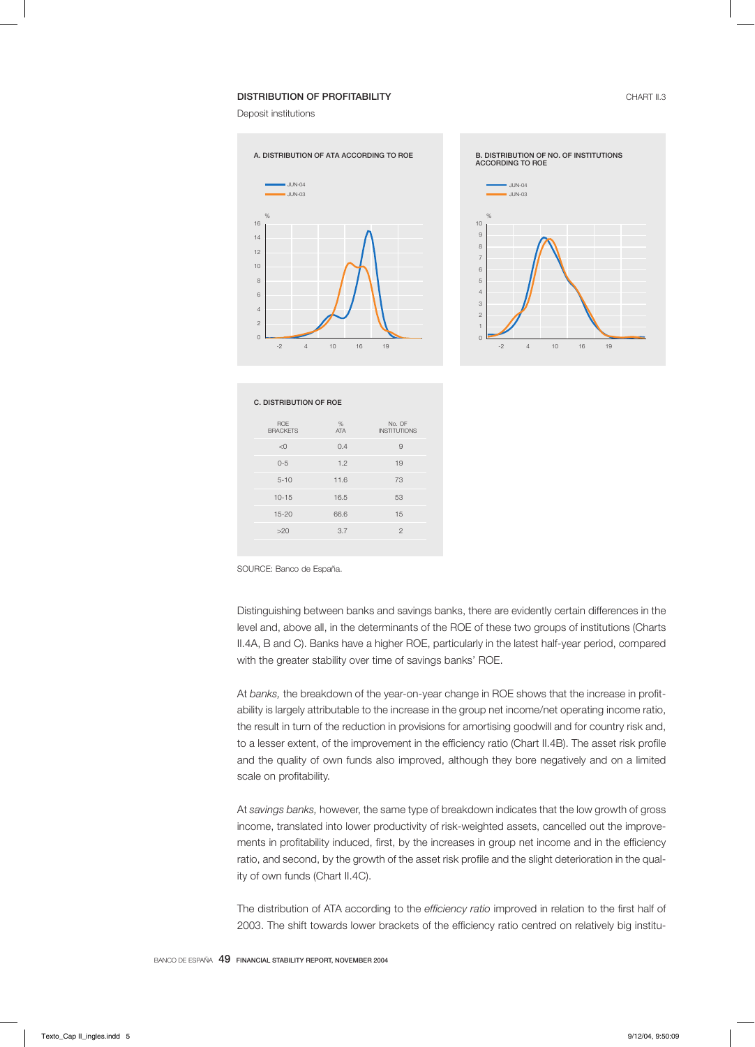**DISTRIBUTION OF PROFITABILITY** CHART II.3

Deposit institutions

A. DISTRIBUTION OF ATA ACCORDING TO ROE

B. DISTRIBUTION OF NO. OF INSTITUTIONS ACCORDING TO ROE

C. DISTRIBUTION OF ROE

| ROE BRACKETS | % ATA | No. OF INSTITUTIONS |
|---|---|---|
| <0 | 0.4 | 9 |
| 0-5 | 1.2 | 19 |
| 5-10 | 11.6 | 73 |
| 10-15 | 16.5 | 53 |
| 15-20 | 66.6 | 15 |
| >20 | 3.7 | 2 |

SOURCE: Banco de España.

Distinguishing between banks and savings banks, there are evidently certain differences in the level and, above all, in the determinants of the ROE of these two groups of institutions (Charts II.4A, B and C). Banks have a higher ROE, particularly in the latest half-year period, compared with the greater stability over time of savings banks' ROE.

At *banks,* the breakdown of the year-on-year change in ROE shows that the increase in profitability is largely attributable to the increase in the group net income/net operating income ratio, the result in turn of the reduction in provisions for amortising goodwill and for country risk and, to a lesser extent, of the improvement in the efficiency ratio (Chart II.4B). The asset risk profile and the quality of own funds also improved, although they bore negatively and on a limited scale on profitability.

At *savings banks,* however, the same type of breakdown indicates that the low growth of gross income, translated into lower productivity of risk-weighted assets, cancelled out the improvements in profitability induced, first, by the increases in group net income and in the efficiency ratio, and second, by the growth of the asset risk profile and the slight deterioration in the quality of own funds (Chart II.4C).

The distribution of ATA according to the *efficiency ratio* improved in relation to the first half of 2003. The shift towards lower brackets of the efficiency ratio centred on relatively big institu-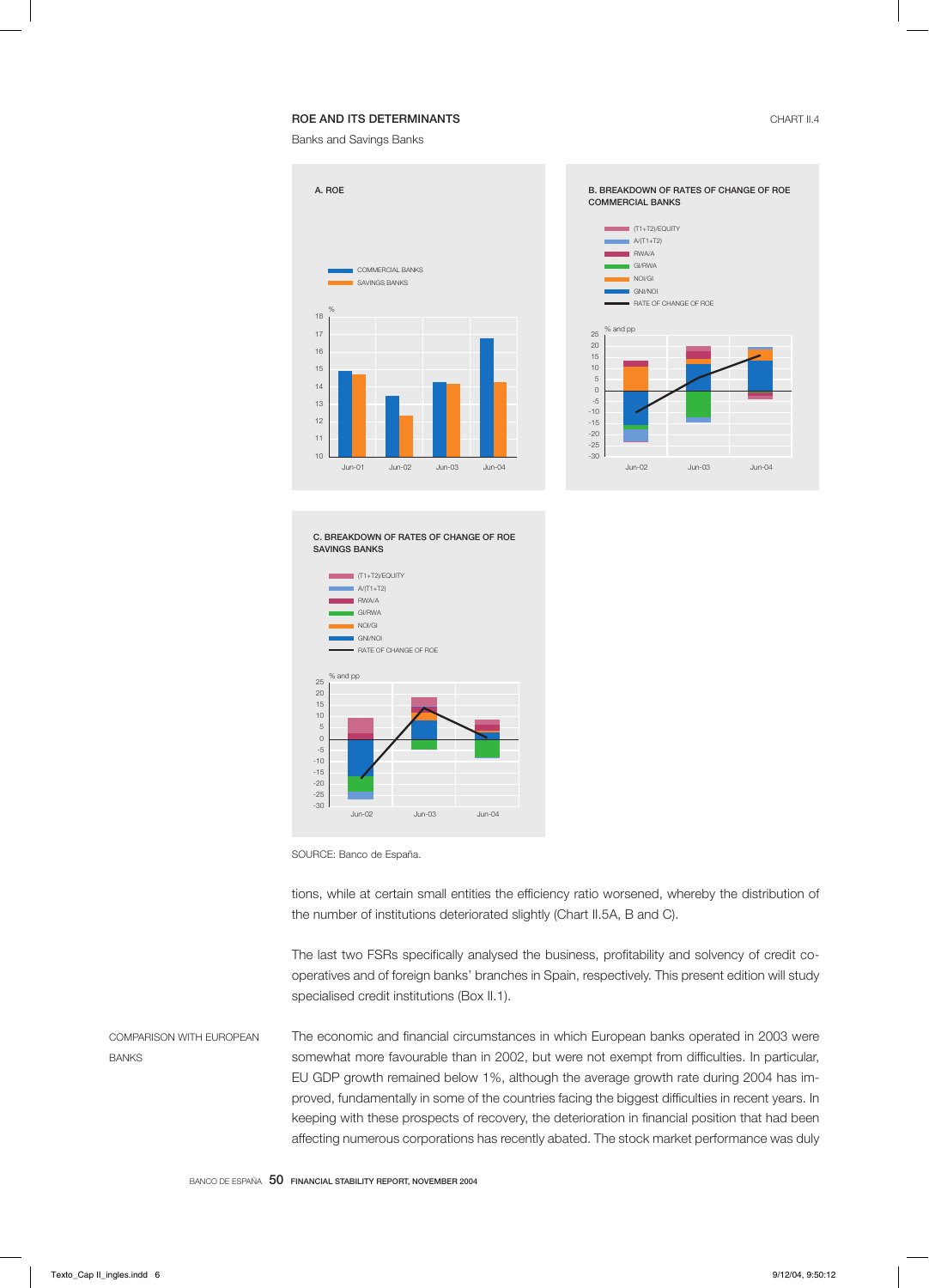ROE AND ITS DETERMINANTS

CHART II.4

Banks and Savings Banks

A. ROE

COMMERCIAL BANKS
SAVINGS BANKS

B. BREAKDOWN OF RATES OF CHANGE OF ROE COMMERCIAL BANKS

(T1+T2)/EQUITY
A/(T1+T2)
RWA/A
GI/RWA
NOI/GI
GNI/NOI
RATE OF CHANGE OF ROE

C. BREAKDOWN OF RATES OF CHANGE OF ROE SAVINGS BANKS

(T1+T2)/EQUITY
A/(T1+T2)
RWA/A
GI/RWA
NOI/GI
GNI/NOI
RATE OF CHANGE OF ROE

SOURCE: Banco de España.

tions, while at certain small entities the efficiency ratio worsened, whereby the distribution of the number of institutions deteriorated slightly (Chart II.5A, B and C).

The last two FSRs specifically analysed the business, profitability and solvency of credit co-operatives and of foreign banks' branches in Spain, respectively. This present edition will study specialised credit institutions (Box II.1).

COMPARISON WITH EUROPEAN BANKS

The economic and financial circumstances in which European banks operated in 2003 were somewhat more favourable than in 2002, but were not exempt from difficulties. In particular, EU GDP growth remained below 1%, although the average growth rate during 2004 has improved, fundamentally in some of the countries facing the biggest difficulties in recent years. In keeping with these prospects of recovery, the deterioration in financial position that had been affecting numerous corporations has recently abated. The stock market performance was duly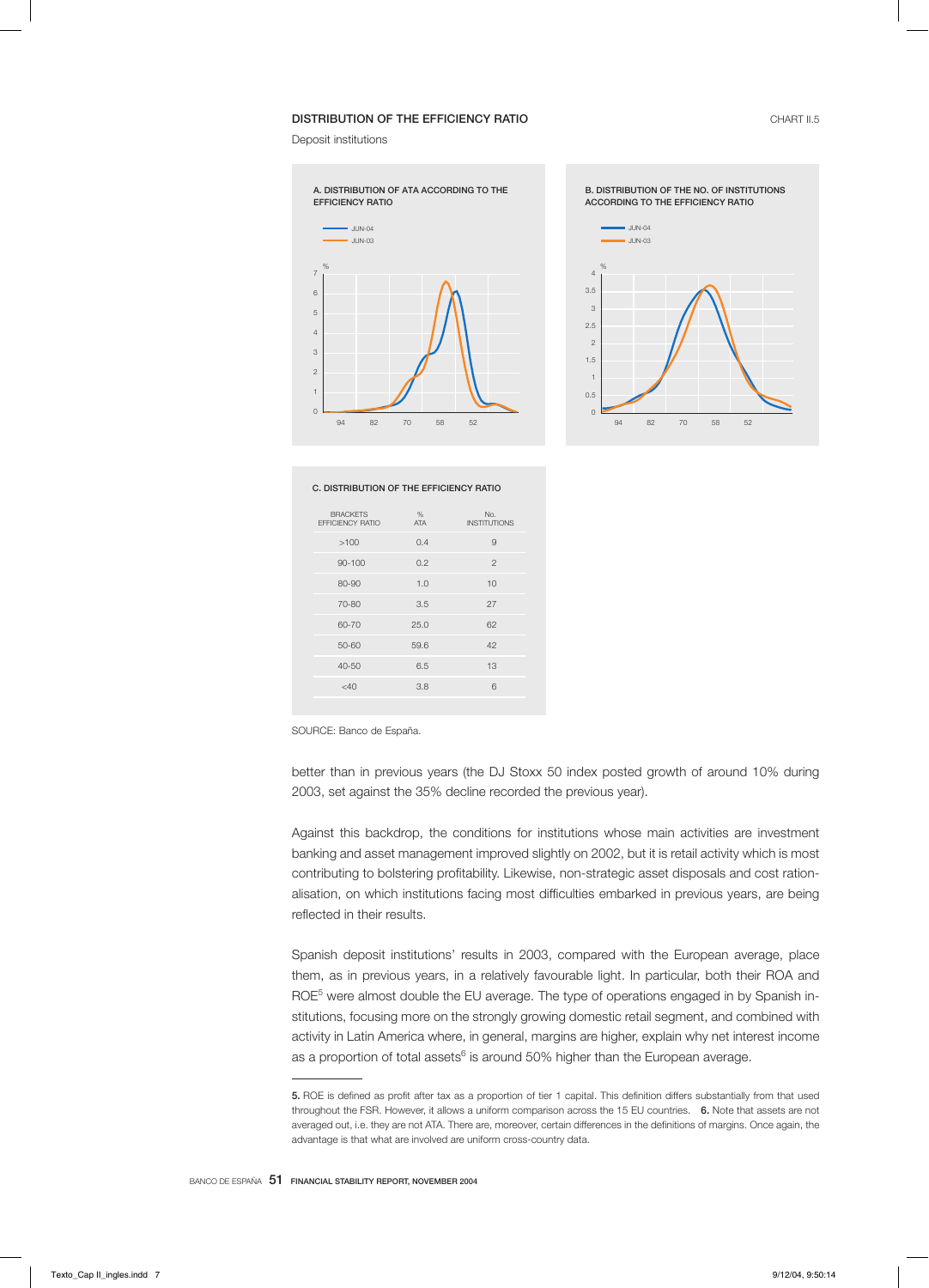### DISTRIBUTION OF THE EFFICIENCY RATIO

CHART II.5

Deposit institutions

A. DISTRIBUTION OF ATA ACCORDING TO THE EFFICIENCY RATIO

B. DISTRIBUTION OF THE NO. OF INSTITUTIONS ACCORDING TO THE EFFICIENCY RATIO

C. DISTRIBUTION OF THE EFFICIENCY RATIO

| BRACKETS EFFICIENCY RATIO | % ATA | No. INSTITUTIONS |
|---|---|---|
| >100 | 0.4 | 9 |
| 90-100 | 0.2 | 2 |
| 80-90 | 1.0 | 10 |
| 70-80 | 3.5 | 27 |
| 60-70 | 25.0 | 62 |
| 50-60 | 59.6 | 42 |
| 40-50 | 6.5 | 13 |
| <40 | 3.8 | 6 |

SOURCE: Banco de España.

better than in previous years (the DJ Stoxx 50 index posted growth of around 10% during 2003, set against the 35% decline recorded the previous year).

Against this backdrop, the conditions for institutions whose main activities are investment banking and asset management improved slightly on 2002, but it is retail activity which is most contributing to bolstering profitability. Likewise, non-strategic asset disposals and cost rationalisation, on which institutions facing most difficulties embarked in previous years, are being reflected in their results.

Spanish deposit institutions' results in 2003, compared with the European average, place them, as in previous years, in a relatively favourable light. In particular, both their ROA and ROE[5] were almost double the EU average. The type of operations engaged in by Spanish institutions, focusing more on the strongly growing domestic retail segment, and combined with activity in Latin America where, in general, margins are higher, explain why net interest income as a proportion of total assets[6] is around 50% higher than the European average.

---

**5.** ROE is defined as profit after tax as a proportion of tier 1 capital. This definition differs substantially from that used throughout the FSR. However, it allows a uniform comparison across the 15 EU countries. **6.** Note that assets are not averaged out, i.e. they are not ATA. There are, moreover, certain differences in the definitions of margins. Once again, the advantage is that what are involved are uniform cross-country data.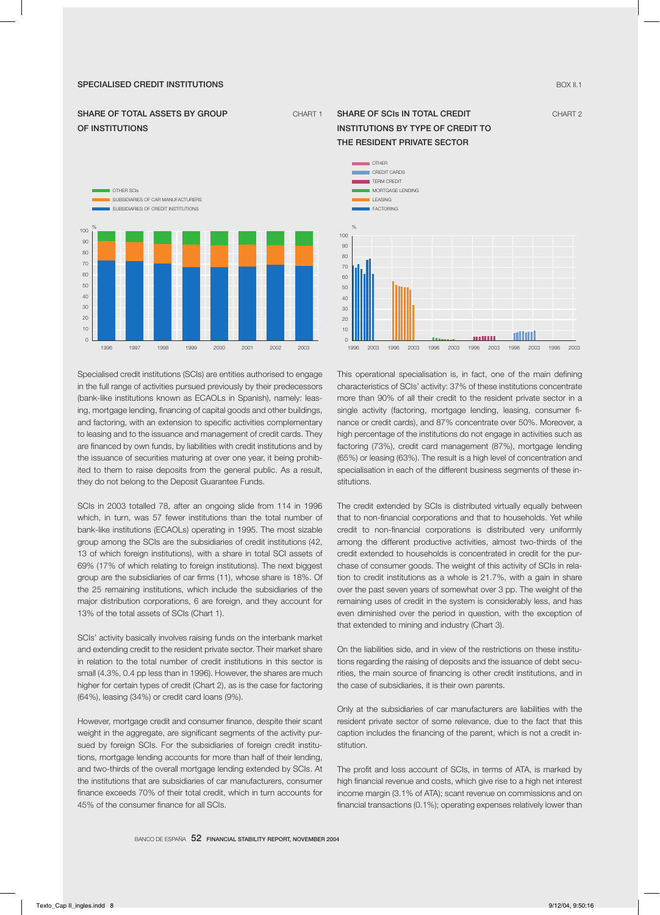## SPECIALISED CREDIT INSTITUTIONS

BOX II.1

### SHARE OF TOTAL ASSETS BY GROUP OF INSTITUTIONS

CHART 1

- OTHER SCIs
- SUBSIDIARIES OF CAR MANUFACTURERS
- SUBSIDIARIES OF CREDIT INSTITUTIONS

### SHARE OF SCIs IN TOTAL CREDIT INSTITUTIONS BY TYPE OF CREDIT TO THE RESIDENT PRIVATE SECTOR

CHART 2

- OTHER
- CREDIT CARDS
- TERM CREDIT
- MORTGAGE LENDING
- LEASING
- FACTORING

Specialised credit institutions (SCIs) are entities authorised to engage in the full range of activities pursued previously by their predecessors (bank-like institutions known as ECAOLs in Spanish), namely: leasing, mortgage lending, financing of capital goods and other buildings, and factoring, with an extension to specific activities complementary to leasing and to the issuance and management of credit cards. They are financed by own funds, by liabilities with credit institutions and by the issuance of securities maturing at over one year, it being prohibited to them to raise deposits from the general public. As a result, they do not belong to the Deposit Guarantee Funds.

SCIs in 2003 totalled 78, after an ongoing slide from 114 in 1996 which, in turn, was 57 fewer institutions than the total number of bank-like institutions (ECAOLs) operating in 1995. The most sizable group among the SCIs are the subsidiaries of credit institutions (42, 13 of which foreign institutions), with a share in total SCI assets of 69% (17% of which relating to foreign institutions). The next biggest group are the subsidiaries of car firms (11), whose share is 18%. Of the 25 remaining institutions, which include the subsidiaries of the major distribution corporations, 6 are foreign, and they account for 13% of the total assets of SCIs (Chart 1).

SCIs' activity basically involves raising funds on the interbank market and extending credit to the resident private sector. Their market share in relation to the total number of credit institutions in this sector is small (4.3%, 0.4 pp less than in 1996). However, the shares are much higher for certain types of credit (Chart 2), as is the case for factoring (64%), leasing (34%) or credit card loans (9%).

However, mortgage credit and consumer finance, despite their scant weight in the aggregate, are significant segments of the activity pursued by foreign SCIs. For the subsidiaries of foreign credit institutions, mortgage lending accounts for more than half of their lending, and two-thirds of the overall mortgage lending extended by SCIs. At the institutions that are subsidiaries of car manufacturers, consumer finance exceeds 70% of their total credit, which in turn accounts for 45% of the consumer finance for all SCIs.

This operational specialisation is, in fact, one of the main defining characteristics of SCIs' activity: 37% of these institutions concentrate more than 90% of all their credit to the resident private sector in a single activity (factoring, mortgage lending, leasing, consumer finance or credit cards), and 87% concentrate over 50%. Moreover, a high percentage of the institutions do not engage in activities such as factoring (73%), credit card management (87%), mortgage lending (65%) or leasing (63%). The result is a high level of concentration and specialisation in each of the different business segments of these institutions.

The credit extended by SCIs is distributed virtually equally between that to non-financial corporations and that to households. Yet while credit to non-financial corporations is distributed very uniformly among the different productive activities, almost two-thirds of the credit extended to households is concentrated in credit for the purchase of consumer goods. The weight of this activity of SCIs in relation to credit institutions as a whole is 21.7%, with a gain in share over the past seven years of somewhat over 3 pp. The weight of the remaining uses of credit in the system is considerably less, and has even diminished over the period in question, with the exception of that extended to mining and industry (Chart 3).

On the liabilities side, and in view of the restrictions on these institutions regarding the raising of deposits and the issuance of debt securities, the main source of financing is other credit institutions, and in the case of subsidiaries, it is their own parents.

Only at the subsidiaries of car manufacturers are liabilities with the resident private sector of some relevance, due to the fact that this caption includes the financing of the parent, which is not a credit institution.

The profit and loss account of SCIs, in terms of ATA, is marked by high financial revenue and costs, which give rise to a high net interest income margin (3.1% of ATA); scant revenue on commissions and on financial transactions (0.1%); operating expenses relatively lower than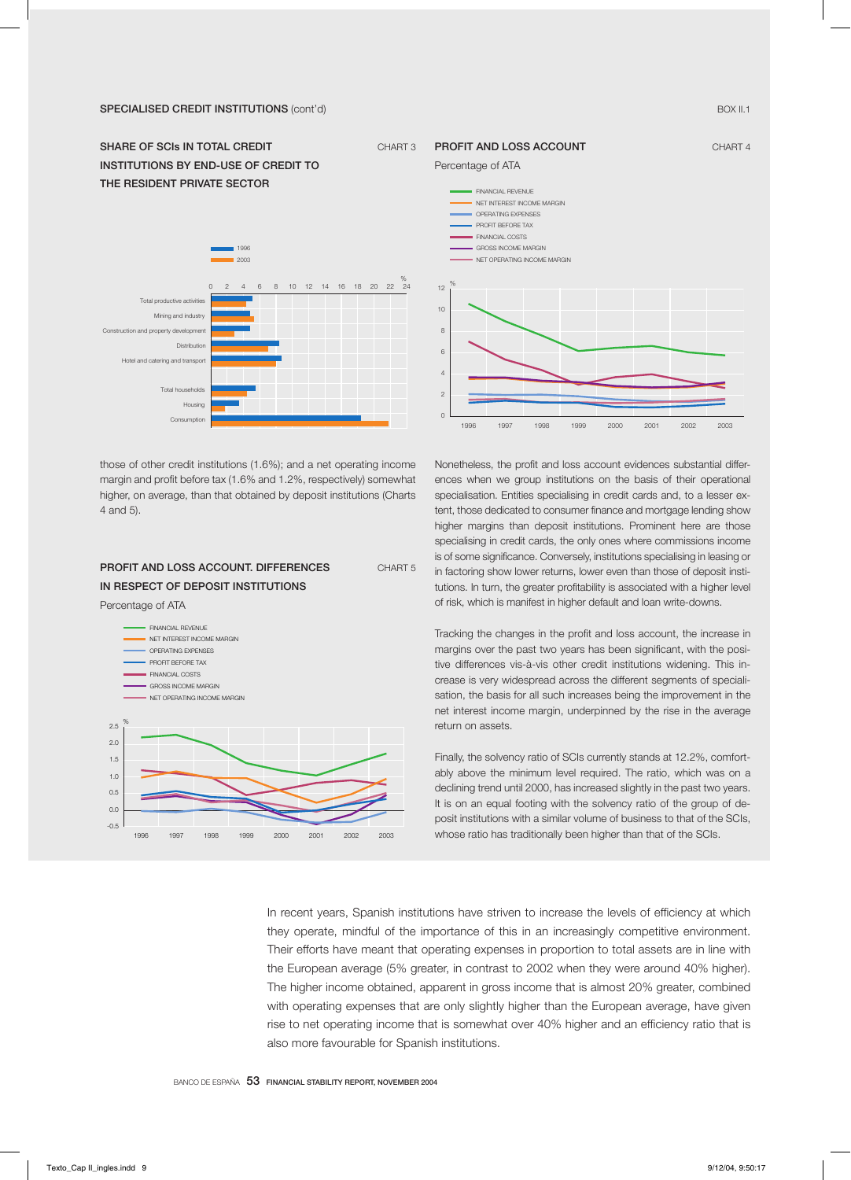SPECIALISED CREDIT INSTITUTIONS (cont'd) — BOX II.1

**SHARE OF SCIs IN TOTAL CREDIT INSTITUTIONS BY END-USE OF CREDIT TO THE RESIDENT PRIVATE SECTOR** — CHART 3

**PROFIT AND LOSS ACCOUNT** — CHART 4

Percentage of ATA

those of other credit institutions (1.6%); and a net operating income margin and profit before tax (1.6% and 1.2%, respectively) somewhat higher, on average, than that obtained by deposit institutions (Charts 4 and 5).

**PROFIT AND LOSS ACCOUNT. DIFFERENCES IN RESPECT OF DEPOSIT INSTITUTIONS** — CHART 5

Percentage of ATA

Nonetheless, the profit and loss account evidences substantial differences when we group institutions on the basis of their operational specialisation. Entities specialising in credit cards and, to a lesser extent, those dedicated to consumer finance and mortgage lending show higher margins than deposit institutions. Prominent here are those specialising in credit cards, the only ones where commissions income is of some significance. Conversely, institutions specialising in leasing or in factoring show lower returns, lower even than those of deposit institutions. In turn, the greater profitability is associated with a higher level of risk, which is manifest in higher default and loan write-downs.

Tracking the changes in the profit and loss account, the increase in margins over the past two years has been significant, with the positive differences vis-à-vis other credit institutions widening. This increase is very widespread across the different segments of specialisation, the basis for all such increases being the improvement in the net interest income margin, underpinned by the rise in the average return on assets.

Finally, the solvency ratio of SCIs currently stands at 12.2%, comfortably above the minimum level required. The ratio, which was on a declining trend until 2000, has increased slightly in the past two years. It is on an equal footing with the solvency ratio of the group of deposit institutions with a similar volume of business to that of the SCIs, whose ratio has traditionally been higher than that of the SCIs.

In recent years, Spanish institutions have striven to increase the levels of efficiency at which they operate, mindful of the importance of this in an increasingly competitive environment. Their efforts have meant that operating expenses in proportion to total assets are in line with the European average (5% greater, in contrast to 2002 when they were around 40% higher). The higher income obtained, apparent in gross income that is almost 20% greater, combined with operating expenses that are only slightly higher than the European average, have given rise to net operating income that is somewhat over 40% higher and an efficiency ratio that is also more favourable for Spanish institutions.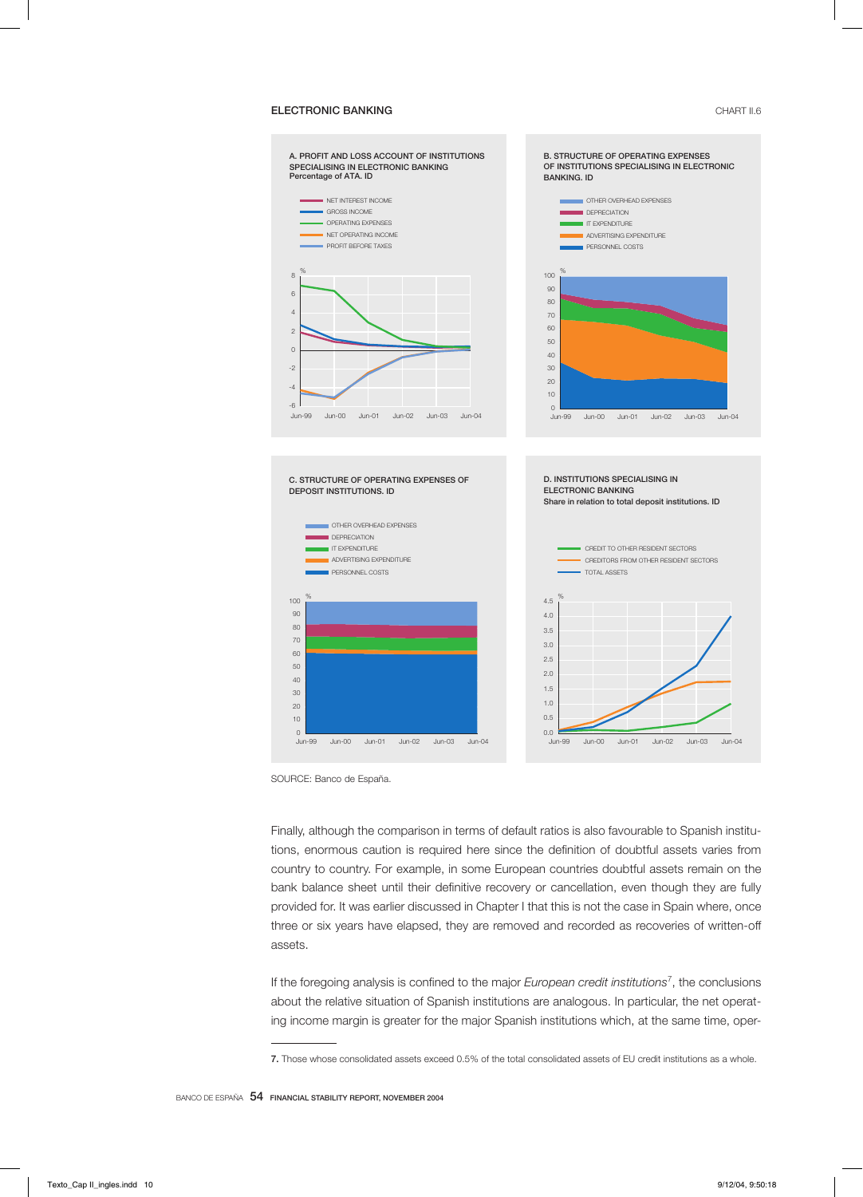**ELECTRONIC BANKING** CHART II.6

A. PROFIT AND LOSS ACCOUNT OF INSTITUTIONS SPECIALISING IN ELECTRONIC BANKING
Percentage of ATA. ID

- NET INTEREST INCOME
- GROSS INCOME
- OPERATING EXPENSES
- NET OPERATING INCOME
- PROFIT BEFORE TAXES

B. STRUCTURE OF OPERATING EXPENSES OF INSTITUTIONS SPECIALISING IN ELECTRONIC BANKING. ID

- OTHER OVERHEAD EXPENSES
- DEPRECIATION
- IT EXPENDITURE
- ADVERTISING EXPENDITURE
- PERSONNEL COSTS

C. STRUCTURE OF OPERATING EXPENSES OF DEPOSIT INSTITUTIONS. ID

- OTHER OVERHEAD EXPENSES
- DEPRECIATION
- IT EXPENDITURE
- ADVERTISING EXPENDITURE
- PERSONNEL COSTS

D. INSTITUTIONS SPECIALISING IN ELECTRONIC BANKING
Share in relation to total deposit institutions. ID

- CREDIT TO OTHER RESIDENT SECTORS
- CREDITORS FROM OTHER RESIDENT SECTORS
- TOTAL ASSETS

SOURCE: Banco de España.

Finally, although the comparison in terms of default ratios is also favourable to Spanish institutions, enormous caution is required here since the definition of doubtful assets varies from country to country. For example, in some European countries doubtful assets remain on the bank balance sheet until their definitive recovery or cancellation, even though they are fully provided for. It was earlier discussed in Chapter I that this is not the case in Spain where, once three or six years have elapsed, they are removed and recorded as recoveries of written-off assets.

If the foregoing analysis is confined to the major *European credit institutions*[7], the conclusions about the relative situation of Spanish institutions are analogous. In particular, the net operating income margin is greater for the major Spanish institutions which, at the same time, oper-

---

**7.** Those whose consolidated assets exceed 0.5% of the total consolidated assets of EU credit institutions as a whole.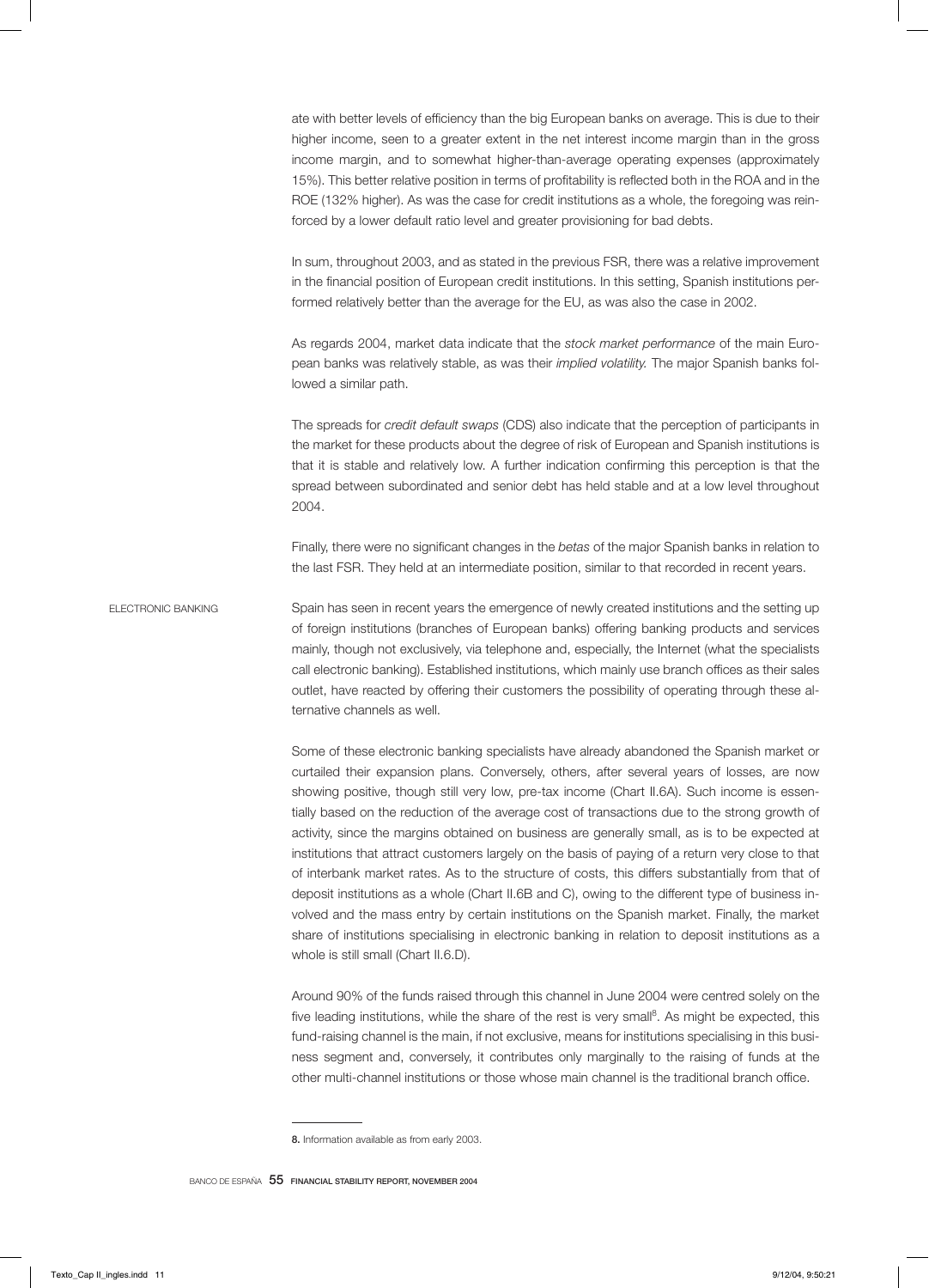ate with better levels of efficiency than the big European banks on average. This is due to their higher income, seen to a greater extent in the net interest income margin than in the gross income margin, and to somewhat higher-than-average operating expenses (approximately 15%). This better relative position in terms of profitability is reflected both in the ROA and in the ROE (132% higher). As was the case for credit institutions as a whole, the foregoing was reinforced by a lower default ratio level and greater provisioning for bad debts.

In sum, throughout 2003, and as stated in the previous FSR, there was a relative improvement in the financial position of European credit institutions. In this setting, Spanish institutions performed relatively better than the average for the EU, as was also the case in 2002.

As regards 2004, market data indicate that the *stock market performance* of the main European banks was relatively stable, as was their *implied volatility.* The major Spanish banks followed a similar path.

The spreads for *credit default swaps* (CDS) also indicate that the perception of participants in the market for these products about the degree of risk of European and Spanish institutions is that it is stable and relatively low. A further indication confirming this perception is that the spread between subordinated and senior debt has held stable and at a low level throughout 2004.

Finally, there were no significant changes in the *betas* of the major Spanish banks in relation to the last FSR. They held at an intermediate position, similar to that recorded in recent years.

## ELECTRONIC BANKING

Spain has seen in recent years the emergence of newly created institutions and the setting up of foreign institutions (branches of European banks) offering banking products and services mainly, though not exclusively, via telephone and, especially, the Internet (what the specialists call electronic banking). Established institutions, which mainly use branch offices as their sales outlet, have reacted by offering their customers the possibility of operating through these alternative channels as well.

Some of these electronic banking specialists have already abandoned the Spanish market or curtailed their expansion plans. Conversely, others, after several years of losses, are now showing positive, though still very low, pre-tax income (Chart II.6A). Such income is essentially based on the reduction of the average cost of transactions due to the strong growth of activity, since the margins obtained on business are generally small, as is to be expected at institutions that attract customers largely on the basis of paying of a return very close to that of interbank market rates. As to the structure of costs, this differs substantially from that of deposit institutions as a whole (Chart II.6B and C), owing to the different type of business involved and the mass entry by certain institutions on the Spanish market. Finally, the market share of institutions specialising in electronic banking in relation to deposit institutions as a whole is still small (Chart II.6.D).

Around 90% of the funds raised through this channel in June 2004 were centred solely on the five leading institutions, while the share of the rest is very small[8]. As might be expected, this fund-raising channel is the main, if not exclusive, means for institutions specialising in this business segment and, conversely, it contributes only marginally to the raising of funds at the other multi-channel institutions or those whose main channel is the traditional branch office.

---

**8.** Information available as from early 2003.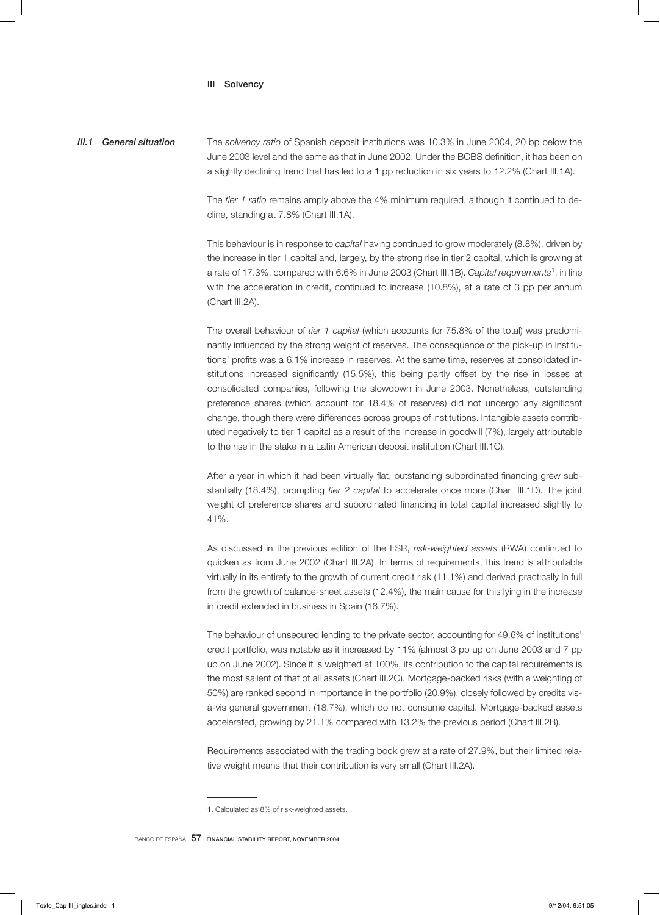# III Solvency

## III.1 General situation

The *solvency ratio* of Spanish deposit institutions was 10.3% in June 2004, 20 bp below the June 2003 level and the same as that in June 2002. Under the BCBS definition, it has been on a slightly declining trend that has led to a 1 pp reduction in six years to 12.2% (Chart III.1A).

The *tier 1 ratio* remains amply above the 4% minimum required, although it continued to decline, standing at 7.8% (Chart III.1A).

This behaviour is in response to *capital* having continued to grow moderately (8.8%), driven by the increase in tier 1 capital and, largely, by the strong rise in tier 2 capital, which is growing at a rate of 17.3%, compared with 6.6% in June 2003 (Chart III.1B). *Capital requirements*[1], in line with the acceleration in credit, continued to increase (10.8%), at a rate of 3 pp per annum (Chart III.2A).

The overall behaviour of *tier 1 capital* (which accounts for 75.8% of the total) was predominantly influenced by the strong weight of reserves. The consequence of the pick-up in institutions' profits was a 6.1% increase in reserves. At the same time, reserves at consolidated institutions increased significantly (15.5%), this being partly offset by the rise in losses at consolidated companies, following the slowdown in June 2003. Nonetheless, outstanding preference shares (which account for 18.4% of reserves) did not undergo any significant change, though there were differences across groups of institutions. Intangible assets contributed negatively to tier 1 capital as a result of the increase in goodwill (7%), largely attributable to the rise in the stake in a Latin American deposit institution (Chart III.1C).

After a year in which it had been virtually flat, outstanding subordinated financing grew substantially (18.4%), prompting *tier 2 capital* to accelerate once more (Chart III.1D). The joint weight of preference shares and subordinated financing in total capital increased slightly to 41%.

As discussed in the previous edition of the FSR, *risk-weighted assets* (RWA) continued to quicken as from June 2002 (Chart III.2A). In terms of requirements, this trend is attributable virtually in its entirety to the growth of current credit risk (11.1%) and derived practically in full from the growth of balance-sheet assets (12.4%), the main cause for this lying in the increase in credit extended in business in Spain (16.7%).

The behaviour of unsecured lending to the private sector, accounting for 49.6% of institutions' credit portfolio, was notable as it increased by 11% (almost 3 pp up on June 2003 and 7 pp up on June 2002). Since it is weighted at 100%, its contribution to the capital requirements is the most salient of that of all assets (Chart III.2C). Mortgage-backed risks (with a weighting of 50%) are ranked second in importance in the portfolio (20.9%), closely followed by credits vis-à-vis general government (18.7%), which do not consume capital. Mortgage-backed assets accelerated, growing by 21.1% compared with 13.2% the previous period (Chart III.2B).

Requirements associated with the trading book grew at a rate of 27.9%, but their limited relative weight means that their contribution is very small (Chart III.2A).

---

1. Calculated as 8% of risk-weighted assets.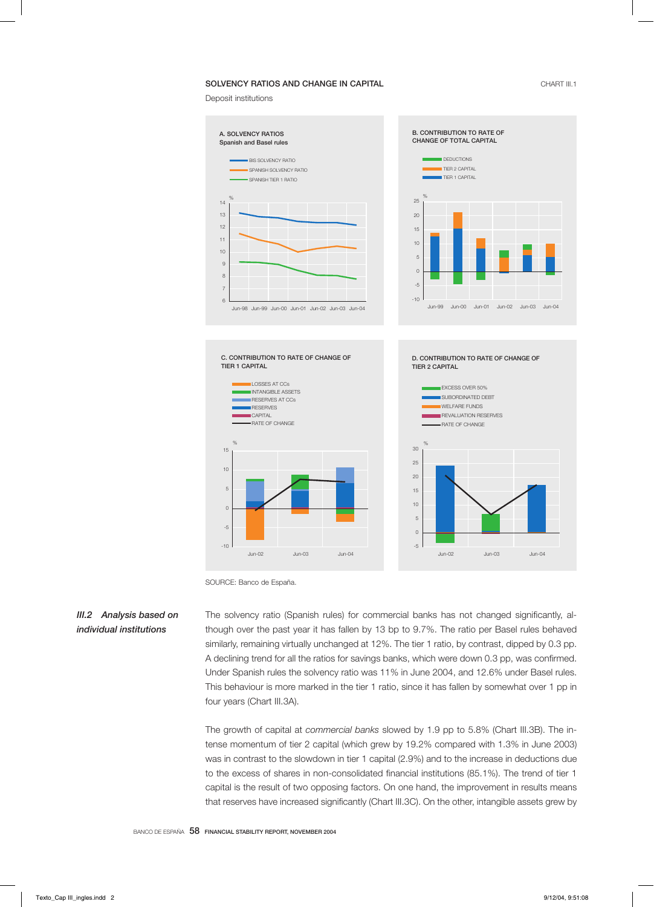SOLVENCY RATIOS AND CHANGE IN CAPITAL

CHART III.1

Deposit institutions

A. SOLVENCY RATIOS
Spanish and Basel rules

B. CONTRIBUTION TO RATE OF CHANGE OF TOTAL CAPITAL

C. CONTRIBUTION TO RATE OF CHANGE OF TIER 1 CAPITAL

D. CONTRIBUTION TO RATE OF CHANGE OF TIER 2 CAPITAL

SOURCE: Banco de España.

## III.2 Analysis based on individual institutions

The solvency ratio (Spanish rules) for commercial banks has not changed significantly, although over the past year it has fallen by 13 bp to 9.7%. The ratio per Basel rules behaved similarly, remaining virtually unchanged at 12%. The tier 1 ratio, by contrast, dipped by 0.3 pp. A declining trend for all the ratios for savings banks, which were down 0.3 pp, was confirmed. Under Spanish rules the solvency ratio was 11% in June 2004, and 12.6% under Basel rules. This behaviour is more marked in the tier 1 ratio, since it has fallen by somewhat over 1 pp in four years (Chart III.3A).

The growth of capital at *commercial banks* slowed by 1.9 pp to 5.8% (Chart III.3B). The intense momentum of tier 2 capital (which grew by 19.2% compared with 1.3% in June 2003) was in contrast to the slowdown in tier 1 capital (2.9%) and to the increase in deductions due to the excess of shares in non-consolidated financial institutions (85.1%). The trend of tier 1 capital is the result of two opposing factors. On one hand, the improvement in results means that reserves have increased significantly (Chart III.3C). On the other, intangible assets grew by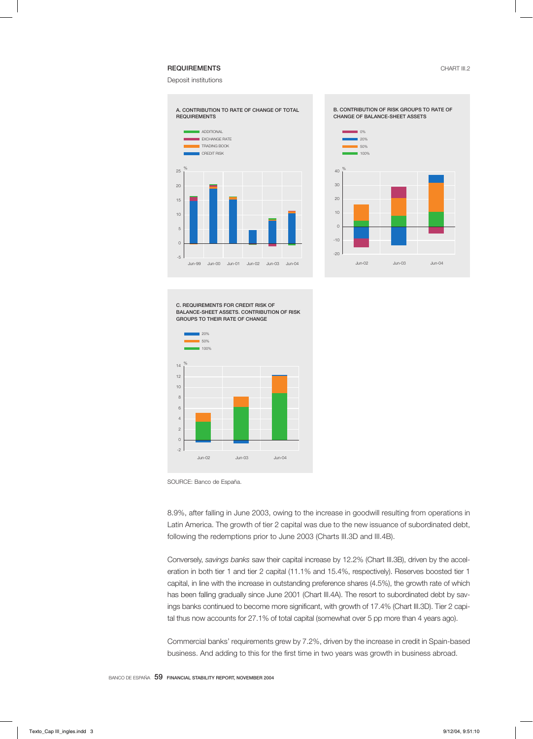**REQUIREMENTS** CHART III.2

Deposit institutions

A. CONTRIBUTION TO RATE OF CHANGE OF TOTAL REQUIREMENTS

ADDITIONAL
EXCHANGE RATE
TRADING BOOK
CREDIT RISK

B. CONTRIBUTION OF RISK GROUPS TO RATE OF CHANGE OF BALANCE-SHEET ASSETS

0%
20%
50%
100%

C. REQUIREMENTS FOR CREDIT RISK OF BALANCE-SHEET ASSETS. CONTRIBUTION OF RISK GROUPS TO THEIR RATE OF CHANGE

20%
50%
100%

SOURCE: Banco de España.

8.9%, after falling in June 2003, owing to the increase in goodwill resulting from operations in Latin America. The growth of tier 2 capital was due to the new issuance of subordinated debt, following the redemptions prior to June 2003 (Charts III.3D and III.4B).

Conversely, *savings banks* saw their capital increase by 12.2% (Chart III.3B), driven by the acceleration in both tier 1 and tier 2 capital (11.1% and 15.4%, respectively). Reserves boosted tier 1 capital, in line with the increase in outstanding preference shares (4.5%), the growth rate of which has been falling gradually since June 2001 (Chart III.4A). The resort to subordinated debt by savings banks continued to become more significant, with growth of 17.4% (Chart III.3D). Tier 2 capital thus now accounts for 27.1% of total capital (somewhat over 5 pp more than 4 years ago).

Commercial banks' requirements grew by 7.2%, driven by the increase in credit in Spain-based business. And adding to this for the first time in two years was growth in business abroad.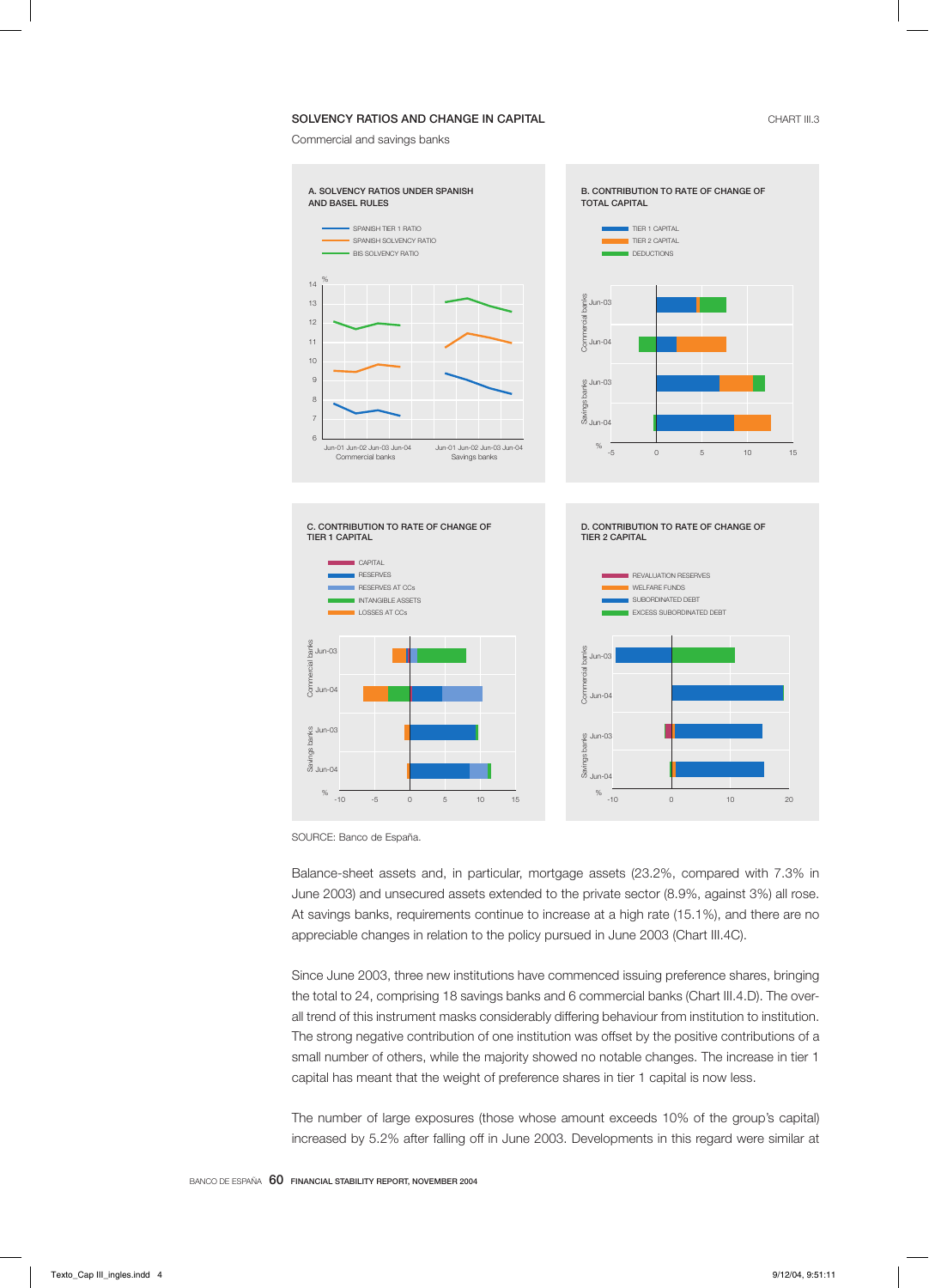SOLVENCY RATIOS AND CHANGE IN CAPITAL

CHART III.3

Commercial and savings banks

A. SOLVENCY RATIOS UNDER SPANISH AND BASEL RULES

B. CONTRIBUTION TO RATE OF CHANGE OF TOTAL CAPITAL

C. CONTRIBUTION TO RATE OF CHANGE OF TIER 1 CAPITAL

D. CONTRIBUTION TO RATE OF CHANGE OF TIER 2 CAPITAL

SOURCE: Banco de España.

Balance-sheet assets and, in particular, mortgage assets (23.2%, compared with 7.3% in June 2003) and unsecured assets extended to the private sector (8.9%, against 3%) all rose. At savings banks, requirements continue to increase at a high rate (15.1%), and there are no appreciable changes in relation to the policy pursued in June 2003 (Chart III.4C).

Since June 2003, three new institutions have commenced issuing preference shares, bringing the total to 24, comprising 18 savings banks and 6 commercial banks (Chart III.4.D). The overall trend of this instrument masks considerably differing behaviour from institution to institution. The strong negative contribution of one institution was offset by the positive contributions of a small number of others, while the majority showed no notable changes. The increase in tier 1 capital has meant that the weight of preference shares in tier 1 capital is now less.

The number of large exposures (those whose amount exceeds 10% of the group's capital) increased by 5.2% after falling off in June 2003. Developments in this regard were similar at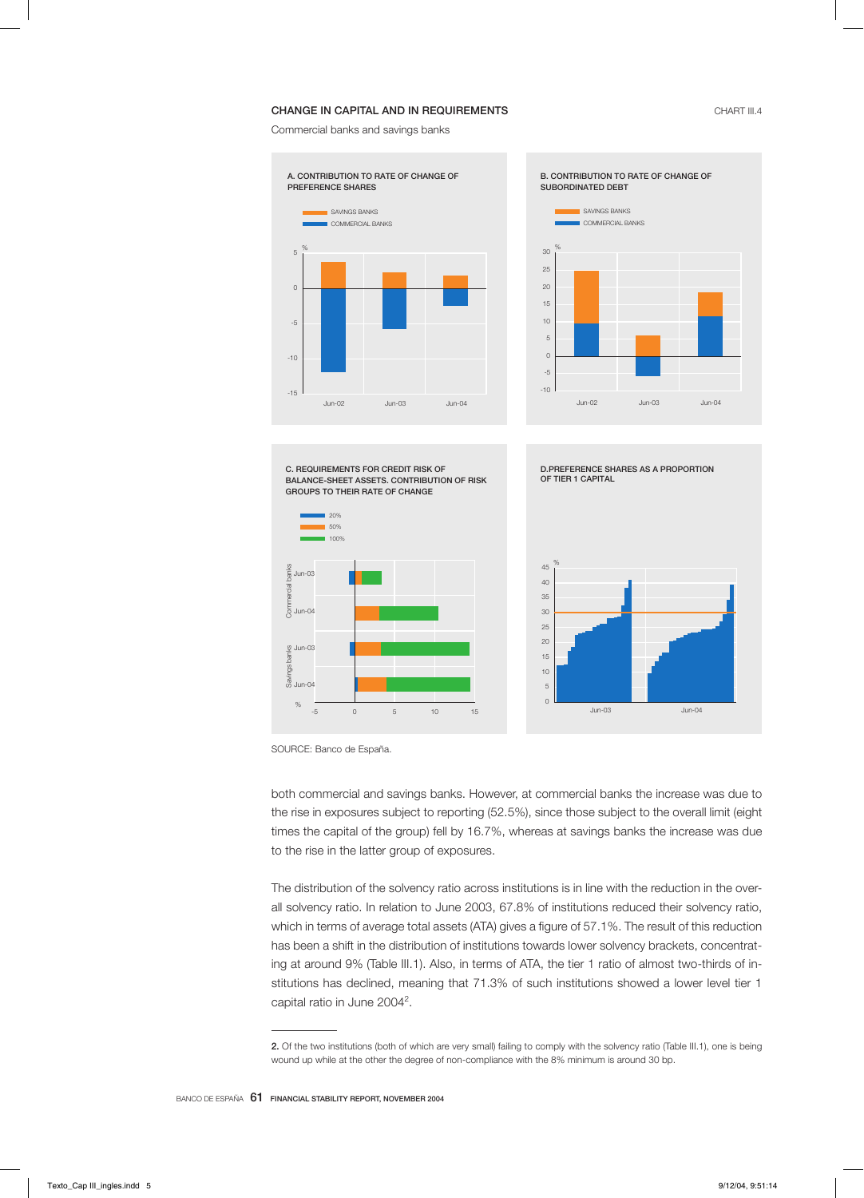CHANGE IN CAPITAL AND IN REQUIREMENTS

CHART III.4

Commercial banks and savings banks

A. CONTRIBUTION TO RATE OF CHANGE OF PREFERENCE SHARES

B. CONTRIBUTION TO RATE OF CHANGE OF SUBORDINATED DEBT

C. REQUIREMENTS FOR CREDIT RISK OF BALANCE-SHEET ASSETS. CONTRIBUTION OF RISK GROUPS TO THEIR RATE OF CHANGE

D.PREFERENCE SHARES AS A PROPORTION OF TIER 1 CAPITAL

SOURCE: Banco de España.

both commercial and savings banks. However, at commercial banks the increase was due to the rise in exposures subject to reporting (52.5%), since those subject to the overall limit (eight times the capital of the group) fell by 16.7%, whereas at savings banks the increase was due to the rise in the latter group of exposures.

The distribution of the solvency ratio across institutions is in line with the reduction in the overall solvency ratio. In relation to June 2003, 67.8% of institutions reduced their solvency ratio, which in terms of average total assets (ATA) gives a figure of 57.1%. The result of this reduction has been a shift in the distribution of institutions towards lower solvency brackets, concentrating at around 9% (Table III.1). Also, in terms of ATA, the tier 1 ratio of almost two-thirds of institutions has declined, meaning that 71.3% of such institutions showed a lower level tier 1 capital ratio in June 2004[2].

---

2. Of the two institutions (both of which are very small) failing to comply with the solvency ratio (Table III.1), one is being wound up while at the other the degree of non-compliance with the 8% minimum is around 30 bp.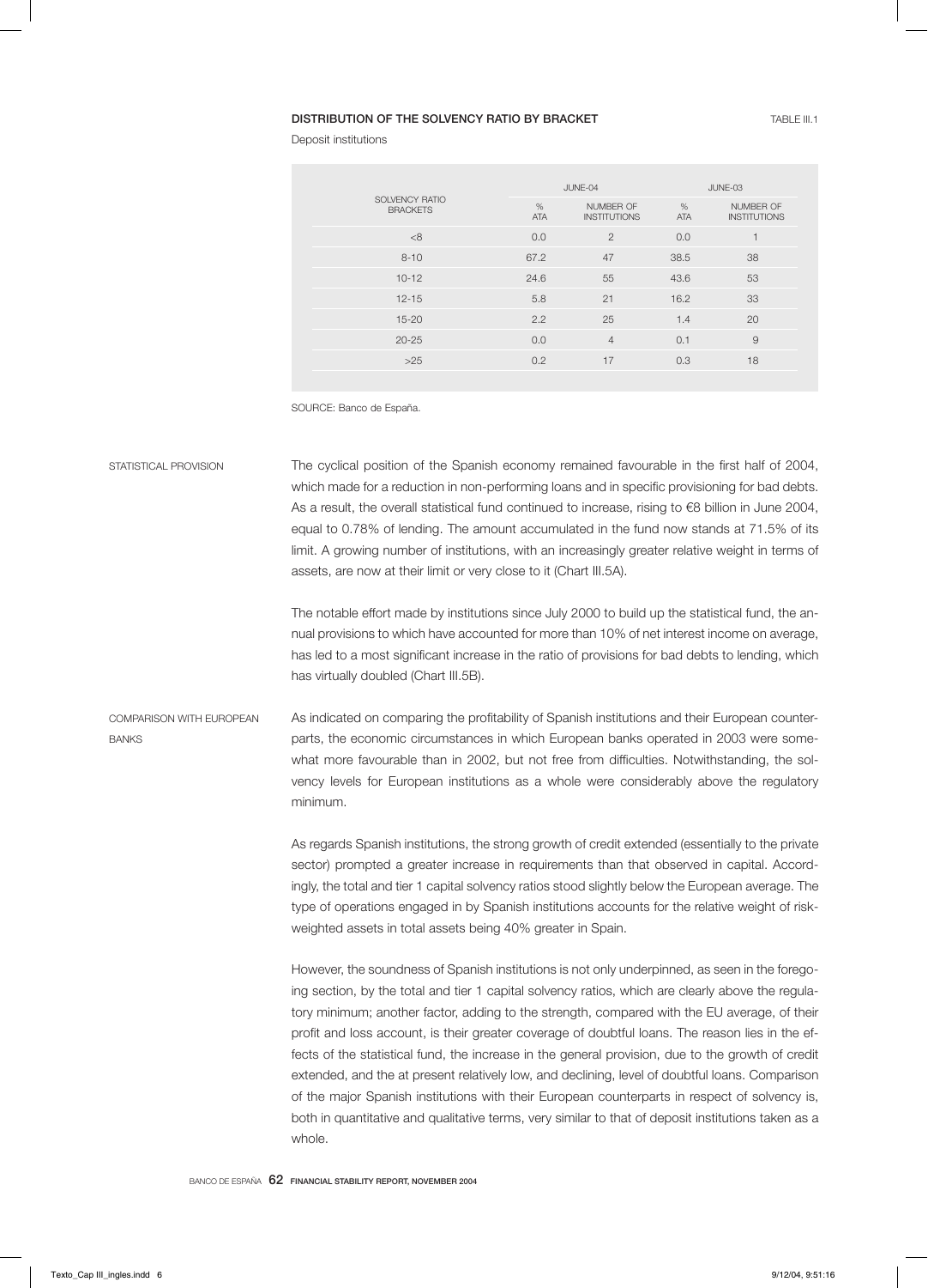**DISTRIBUTION OF THE SOLVENCY RATIO BY BRACKET** TABLE III.1

Deposit institutions

| SOLVENCY RATIO BRACKETS | JUNE-04 | | JUNE-03 | |
|---|---|---|---|---|
| | % ATA | NUMBER OF INSTITUTIONS | % ATA | NUMBER OF INSTITUTIONS |
| <8 | 0.0 | 2 | 0.0 | 1 |
| 8-10 | 67.2 | 47 | 38.5 | 38 |
| 10-12 | 24.6 | 55 | 43.6 | 53 |
| 12-15 | 5.8 | 21 | 16.2 | 33 |
| 15-20 | 2.2 | 25 | 1.4 | 20 |
| 20-25 | 0.0 | 4 | 0.1 | 9 |
| >25 | 0.2 | 17 | 0.3 | 18 |

SOURCE: Banco de España.

STATISTICAL PROVISION

The cyclical position of the Spanish economy remained favourable in the first half of 2004, which made for a reduction in non-performing loans and in specific provisioning for bad debts. As a result, the overall statistical fund continued to increase, rising to €8 billion in June 2004, equal to 0.78% of lending. The amount accumulated in the fund now stands at 71.5% of its limit. A growing number of institutions, with an increasingly greater relative weight in terms of assets, are now at their limit or very close to it (Chart III.5A).

The notable effort made by institutions since July 2000 to build up the statistical fund, the annual provisions to which have accounted for more than 10% of net interest income on average, has led to a most significant increase in the ratio of provisions for bad debts to lending, which has virtually doubled (Chart III.5B).

COMPARISON WITH EUROPEAN BANKS

As indicated on comparing the profitability of Spanish institutions and their European counterparts, the economic circumstances in which European banks operated in 2003 were somewhat more favourable than in 2002, but not free from difficulties. Notwithstanding, the solvency levels for European institutions as a whole were considerably above the regulatory minimum.

As regards Spanish institutions, the strong growth of credit extended (essentially to the private sector) prompted a greater increase in requirements than that observed in capital. Accordingly, the total and tier 1 capital solvency ratios stood slightly below the European average. The type of operations engaged in by Spanish institutions accounts for the relative weight of risk-weighted assets in total assets being 40% greater in Spain.

However, the soundness of Spanish institutions is not only underpinned, as seen in the foregoing section, by the total and tier 1 capital solvency ratios, which are clearly above the regulatory minimum; another factor, adding to the strength, compared with the EU average, of their profit and loss account, is their greater coverage of doubtful loans. The reason lies in the effects of the statistical fund, the increase in the general provision, due to the growth of credit extended, and the at present relatively low, and declining, level of doubtful loans. Comparison of the major Spanish institutions with their European counterparts in respect of solvency is, both in quantitative and qualitative terms, very similar to that of deposit institutions taken as a whole.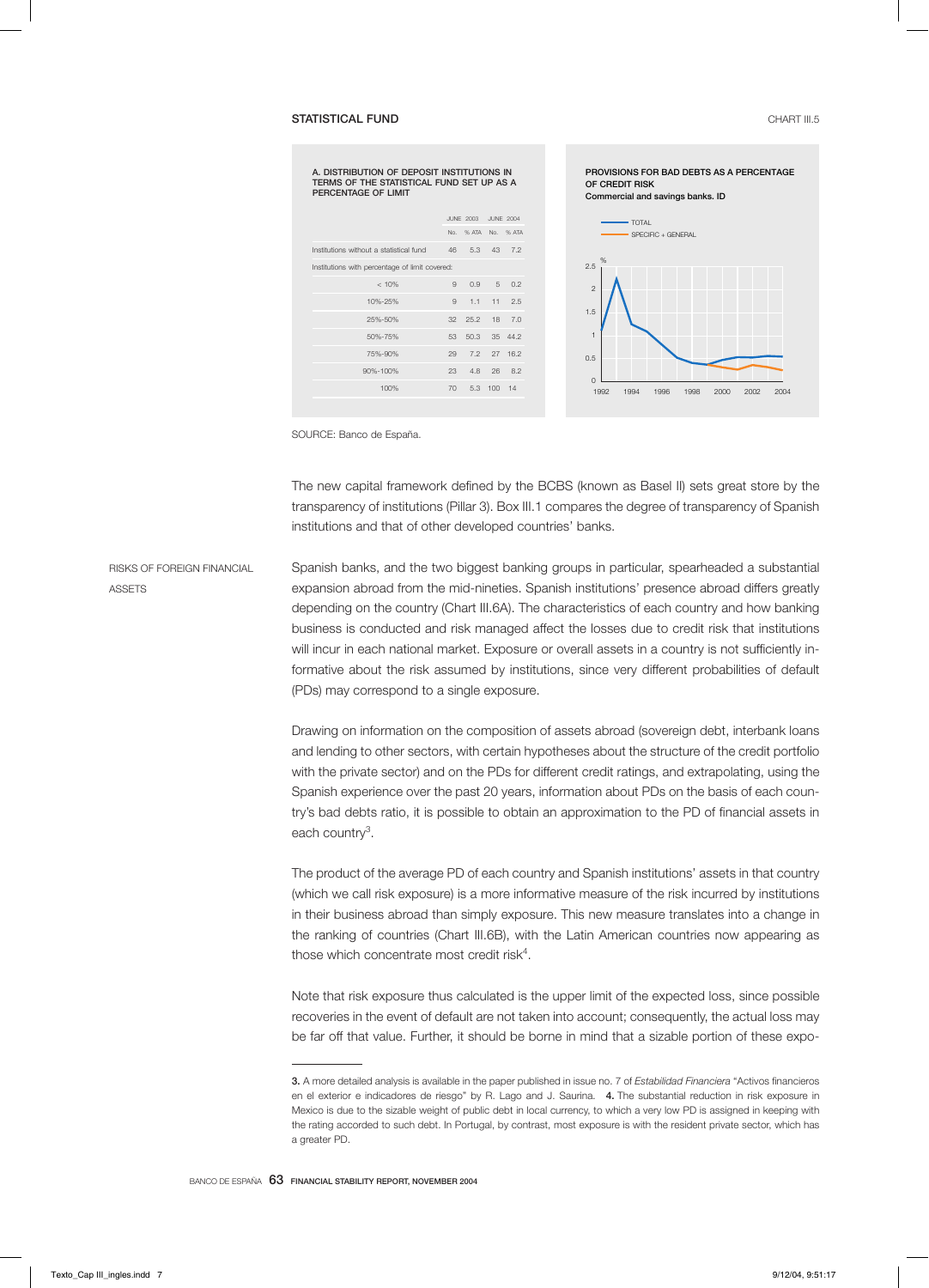STATISTICAL FUND

CHART III.5

A. DISTRIBUTION OF DEPOSIT INSTITUTIONS IN TERMS OF THE STATISTICAL FUND SET UP AS A PERCENTAGE OF LIMIT

| | JUNE 2003 | | JUNE 2004 | |
|---|---|---|---|---|
| | No. | % ATA | No. | % ATA |
| Institutions without a statistical fund | 46 | 5.3 | 43 | 7.2 |
| Institutions with percentage of limit covered: | | | | |
| < 10% | 9 | 0.9 | 5 | 0.2 |
| 10%-25% | 9 | 1.1 | 11 | 2.5 |
| 25%-50% | 32 | 25.2 | 18 | 7.0 |
| 50%-75% | 53 | 50.3 | 35 | 44.2 |
| 75%-90% | 29 | 7.2 | 27 | 16.2 |
| 90%-100% | 23 | 4.8 | 26 | 8.2 |
| 100% | 70 | 5.3 | 100 | 14 |

PROVISIONS FOR BAD DEBTS AS A PERCENTAGE OF CREDIT RISK
Commercial and savings banks. ID

SOURCE: Banco de España.

The new capital framework defined by the BCBS (known as Basel II) sets great store by the transparency of institutions (Pillar 3). Box III.1 compares the degree of transparency of Spanish institutions and that of other developed countries' banks.

## RISKS OF FOREIGN FINANCIAL ASSETS

Spanish banks, and the two biggest banking groups in particular, spearheaded a substantial expansion abroad from the mid-nineties. Spanish institutions' presence abroad differs greatly depending on the country (Chart III.6A). The characteristics of each country and how banking business is conducted and risk managed affect the losses due to credit risk that institutions will incur in each national market. Exposure or overall assets in a country is not sufficiently informative about the risk assumed by institutions, since very different probabilities of default (PDs) may correspond to a single exposure.

Drawing on information on the composition of assets abroad (sovereign debt, interbank loans and lending to other sectors, with certain hypotheses about the structure of the credit portfolio with the private sector) and on the PDs for different credit ratings, and extrapolating, using the Spanish experience over the past 20 years, information about PDs on the basis of each country's bad debts ratio, it is possible to obtain an approximation to the PD of financial assets in each country[3].

The product of the average PD of each country and Spanish institutions' assets in that country (which we call risk exposure) is a more informative measure of the risk incurred by institutions in their business abroad than simply exposure. This new measure translates into a change in the ranking of countries (Chart III.6B), with the Latin American countries now appearing as those which concentrate most credit risk[4].

Note that risk exposure thus calculated is the upper limit of the expected loss, since possible recoveries in the event of default are not taken into account; consequently, the actual loss may be far off that value. Further, it should be borne in mind that a sizable portion of these expo-

---

**3.** A more detailed analysis is available in the paper published in issue no. 7 of *Estabilidad Financiera* "Activos financieros en el exterior e indicadores de riesgo" by R. Lago and J. Saurina. **4.** The substantial reduction in risk exposure in Mexico is due to the sizable weight of public debt in local currency, to which a very low PD is assigned in keeping with the rating accorded to such debt. In Portugal, by contrast, most exposure is with the resident private sector, which has a greater PD.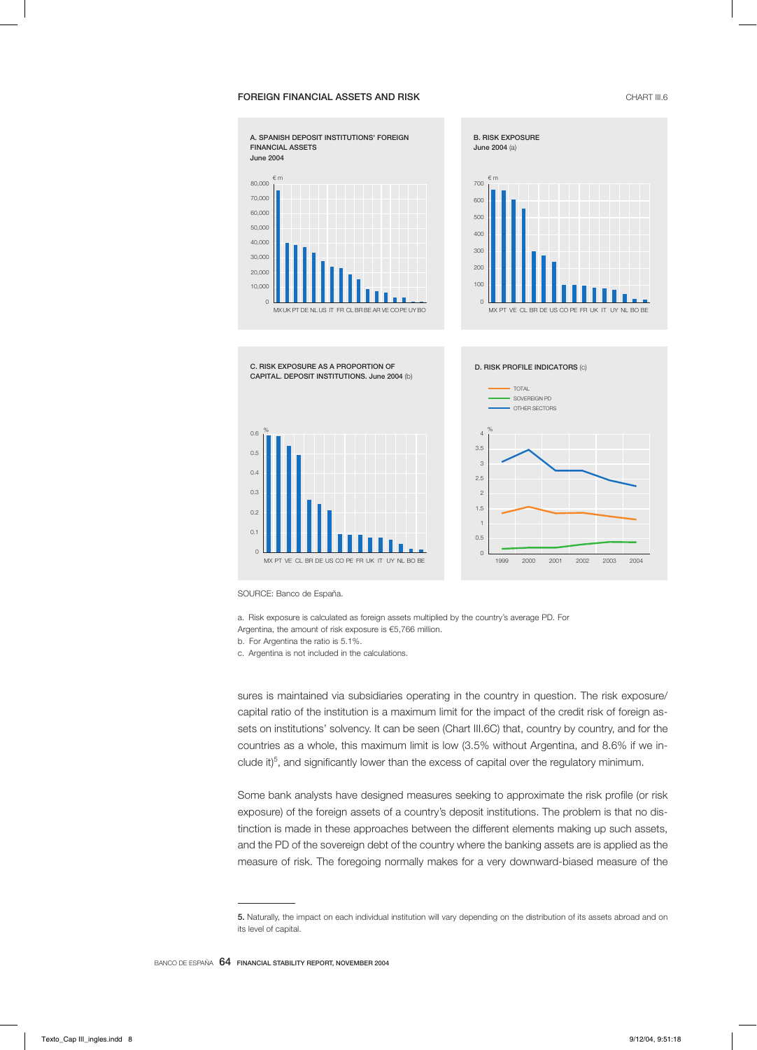FOREIGN FINANCIAL ASSETS AND RISK

CHART III.6

A. SPANISH DEPOSIT INSTITUTIONS' FOREIGN FINANCIAL ASSETS
June 2004

B. RISK EXPOSURE
June 2004 (a)

C. RISK EXPOSURE AS A PROPORTION OF CAPITAL. DEPOSIT INSTITUTIONS. June 2004 (b)

D. RISK PROFILE INDICATORS (c)

SOURCE: Banco de España.

a. Risk exposure is calculated as foreign assets multiplied by the country's average PD. For Argentina, the amount of risk exposure is €5,766 million.
b. For Argentina the ratio is 5.1%.
c. Argentina is not included in the calculations.

sures is maintained via subsidiaries operating in the country in question. The risk exposure/capital ratio of the institution is a maximum limit for the impact of the credit risk of foreign assets on institutions' solvency. It can be seen (Chart III.6C) that, country by country, and for the countries as a whole, this maximum limit is low (3.5% without Argentina, and 8.6% if we include it)[5], and significantly lower than the excess of capital over the regulatory minimum.

Some bank analysts have designed measures seeking to approximate the risk profile (or risk exposure) of the foreign assets of a country's deposit institutions. The problem is that no distinction is made in these approaches between the different elements making up such assets, and the PD of the sovereign debt of the country where the banking assets are is applied as the measure of risk. The foregoing normally makes for a very downward-biased measure of the

5. Naturally, the impact on each individual institution will vary depending on the distribution of its assets abroad and on its level of capital.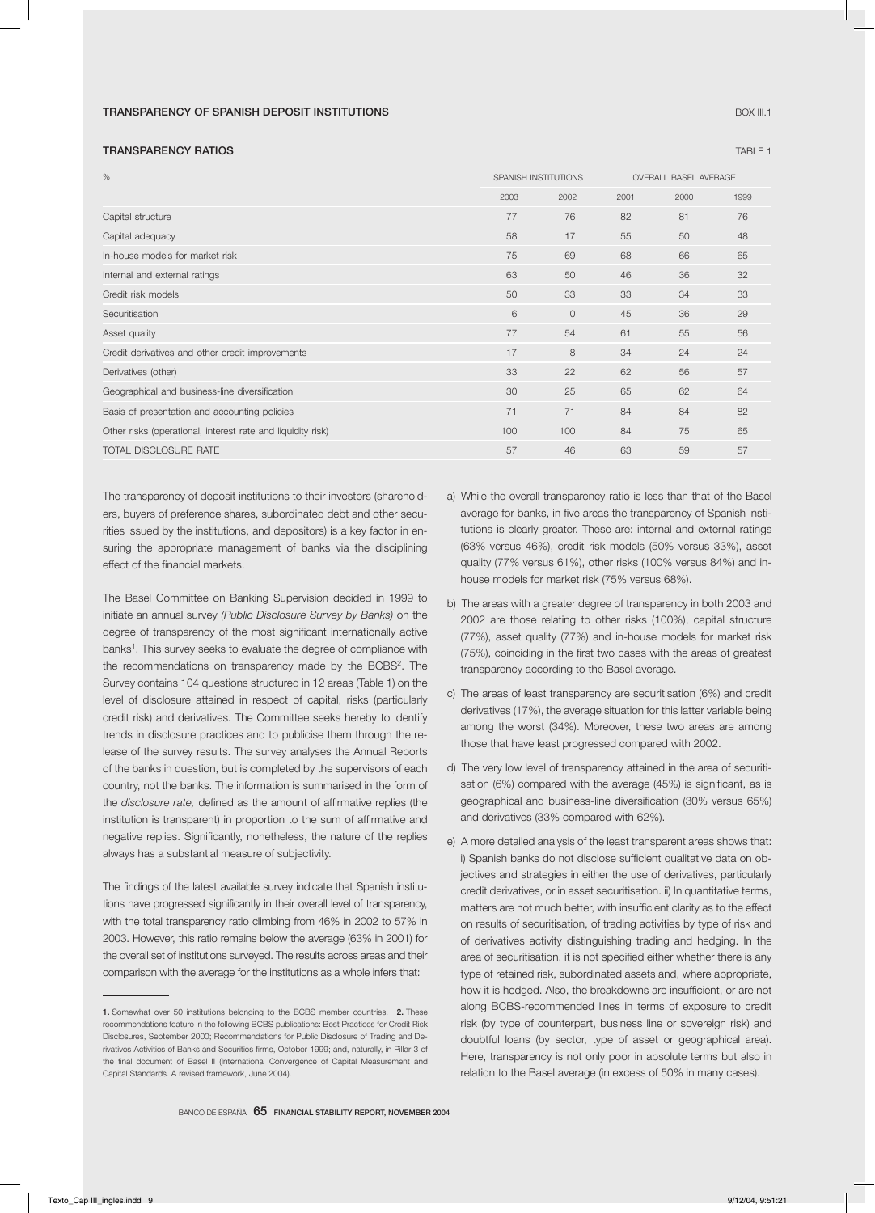## TRANSPARENCY OF SPANISH DEPOSIT INSTITUTIONS

BOX III.1

### TRANSPARENCY RATIOS

TABLE 1

| % | SPANISH INSTITUTIONS | | OVERALL BASEL AVERAGE | | |
|---|---|---|---|---|---|
| | 2003 | 2002 | 2001 | 2000 | 1999 |
| Capital structure | 77 | 76 | 82 | 81 | 76 |
| Capital adequacy | 58 | 17 | 55 | 50 | 48 |
| In-house models for market risk | 75 | 69 | 68 | 66 | 65 |
| Internal and external ratings | 63 | 50 | 46 | 36 | 32 |
| Credit risk models | 50 | 33 | 33 | 34 | 33 |
| Securitisation | 6 | 0 | 45 | 36 | 29 |
| Asset quality | 77 | 54 | 61 | 55 | 56 |
| Credit derivatives and other credit improvements | 17 | 8 | 34 | 24 | 24 |
| Derivatives (other) | 33 | 22 | 62 | 56 | 57 |
| Geographical and business-line diversification | 30 | 25 | 65 | 62 | 64 |
| Basis of presentation and accounting policies | 71 | 71 | 84 | 84 | 82 |
| Other risks (operational, interest rate and liquidity risk) | 100 | 100 | 84 | 75 | 65 |
| TOTAL DISCLOSURE RATE | 57 | 46 | 63 | 59 | 57 |

The transparency of deposit institutions to their investors (shareholders, buyers of preference shares, subordinated debt and other securities issued by the institutions, and depositors) is a key factor in ensuring the appropriate management of banks via the disciplining effect of the financial markets.

The Basel Committee on Banking Supervision decided in 1999 to initiate an annual survey *(Public Disclosure Survey by Banks)* on the degree of transparency of the most significant internationally active banks[1]. This survey seeks to evaluate the degree of compliance with the recommendations on transparency made by the BCBS[2]. The Survey contains 104 questions structured in 12 areas (Table 1) on the level of disclosure attained in respect of capital, risks (particularly credit risk) and derivatives. The Committee seeks hereby to identify trends in disclosure practices and to publicise them through the release of the survey results. The survey analyses the Annual Reports of the banks in question, but is completed by the supervisors of each country, not the banks. The information is summarised in the form of the *disclosure rate,* defined as the amount of affirmative replies (the institution is transparent) in proportion to the sum of affirmative and negative replies. Significantly, nonetheless, the nature of the replies always has a substantial measure of subjectivity.

The findings of the latest available survey indicate that Spanish institutions have progressed significantly in their overall level of transparency, with the total transparency ratio climbing from 46% in 2002 to 57% in 2003. However, this ratio remains below the average (63% in 2001) for the overall set of institutions surveyed. The results across areas and their comparison with the average for the institutions as a whole infers that:

a) While the overall transparency ratio is less than that of the Basel average for banks, in five areas the transparency of Spanish institutions is clearly greater. These are: internal and external ratings (63% versus 46%), credit risk models (50% versus 33%), asset quality (77% versus 61%), other risks (100% versus 84%) and in-house models for market risk (75% versus 68%).

b) The areas with a greater degree of transparency in both 2003 and 2002 are those relating to other risks (100%), capital structure (77%), asset quality (77%) and in-house models for market risk (75%), coinciding in the first two cases with the areas of greatest transparency according to the Basel average.

c) The areas of least transparency are securitisation (6%) and credit derivatives (17%), the average situation for this latter variable being among the worst (34%). Moreover, these two areas are among those that have least progressed compared with 2002.

d) The very low level of transparency attained in the area of securitisation (6%) compared with the average (45%) is significant, as is geographical and business-line diversification (30% versus 65%) and derivatives (33% compared with 62%).

e) A more detailed analysis of the least transparent areas shows that: i) Spanish banks do not disclose sufficient qualitative data on objectives and strategies in either the use of derivatives, particularly credit derivatives, or in asset securitisation. ii) In quantitative terms, matters are not much better, with insufficient clarity as to the effect on results of securitisation, of trading activities by type of risk and of derivatives activity distinguishing trading and hedging. In the area of securitisation, it is not specified either whether there is any type of retained risk, subordinated assets and, where appropriate, how it is hedged. Also, the breakdowns are insufficient, or are not along BCBS-recommended lines in terms of exposure to credit risk (by type of counterpart, business line or sovereign risk) and doubtful loans (by sector, type of asset or geographical area). Here, transparency is not only poor in absolute terms but also in relation to the Basel average (in excess of 50% in many cases).

---

**1.** Somewhat over 50 institutions belonging to the BCBS member countries. **2.** These recommendations feature in the following BCBS publications: Best Practices for Credit Risk Disclosures, September 2000; Recommendations for Public Disclosure of Trading and Derivatives Activities of Banks and Securities firms, October 1999; and, naturally, in Pillar 3 of the final document of Basel II (International Convergence of Capital Measurement and Capital Standards. A revised framework, June 2004).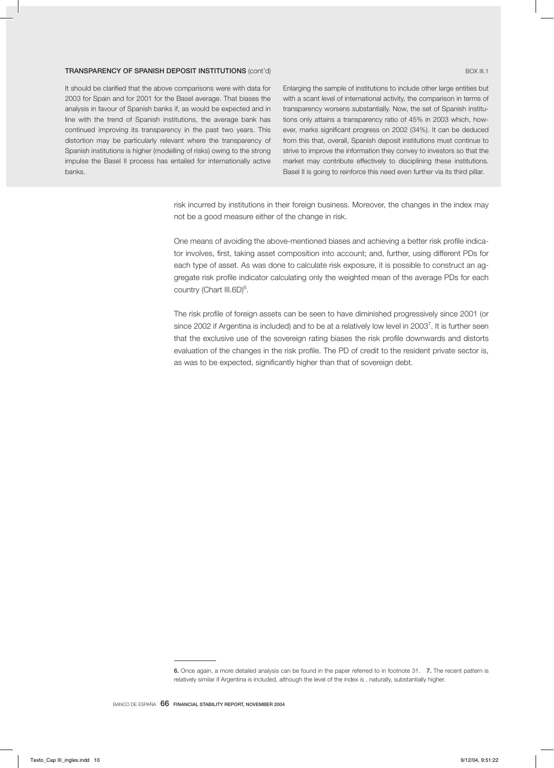**TRANSPARENCY OF SPANISH DEPOSIT INSTITUTIONS** (cont'd) BOX III.1

It should be clarified that the above comparisons were with data for 2003 for Spain and for 2001 for the Basel average. That biases the analysis in favour of Spanish banks if, as would be expected and in line with the trend of Spanish institutions, the average bank has continued improving its transparency in the past two years. This distortion may be particularly relevant where the transparency of Spanish institutions is higher (modelling of risks) owing to the strong impulse the Basel II process has entailed for internationally active banks.

Enlarging the sample of institutions to include other large entities but with a scant level of international activity, the comparison in terms of transparency worsens substantially. Now, the set of Spanish institutions only attains a transparency ratio of 45% in 2003 which, however, marks significant progress on 2002 (34%). It can be deduced from this that, overall, Spanish deposit institutions must continue to strive to improve the information they convey to investors so that the market may contribute effectively to disciplining these institutions. Basel II is going to reinforce this need even further via its third pillar.

risk incurred by institutions in their foreign business. Moreover, the changes in the index may not be a good measure either of the change in risk.

One means of avoiding the above-mentioned biases and achieving a better risk profile indicator involves, first, taking asset composition into account; and, further, using different PDs for each type of asset. As was done to calculate risk exposure, it is possible to construct an aggregate risk profile indicator calculating only the weighted mean of the average PDs for each country (Chart III.6D)[6].

The risk profile of foreign assets can be seen to have diminished progressively since 2001 (or since 2002 if Argentina is included) and to be at a relatively low level in 2003[7]. It is further seen that the exclusive use of the sovereign rating biases the risk profile downwards and distorts evaluation of the changes in the risk profile. The PD of credit to the resident private sector is, as was to be expected, significantly higher than that of sovereign debt.

---

**6.** Once again, a more detailed analysis can be found in the paper referred to in footnote 31. **7.** The recent pattern is relatively similar if Argentina is included, although the level of the index is , naturally, substantially higher.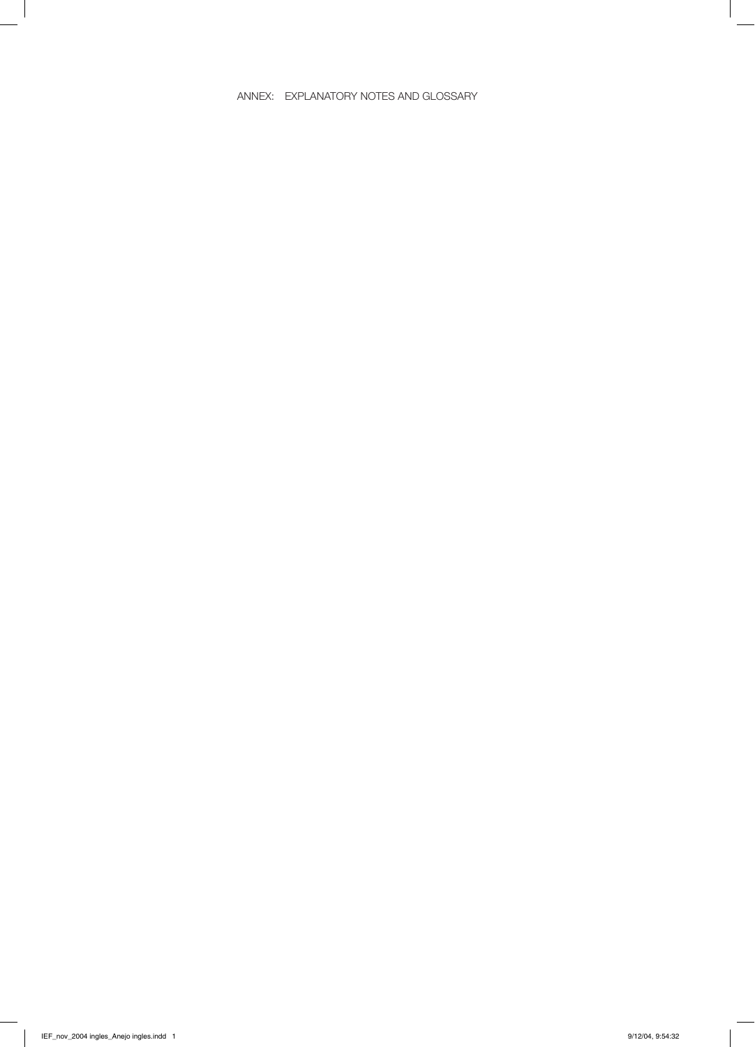# ANNEX: EXPLANATORY NOTES AND GLOSSARY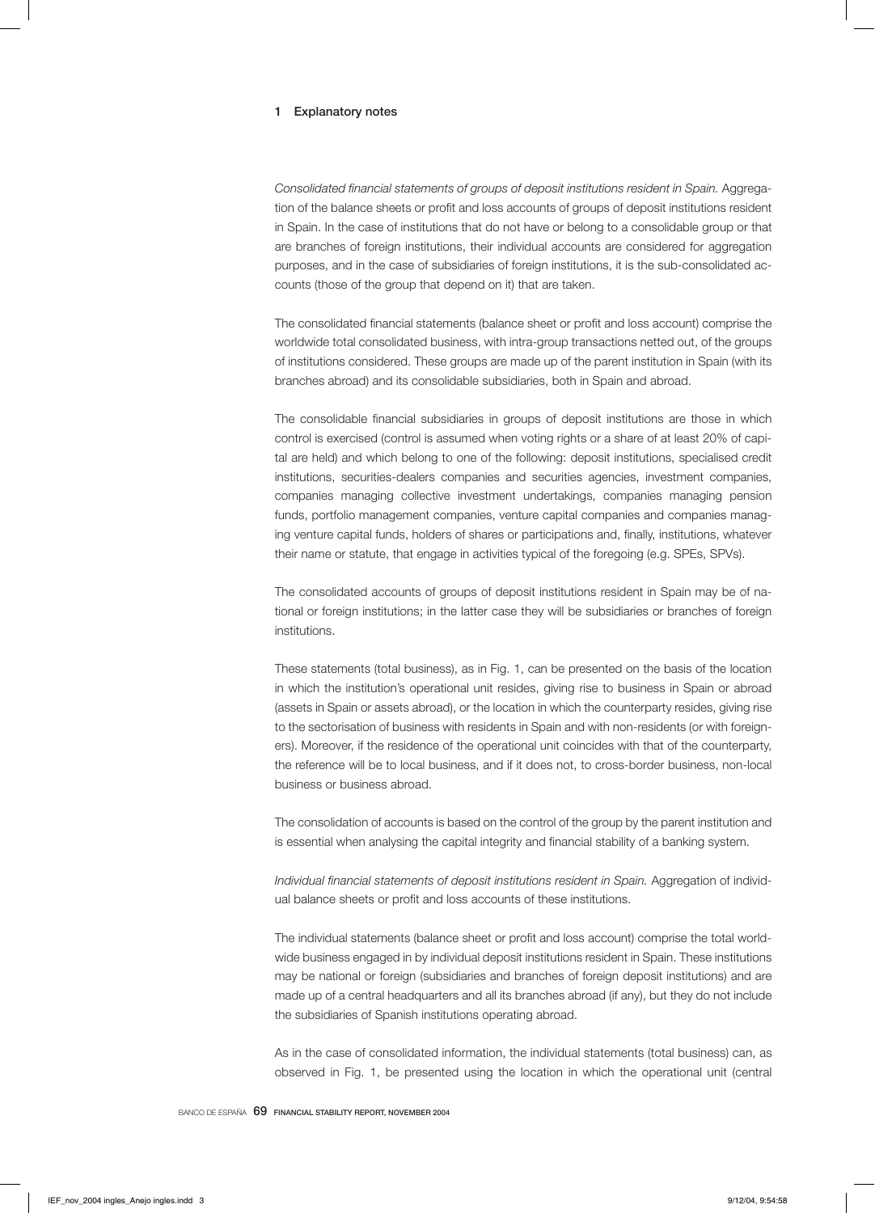## 1 Explanatory notes

*Consolidated financial statements of groups of deposit institutions resident in Spain.* Aggregation of the balance sheets or profit and loss accounts of groups of deposit institutions resident in Spain. In the case of institutions that do not have or belong to a consolidable group or that are branches of foreign institutions, their individual accounts are considered for aggregation purposes, and in the case of subsidiaries of foreign institutions, it is the sub-consolidated accounts (those of the group that depend on it) that are taken.

The consolidated financial statements (balance sheet or profit and loss account) comprise the worldwide total consolidated business, with intra-group transactions netted out, of the groups of institutions considered. These groups are made up of the parent institution in Spain (with its branches abroad) and its consolidable subsidiaries, both in Spain and abroad.

The consolidable financial subsidiaries in groups of deposit institutions are those in which control is exercised (control is assumed when voting rights or a share of at least 20% of capital are held) and which belong to one of the following: deposit institutions, specialised credit institutions, securities-dealers companies and securities agencies, investment companies, companies managing collective investment undertakings, companies managing pension funds, portfolio management companies, venture capital companies and companies managing venture capital funds, holders of shares or participations and, finally, institutions, whatever their name or statute, that engage in activities typical of the foregoing (e.g. SPEs, SPVs).

The consolidated accounts of groups of deposit institutions resident in Spain may be of national or foreign institutions; in the latter case they will be subsidiaries or branches of foreign institutions.

These statements (total business), as in Fig. 1, can be presented on the basis of the location in which the institution's operational unit resides, giving rise to business in Spain or abroad (assets in Spain or assets abroad), or the location in which the counterparty resides, giving rise to the sectorisation of business with residents in Spain and with non-residents (or with foreigners). Moreover, if the residence of the operational unit coincides with that of the counterparty, the reference will be to local business, and if it does not, to cross-border business, non-local business or business abroad.

The consolidation of accounts is based on the control of the group by the parent institution and is essential when analysing the capital integrity and financial stability of a banking system.

*Individual financial statements of deposit institutions resident in Spain.* Aggregation of individual balance sheets or profit and loss accounts of these institutions.

The individual statements (balance sheet or profit and loss account) comprise the total worldwide business engaged in by individual deposit institutions resident in Spain. These institutions may be national or foreign (subsidiaries and branches of foreign deposit institutions) and are made up of a central headquarters and all its branches abroad (if any), but they do not include the subsidiaries of Spanish institutions operating abroad.

As in the case of consolidated information, the individual statements (total business) can, as observed in Fig. 1, be presented using the location in which the operational unit (central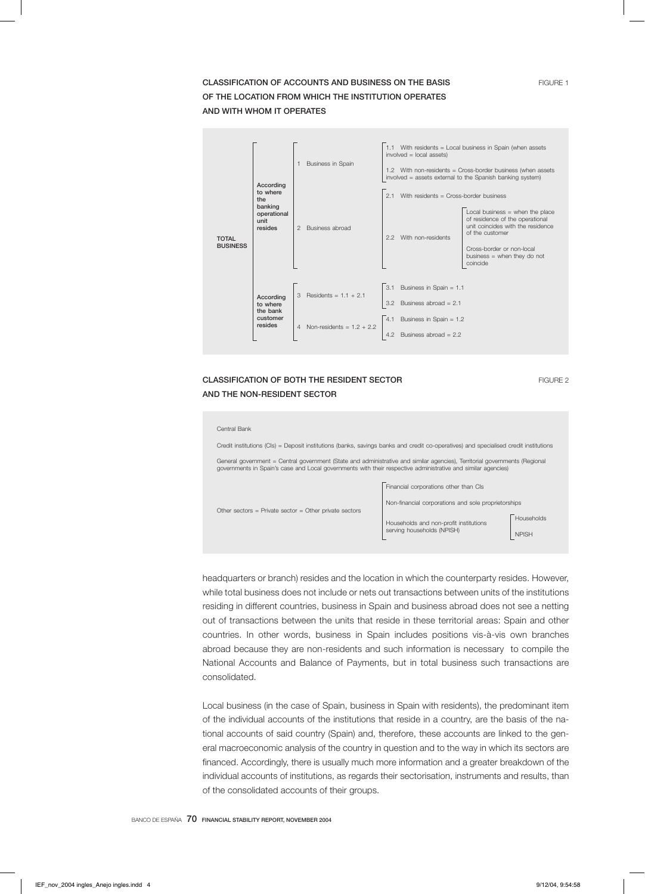**CLASSIFICATION OF ACCOUNTS AND BUSINESS ON THE BASIS OF THE LOCATION FROM WHICH THE INSTITUTION OPERATES AND WITH WHOM IT OPERATES**

FIGURE 1

**TOTAL BUSINESS**

- **According to where the banking operational unit resides**
  - 1 Business in Spain
    - 1.1 With residents = Local business in Spain (when assets involved = local assets)
    - 1.2 With non-residents = Cross-border business (when assets involved = assets external to the Spanish banking system)
  - 2 Business abroad
    - 2.1 With residents = Cross-border business
    - 2.2 With non-residents
      - Local business = when the place of residence of the operational unit coincides with the residence of the customer
      - Cross-border or non-local business = when they do not coincide
- **According to where the bank customer resides**
  - 3 Residents = 1.1 + 2.1
    - 3.1 Business in Spain = 1.1
    - 3.2 Business abroad = 2.1
  - 4 Non-residents = 1.2 + 2.2
    - 4.1 Business in Spain = 1.2
    - 4.2 Business abroad = 2.2

**CLASSIFICATION OF BOTH THE RESIDENT SECTOR AND THE NON-RESIDENT SECTOR**

FIGURE 2

Central Bank

Credit institutions (CIs) = Deposit institutions (banks, savings banks and credit co-operatives) and specialised credit institutions

General government = Central government (State and administrative and similar agencies), Territorial governments (Regional governments in Spain's case and Local governments with their respective administrative and similar agencies)

Other sectors = Private sector = Other private sectors
- Financial corporations other than CIs
- Non-financial corporations and sole proprietorships
- Households and non-profit institutions serving households (NPISH)
  - Households
  - NPISH

headquarters or branch) resides and the location in which the counterparty resides. However, while total business does not include or nets out transactions between units of the institutions residing in different countries, business in Spain and business abroad does not see a netting out of transactions between the units that reside in these territorial areas: Spain and other countries. In other words, business in Spain includes positions vis-à-vis own branches abroad because they are non-residents and such information is necessary to compile the National Accounts and Balance of Payments, but in total business such transactions are consolidated.

Local business (in the case of Spain, business in Spain with residents), the predominant item of the individual accounts of the institutions that reside in a country, are the basis of the national accounts of said country (Spain) and, therefore, these accounts are linked to the general macroeconomic analysis of the country in question and to the way in which its sectors are financed. Accordingly, there is usually much more information and a greater breakdown of the individual accounts of institutions, as regards their sectorisation, instruments and results, than of the consolidated accounts of their groups.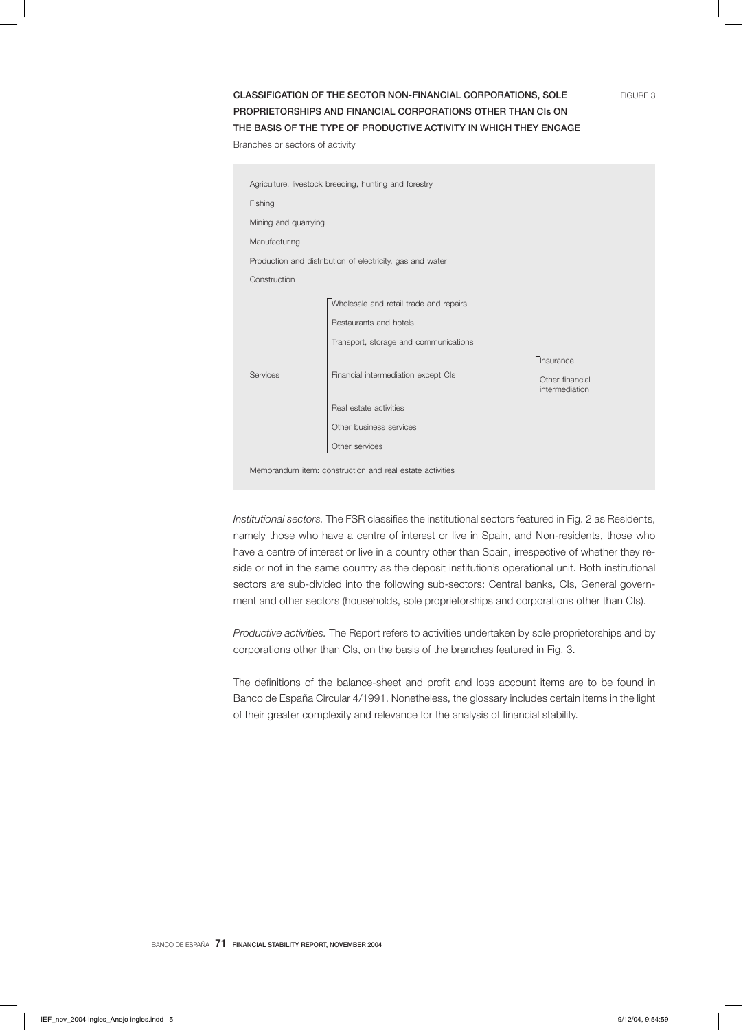**CLASSIFICATION OF THE SECTOR NON-FINANCIAL CORPORATIONS, SOLE PROPRIETORSHIPS AND FINANCIAL CORPORATIONS OTHER THAN CIs ON THE BASIS OF THE TYPE OF PRODUCTIVE ACTIVITY IN WHICH THEY ENGAGE**

FIGURE 3

Branches or sectors of activity

| | | |
|---|---|---|
| Agriculture, livestock breeding, hunting and forestry | | |
| Fishing | | |
| Mining and quarrying | | |
| Manufacturing | | |
| Production and distribution of electricity, gas and water | | |
| Construction | | |
| Services | Wholesale and retail trade and repairs | |
| | Restaurants and hotels | |
| | Transport, storage and communications | |
| | Financial intermediation except CIs | Insurance |
| | | Other financial intermediation |
| | Real estate activities | |
| | Other business services | |
| | Other services | |
| Memorandum item: construction and real estate activities | | |

*Institutional sectors.* The FSR classifies the institutional sectors featured in Fig. 2 as Residents, namely those who have a centre of interest or live in Spain, and Non-residents, those who have a centre of interest or live in a country other than Spain, irrespective of whether they reside or not in the same country as the deposit institution's operational unit. Both institutional sectors are sub-divided into the following sub-sectors: Central banks, CIs, General government and other sectors (households, sole proprietorships and corporations other than CIs).

*Productive activities.* The Report refers to activities undertaken by sole proprietorships and by corporations other than CIs, on the basis of the branches featured in Fig. 3.

The definitions of the balance-sheet and profit and loss account items are to be found in Banco de España Circular 4/1991. Nonetheless, the glossary includes certain items in the light of their greater complexity and relevance for the analysis of financial stability.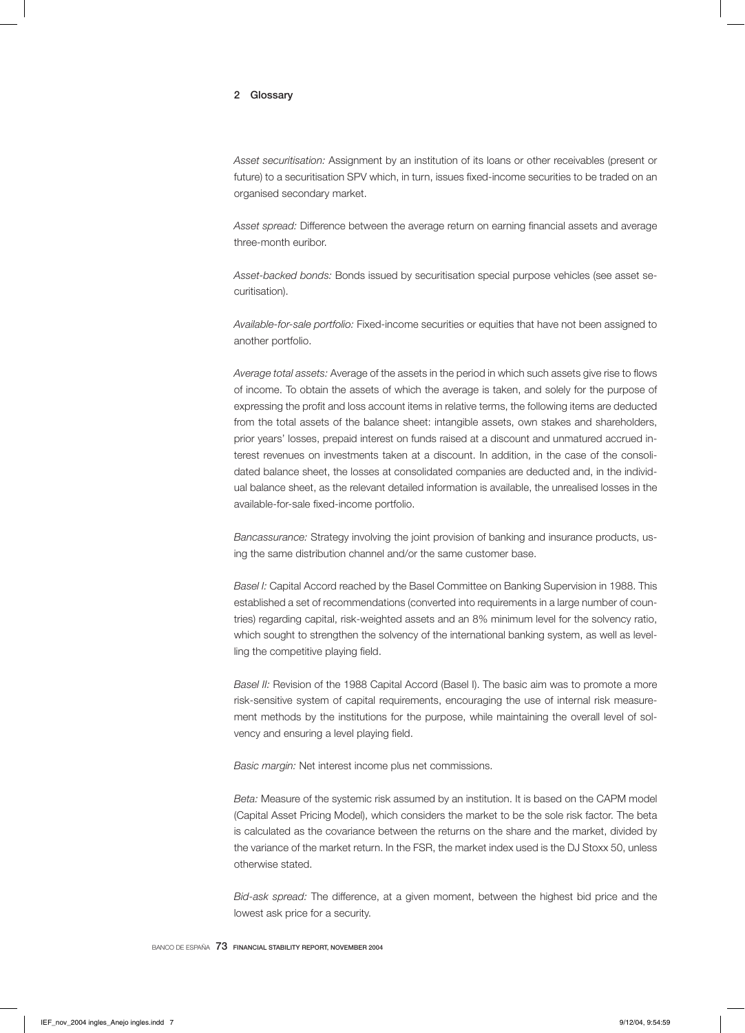## 2 Glossary

*Asset securitisation:* Assignment by an institution of its loans or other receivables (present or future) to a securitisation SPV which, in turn, issues fixed-income securities to be traded on an organised secondary market.

*Asset spread:* Difference between the average return on earning financial assets and average three-month euribor.

*Asset-backed bonds:* Bonds issued by securitisation special purpose vehicles (see asset securitisation).

*Available-for-sale portfolio:* Fixed-income securities or equities that have not been assigned to another portfolio.

*Average total assets:* Average of the assets in the period in which such assets give rise to flows of income. To obtain the assets of which the average is taken, and solely for the purpose of expressing the profit and loss account items in relative terms, the following items are deducted from the total assets of the balance sheet: intangible assets, own stakes and shareholders, prior years' losses, prepaid interest on funds raised at a discount and unmatured accrued interest revenues on investments taken at a discount. In addition, in the case of the consolidated balance sheet, the losses at consolidated companies are deducted and, in the individual balance sheet, as the relevant detailed information is available, the unrealised losses in the available-for-sale fixed-income portfolio.

*Bancassurance:* Strategy involving the joint provision of banking and insurance products, using the same distribution channel and/or the same customer base.

*Basel I:* Capital Accord reached by the Basel Committee on Banking Supervision in 1988. This established a set of recommendations (converted into requirements in a large number of countries) regarding capital, risk-weighted assets and an 8% minimum level for the solvency ratio, which sought to strengthen the solvency of the international banking system, as well as levelling the competitive playing field.

*Basel II:* Revision of the 1988 Capital Accord (Basel I). The basic aim was to promote a more risk-sensitive system of capital requirements, encouraging the use of internal risk measurement methods by the institutions for the purpose, while maintaining the overall level of solvency and ensuring a level playing field.

*Basic margin:* Net interest income plus net commissions.

*Beta:* Measure of the systemic risk assumed by an institution. It is based on the CAPM model (Capital Asset Pricing Model), which considers the market to be the sole risk factor. The beta is calculated as the covariance between the returns on the share and the market, divided by the variance of the market return. In the FSR, the market index used is the DJ Stoxx 50, unless otherwise stated.

*Bid-ask spread:* The difference, at a given moment, between the highest bid price and the lowest ask price for a security.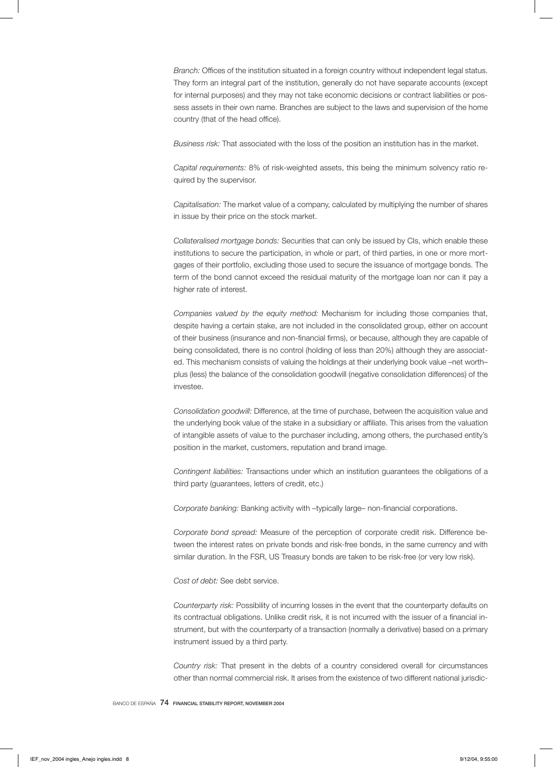*Branch:* Offices of the institution situated in a foreign country without independent legal status. They form an integral part of the institution, generally do not have separate accounts (except for internal purposes) and they may not take economic decisions or contract liabilities or possess assets in their own name. Branches are subject to the laws and supervision of the home country (that of the head office).

*Business risk:* That associated with the loss of the position an institution has in the market.

*Capital requirements:* 8% of risk-weighted assets, this being the minimum solvency ratio required by the supervisor.

*Capitalisation:* The market value of a company, calculated by multiplying the number of shares in issue by their price on the stock market.

*Collateralised mortgage bonds:* Securities that can only be issued by CIs, which enable these institutions to secure the participation, in whole or part, of third parties, in one or more mortgages of their portfolio, excluding those used to secure the issuance of mortgage bonds. The term of the bond cannot exceed the residual maturity of the mortgage loan nor can it pay a higher rate of interest.

*Companies valued by the equity method:* Mechanism for including those companies that, despite having a certain stake, are not included in the consolidated group, either on account of their business (insurance and non-financial firms), or because, although they are capable of being consolidated, there is no control (holding of less than 20%) although they are associated. This mechanism consists of valuing the holdings at their underlying book value –net worth– plus (less) the balance of the consolidation goodwill (negative consolidation differences) of the investee.

*Consolidation goodwill:* Difference, at the time of purchase, between the acquisition value and the underlying book value of the stake in a subsidiary or affiliate. This arises from the valuation of intangible assets of value to the purchaser including, among others, the purchased entity's position in the market, customers, reputation and brand image.

*Contingent liabilities:* Transactions under which an institution guarantees the obligations of a third party (guarantees, letters of credit, etc.)

*Corporate banking:* Banking activity with –typically large– non-financial corporations.

*Corporate bond spread:* Measure of the perception of corporate credit risk. Difference between the interest rates on private bonds and risk-free bonds, in the same currency and with similar duration. In the FSR, US Treasury bonds are taken to be risk-free (or very low risk).

*Cost of debt:* See debt service.

*Counterparty risk:* Possibility of incurring losses in the event that the counterparty defaults on its contractual obligations. Unlike credit risk, it is not incurred with the issuer of a financial instrument, but with the counterparty of a transaction (normally a derivative) based on a primary instrument issued by a third party.

*Country risk:* That present in the debts of a country considered overall for circumstances other than normal commercial risk. It arises from the existence of two different national jurisdic-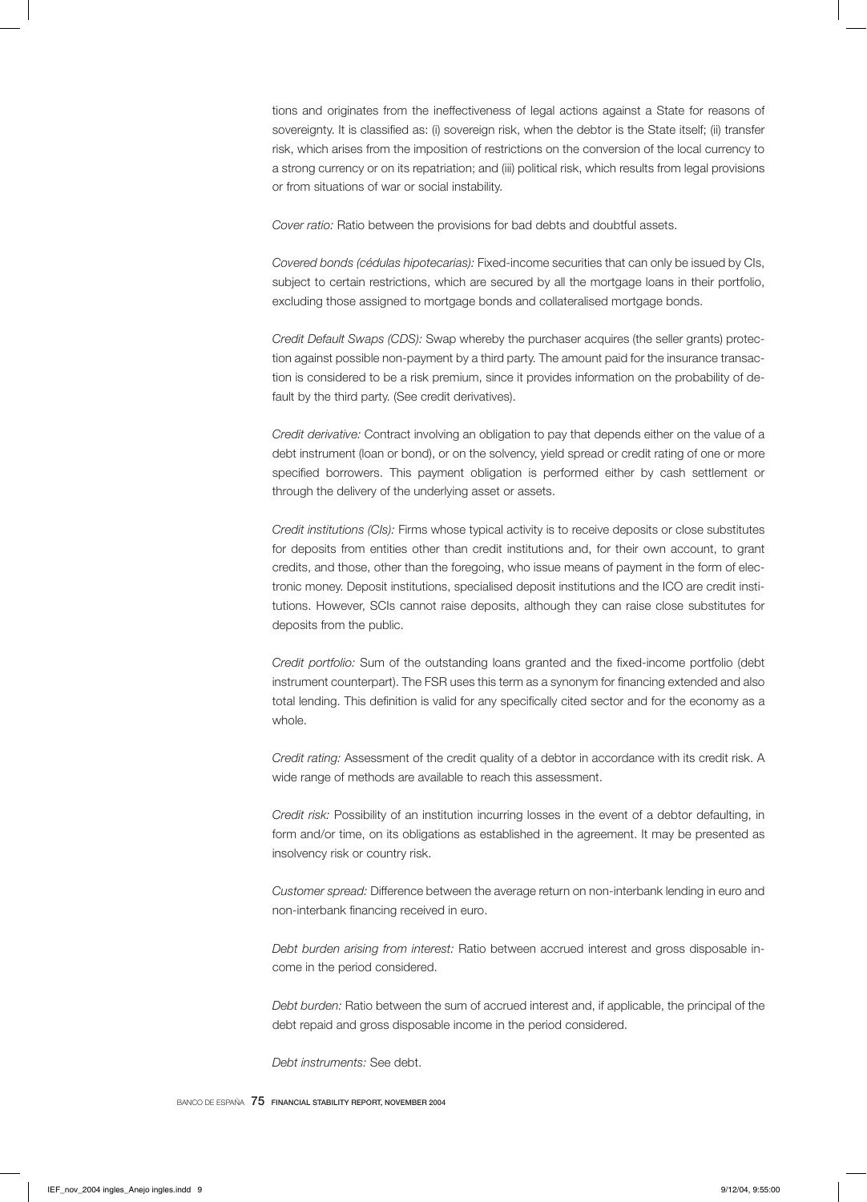tions and originates from the ineffectiveness of legal actions against a State for reasons of sovereignty. It is classified as: (i) sovereign risk, when the debtor is the State itself; (ii) transfer risk, which arises from the imposition of restrictions on the conversion of the local currency to a strong currency or on its repatriation; and (iii) political risk, which results from legal provisions or from situations of war or social instability.

*Cover ratio:* Ratio between the provisions for bad debts and doubtful assets.

*Covered bonds (cédulas hipotecarias):* Fixed-income securities that can only be issued by CIs, subject to certain restrictions, which are secured by all the mortgage loans in their portfolio, excluding those assigned to mortgage bonds and collateralised mortgage bonds.

*Credit Default Swaps (CDS):* Swap whereby the purchaser acquires (the seller grants) protection against possible non-payment by a third party. The amount paid for the insurance transaction is considered to be a risk premium, since it provides information on the probability of default by the third party. (See credit derivatives).

*Credit derivative:* Contract involving an obligation to pay that depends either on the value of a debt instrument (loan or bond), or on the solvency, yield spread or credit rating of one or more specified borrowers. This payment obligation is performed either by cash settlement or through the delivery of the underlying asset or assets.

*Credit institutions (CIs):* Firms whose typical activity is to receive deposits or close substitutes for deposits from entities other than credit institutions and, for their own account, to grant credits, and those, other than the foregoing, who issue means of payment in the form of electronic money. Deposit institutions, specialised deposit institutions and the ICO are credit institutions. However, SCIs cannot raise deposits, although they can raise close substitutes for deposits from the public.

*Credit portfolio:* Sum of the outstanding loans granted and the fixed-income portfolio (debt instrument counterpart). The FSR uses this term as a synonym for financing extended and also total lending. This definition is valid for any specifically cited sector and for the economy as a whole.

*Credit rating:* Assessment of the credit quality of a debtor in accordance with its credit risk. A wide range of methods are available to reach this assessment.

*Credit risk:* Possibility of an institution incurring losses in the event of a debtor defaulting, in form and/or time, on its obligations as established in the agreement. It may be presented as insolvency risk or country risk.

*Customer spread:* Difference between the average return on non-interbank lending in euro and non-interbank financing received in euro.

*Debt burden arising from interest:* Ratio between accrued interest and gross disposable income in the period considered.

*Debt burden:* Ratio between the sum of accrued interest and, if applicable, the principal of the debt repaid and gross disposable income in the period considered.

*Debt instruments:* See debt.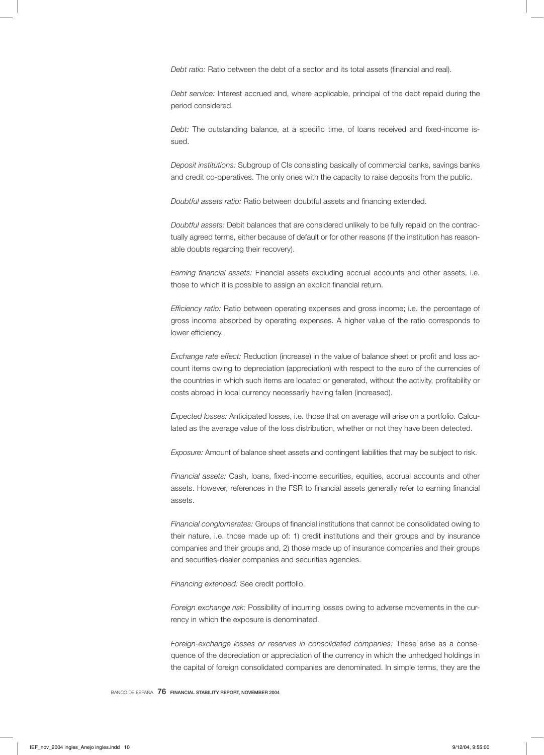*Debt ratio:* Ratio between the debt of a sector and its total assets (financial and real).

*Debt service:* Interest accrued and, where applicable, principal of the debt repaid during the period considered.

*Debt:* The outstanding balance, at a specific time, of loans received and fixed-income issued.

*Deposit institutions:* Subgroup of CIs consisting basically of commercial banks, savings banks and credit co-operatives. The only ones with the capacity to raise deposits from the public.

*Doubtful assets ratio:* Ratio between doubtful assets and financing extended.

*Doubtful assets:* Debit balances that are considered unlikely to be fully repaid on the contractually agreed terms, either because of default or for other reasons (if the institution has reasonable doubts regarding their recovery).

*Earning financial assets:* Financial assets excluding accrual accounts and other assets, i.e. those to which it is possible to assign an explicit financial return.

*Efficiency ratio:* Ratio between operating expenses and gross income; i.e. the percentage of gross income absorbed by operating expenses. A higher value of the ratio corresponds to lower efficiency.

*Exchange rate effect:* Reduction (increase) in the value of balance sheet or profit and loss account items owing to depreciation (appreciation) with respect to the euro of the currencies of the countries in which such items are located or generated, without the activity, profitability or costs abroad in local currency necessarily having fallen (increased).

*Expected losses:* Anticipated losses, i.e. those that on average will arise on a portfolio. Calculated as the average value of the loss distribution, whether or not they have been detected.

*Exposure:* Amount of balance sheet assets and contingent liabilities that may be subject to risk.

*Financial assets:* Cash, loans, fixed-income securities, equities, accrual accounts and other assets. However, references in the FSR to financial assets generally refer to earning financial assets.

*Financial conglomerates:* Groups of financial institutions that cannot be consolidated owing to their nature, i.e. those made up of: 1) credit institutions and their groups and by insurance companies and their groups and, 2) those made up of insurance companies and their groups and securities-dealer companies and securities agencies.

*Financing extended:* See credit portfolio.

*Foreign exchange risk:* Possibility of incurring losses owing to adverse movements in the currency in which the exposure is denominated.

*Foreign-exchange losses or reserves in consolidated companies:* These arise as a consequence of the depreciation or appreciation of the currency in which the unhedged holdings in the capital of foreign consolidated companies are denominated. In simple terms, they are the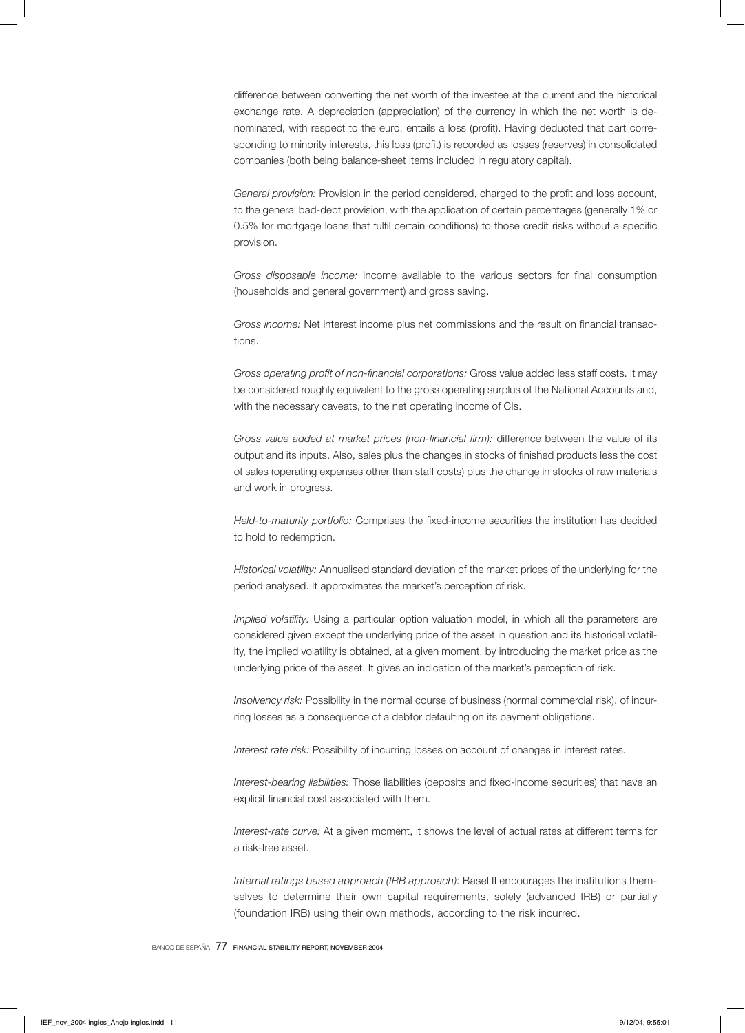difference between converting the net worth of the investee at the current and the historical exchange rate. A depreciation (appreciation) of the currency in which the net worth is denominated, with respect to the euro, entails a loss (profit). Having deducted that part corresponding to minority interests, this loss (profit) is recorded as losses (reserves) in consolidated companies (both being balance-sheet items included in regulatory capital).

*General provision:* Provision in the period considered, charged to the profit and loss account, to the general bad-debt provision, with the application of certain percentages (generally 1% or 0.5% for mortgage loans that fulfil certain conditions) to those credit risks without a specific provision.

*Gross disposable income:* Income available to the various sectors for final consumption (households and general government) and gross saving.

*Gross income:* Net interest income plus net commissions and the result on financial transactions.

*Gross operating profit of non-financial corporations:* Gross value added less staff costs. It may be considered roughly equivalent to the gross operating surplus of the National Accounts and, with the necessary caveats, to the net operating income of CIs.

*Gross value added at market prices (non-financial firm):* difference between the value of its output and its inputs. Also, sales plus the changes in stocks of finished products less the cost of sales (operating expenses other than staff costs) plus the change in stocks of raw materials and work in progress.

*Held-to-maturity portfolio:* Comprises the fixed-income securities the institution has decided to hold to redemption.

*Historical volatility:* Annualised standard deviation of the market prices of the underlying for the period analysed. It approximates the market's perception of risk.

*Implied volatility:* Using a particular option valuation model, in which all the parameters are considered given except the underlying price of the asset in question and its historical volatility, the implied volatility is obtained, at a given moment, by introducing the market price as the underlying price of the asset. It gives an indication of the market's perception of risk.

*Insolvency risk:* Possibility in the normal course of business (normal commercial risk), of incurring losses as a consequence of a debtor defaulting on its payment obligations.

*Interest rate risk:* Possibility of incurring losses on account of changes in interest rates.

*Interest-bearing liabilities:* Those liabilities (deposits and fixed-income securities) that have an explicit financial cost associated with them.

*Interest-rate curve:* At a given moment, it shows the level of actual rates at different terms for a risk-free asset.

*Internal ratings based approach (IRB approach):* Basel II encourages the institutions themselves to determine their own capital requirements, solely (advanced IRB) or partially (foundation IRB) using their own methods, according to the risk incurred.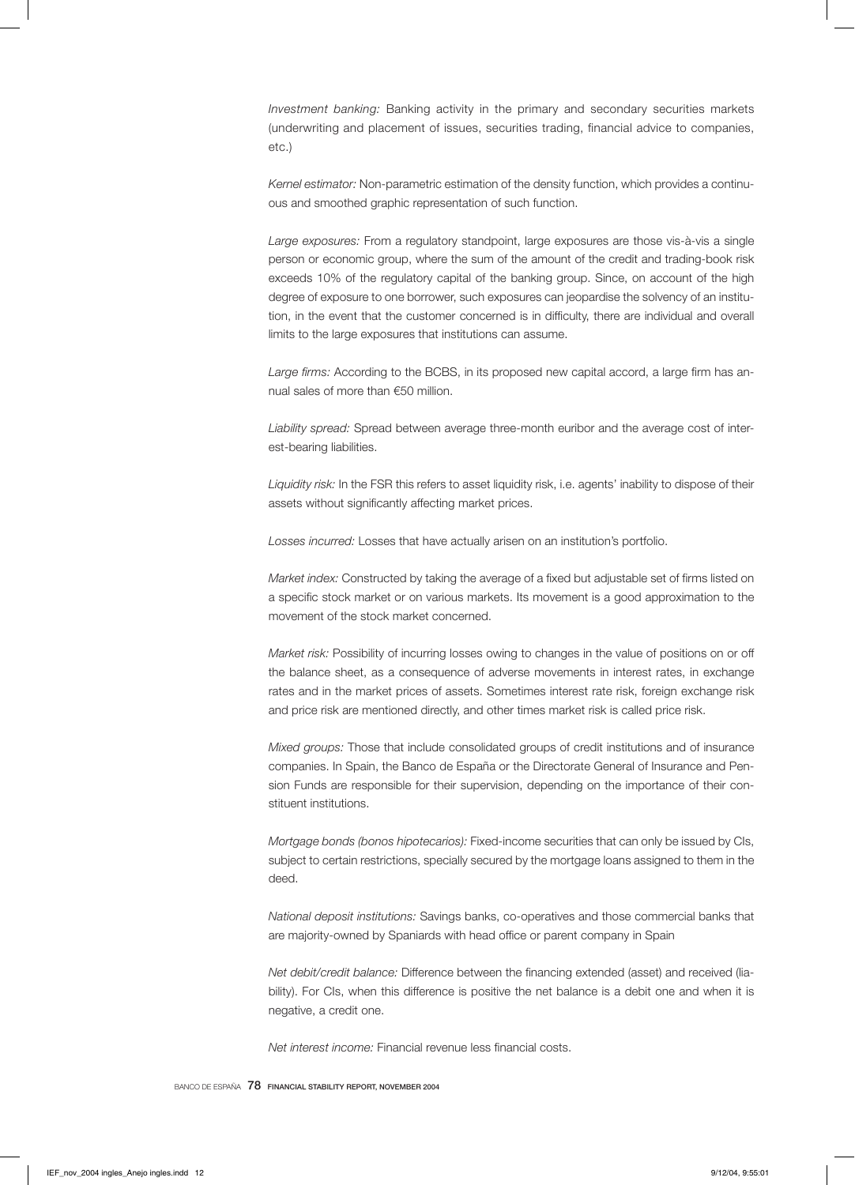*Investment banking:* Banking activity in the primary and secondary securities markets (underwriting and placement of issues, securities trading, financial advice to companies, etc.)

*Kernel estimator:* Non-parametric estimation of the density function, which provides a continuous and smoothed graphic representation of such function.

*Large exposures:* From a regulatory standpoint, large exposures are those vis-à-vis a single person or economic group, where the sum of the amount of the credit and trading-book risk exceeds 10% of the regulatory capital of the banking group. Since, on account of the high degree of exposure to one borrower, such exposures can jeopardise the solvency of an institution, in the event that the customer concerned is in difficulty, there are individual and overall limits to the large exposures that institutions can assume.

*Large firms:* According to the BCBS, in its proposed new capital accord, a large firm has annual sales of more than €50 million.

*Liability spread:* Spread between average three-month euribor and the average cost of interest-bearing liabilities.

*Liquidity risk:* In the FSR this refers to asset liquidity risk, i.e. agents' inability to dispose of their assets without significantly affecting market prices.

*Losses incurred:* Losses that have actually arisen on an institution's portfolio.

*Market index:* Constructed by taking the average of a fixed but adjustable set of firms listed on a specific stock market or on various markets. Its movement is a good approximation to the movement of the stock market concerned.

*Market risk:* Possibility of incurring losses owing to changes in the value of positions on or off the balance sheet, as a consequence of adverse movements in interest rates, in exchange rates and in the market prices of assets. Sometimes interest rate risk, foreign exchange risk and price risk are mentioned directly, and other times market risk is called price risk.

*Mixed groups:* Those that include consolidated groups of credit institutions and of insurance companies. In Spain, the Banco de España or the Directorate General of Insurance and Pension Funds are responsible for their supervision, depending on the importance of their constituent institutions.

*Mortgage bonds (bonos hipotecarios):* Fixed-income securities that can only be issued by CIs, subject to certain restrictions, specially secured by the mortgage loans assigned to them in the deed.

*National deposit institutions:* Savings banks, co-operatives and those commercial banks that are majority-owned by Spaniards with head office or parent company in Spain

*Net debit/credit balance:* Difference between the financing extended (asset) and received (liability). For CIs, when this difference is positive the net balance is a debit one and when it is negative, a credit one.

*Net interest income:* Financial revenue less financial costs.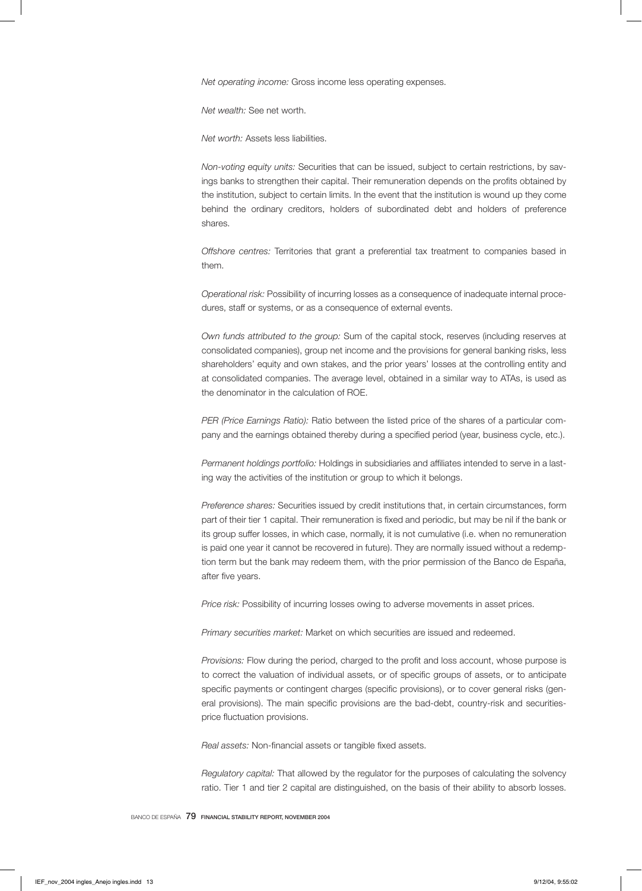*Net operating income:* Gross income less operating expenses.

*Net wealth:* See net worth.

*Net worth:* Assets less liabilities.

*Non-voting equity units:* Securities that can be issued, subject to certain restrictions, by savings banks to strengthen their capital. Their remuneration depends on the profits obtained by the institution, subject to certain limits. In the event that the institution is wound up they come behind the ordinary creditors, holders of subordinated debt and holders of preference shares.

*Offshore centres:* Territories that grant a preferential tax treatment to companies based in them.

*Operational risk:* Possibility of incurring losses as a consequence of inadequate internal procedures, staff or systems, or as a consequence of external events.

*Own funds attributed to the group:* Sum of the capital stock, reserves (including reserves at consolidated companies), group net income and the provisions for general banking risks, less shareholders' equity and own stakes, and the prior years' losses at the controlling entity and at consolidated companies. The average level, obtained in a similar way to ATAs, is used as the denominator in the calculation of ROE.

*PER (Price Earnings Ratio):* Ratio between the listed price of the shares of a particular company and the earnings obtained thereby during a specified period (year, business cycle, etc.).

*Permanent holdings portfolio:* Holdings in subsidiaries and affiliates intended to serve in a lasting way the activities of the institution or group to which it belongs.

*Preference shares:* Securities issued by credit institutions that, in certain circumstances, form part of their tier 1 capital. Their remuneration is fixed and periodic, but may be nil if the bank or its group suffer losses, in which case, normally, it is not cumulative (i.e. when no remuneration is paid one year it cannot be recovered in future). They are normally issued without a redemption term but the bank may redeem them, with the prior permission of the Banco de España, after five years.

*Price risk:* Possibility of incurring losses owing to adverse movements in asset prices.

*Primary securities market:* Market on which securities are issued and redeemed.

*Provisions:* Flow during the period, charged to the profit and loss account, whose purpose is to correct the valuation of individual assets, or of specific groups of assets, or to anticipate specific payments or contingent charges (specific provisions), or to cover general risks (general provisions). The main specific provisions are the bad-debt, country-risk and securities-price fluctuation provisions.

*Real assets:* Non-financial assets or tangible fixed assets.

*Regulatory capital:* That allowed by the regulator for the purposes of calculating the solvency ratio. Tier 1 and tier 2 capital are distinguished, on the basis of their ability to absorb losses.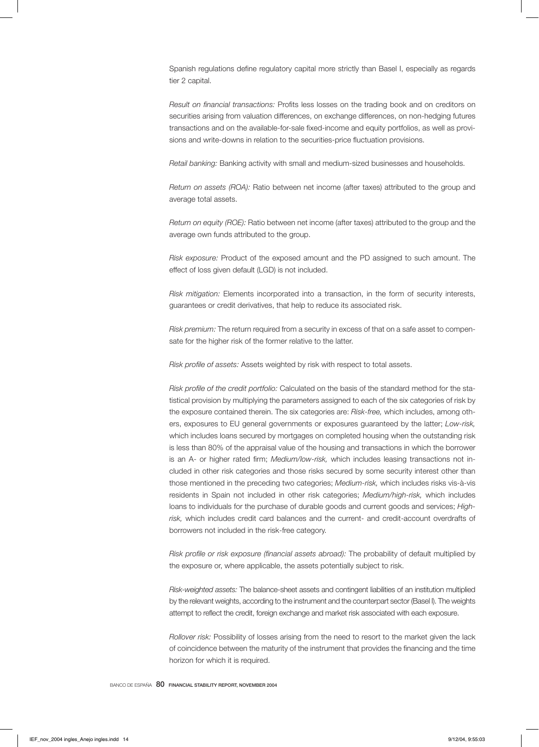Spanish regulations define regulatory capital more strictly than Basel I, especially as regards tier 2 capital.

*Result on financial transactions:* Profits less losses on the trading book and on creditors on securities arising from valuation differences, on exchange differences, on non-hedging futures transactions and on the available-for-sale fixed-income and equity portfolios, as well as provisions and write-downs in relation to the securities-price fluctuation provisions.

*Retail banking:* Banking activity with small and medium-sized businesses and households.

*Return on assets (ROA):* Ratio between net income (after taxes) attributed to the group and average total assets.

*Return on equity (ROE):* Ratio between net income (after taxes) attributed to the group and the average own funds attributed to the group.

*Risk exposure:* Product of the exposed amount and the PD assigned to such amount. The effect of loss given default (LGD) is not included.

*Risk mitigation:* Elements incorporated into a transaction, in the form of security interests, guarantees or credit derivatives, that help to reduce its associated risk.

*Risk premium:* The return required from a security in excess of that on a safe asset to compensate for the higher risk of the former relative to the latter.

*Risk profile of assets:* Assets weighted by risk with respect to total assets.

*Risk profile of the credit portfolio:* Calculated on the basis of the standard method for the statistical provision by multiplying the parameters assigned to each of the six categories of risk by the exposure contained therein. The six categories are: *Risk-free,* which includes, among others, exposures to EU general governments or exposures guaranteed by the latter; *Low-risk,* which includes loans secured by mortgages on completed housing when the outstanding risk is less than 80% of the appraisal value of the housing and transactions in which the borrower is an A- or higher rated firm; *Medium/low-risk,* which includes leasing transactions not included in other risk categories and those risks secured by some security interest other than those mentioned in the preceding two categories; *Medium-risk,* which includes risks vis-à-vis residents in Spain not included in other risk categories; *Medium/high-risk,* which includes loans to individuals for the purchase of durable goods and current goods and services; *High-risk,* which includes credit card balances and the current- and credit-account overdrafts of borrowers not included in the risk-free category.

*Risk profile or risk exposure (financial assets abroad):* The probability of default multiplied by the exposure or, where applicable, the assets potentially subject to risk.

*Risk-weighted assets:* The balance-sheet assets and contingent liabilities of an institution multiplied by the relevant weights, according to the instrument and the counterpart sector (Basel I). The weights attempt to reflect the credit, foreign exchange and market risk associated with each exposure.

*Rollover risk:* Possibility of losses arising from the need to resort to the market given the lack of coincidence between the maturity of the instrument that provides the financing and the time horizon for which it is required.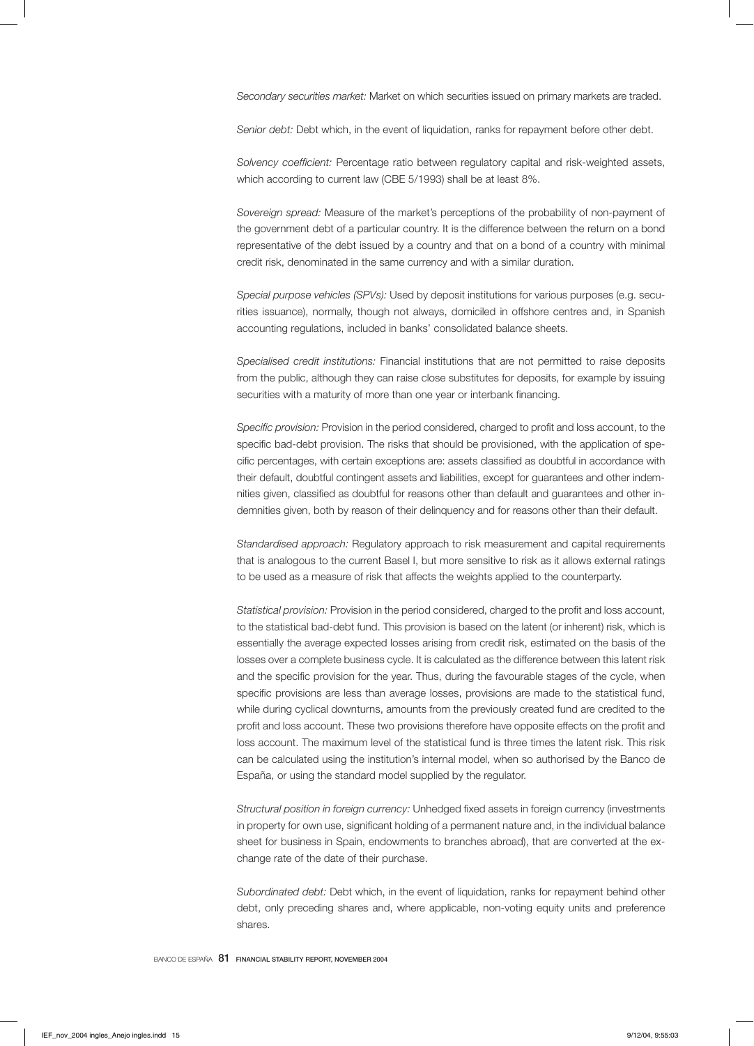*Secondary securities market:* Market on which securities issued on primary markets are traded.

*Senior debt:* Debt which, in the event of liquidation, ranks for repayment before other debt.

*Solvency coefficient:* Percentage ratio between regulatory capital and risk-weighted assets, which according to current law (CBE 5/1993) shall be at least 8%.

*Sovereign spread:* Measure of the market's perceptions of the probability of non-payment of the government debt of a particular country. It is the difference between the return on a bond representative of the debt issued by a country and that on a bond of a country with minimal credit risk, denominated in the same currency and with a similar duration.

*Special purpose vehicles (SPVs):* Used by deposit institutions for various purposes (e.g. securities issuance), normally, though not always, domiciled in offshore centres and, in Spanish accounting regulations, included in banks' consolidated balance sheets.

*Specialised credit institutions:* Financial institutions that are not permitted to raise deposits from the public, although they can raise close substitutes for deposits, for example by issuing securities with a maturity of more than one year or interbank financing.

*Specific provision:* Provision in the period considered, charged to profit and loss account, to the specific bad-debt provision. The risks that should be provisioned, with the application of specific percentages, with certain exceptions are: assets classified as doubtful in accordance with their default, doubtful contingent assets and liabilities, except for guarantees and other indemnities given, classified as doubtful for reasons other than default and guarantees and other indemnities given, both by reason of their delinquency and for reasons other than their default.

*Standardised approach:* Regulatory approach to risk measurement and capital requirements that is analogous to the current Basel I, but more sensitive to risk as it allows external ratings to be used as a measure of risk that affects the weights applied to the counterparty.

*Statistical provision:* Provision in the period considered, charged to the profit and loss account, to the statistical bad-debt fund. This provision is based on the latent (or inherent) risk, which is essentially the average expected losses arising from credit risk, estimated on the basis of the losses over a complete business cycle. It is calculated as the difference between this latent risk and the specific provision for the year. Thus, during the favourable stages of the cycle, when specific provisions are less than average losses, provisions are made to the statistical fund, while during cyclical downturns, amounts from the previously created fund are credited to the profit and loss account. These two provisions therefore have opposite effects on the profit and loss account. The maximum level of the statistical fund is three times the latent risk. This risk can be calculated using the institution's internal model, when so authorised by the Banco de España, or using the standard model supplied by the regulator.

*Structural position in foreign currency:* Unhedged fixed assets in foreign currency (investments in property for own use, significant holding of a permanent nature and, in the individual balance sheet for business in Spain, endowments to branches abroad), that are converted at the exchange rate of the date of their purchase.

*Subordinated debt:* Debt which, in the event of liquidation, ranks for repayment behind other debt, only preceding shares and, where applicable, non-voting equity units and preference shares.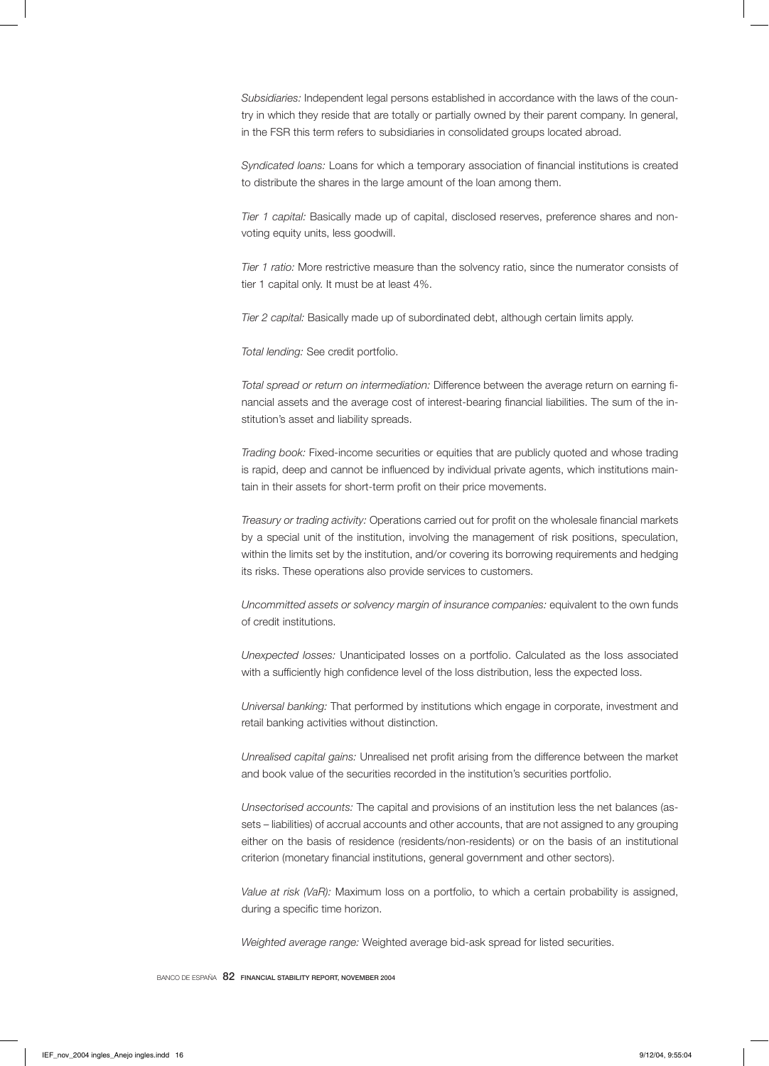*Subsidiaries:* Independent legal persons established in accordance with the laws of the country in which they reside that are totally or partially owned by their parent company. In general, in the FSR this term refers to subsidiaries in consolidated groups located abroad.

*Syndicated loans:* Loans for which a temporary association of financial institutions is created to distribute the shares in the large amount of the loan among them.

*Tier 1 capital:* Basically made up of capital, disclosed reserves, preference shares and non-voting equity units, less goodwill.

*Tier 1 ratio:* More restrictive measure than the solvency ratio, since the numerator consists of tier 1 capital only. It must be at least 4%.

*Tier 2 capital:* Basically made up of subordinated debt, although certain limits apply.

*Total lending:* See credit portfolio.

*Total spread or return on intermediation:* Difference between the average return on earning financial assets and the average cost of interest-bearing financial liabilities. The sum of the institution's asset and liability spreads.

*Trading book:* Fixed-income securities or equities that are publicly quoted and whose trading is rapid, deep and cannot be influenced by individual private agents, which institutions maintain in their assets for short-term profit on their price movements.

*Treasury or trading activity:* Operations carried out for profit on the wholesale financial markets by a special unit of the institution, involving the management of risk positions, speculation, within the limits set by the institution, and/or covering its borrowing requirements and hedging its risks. These operations also provide services to customers.

*Uncommitted assets or solvency margin of insurance companies:* equivalent to the own funds of credit institutions.

*Unexpected losses:* Unanticipated losses on a portfolio. Calculated as the loss associated with a sufficiently high confidence level of the loss distribution, less the expected loss.

*Universal banking:* That performed by institutions which engage in corporate, investment and retail banking activities without distinction.

*Unrealised capital gains:* Unrealised net profit arising from the difference between the market and book value of the securities recorded in the institution's securities portfolio.

*Unsectorised accounts:* The capital and provisions of an institution less the net balances (assets – liabilities) of accrual accounts and other accounts, that are not assigned to any grouping either on the basis of residence (residents/non-residents) or on the basis of an institutional criterion (monetary financial institutions, general government and other sectors).

*Value at risk (VaR):* Maximum loss on a portfolio, to which a certain probability is assigned, during a specific time horizon.

*Weighted average range:* Weighted average bid-ask spread for listed securities.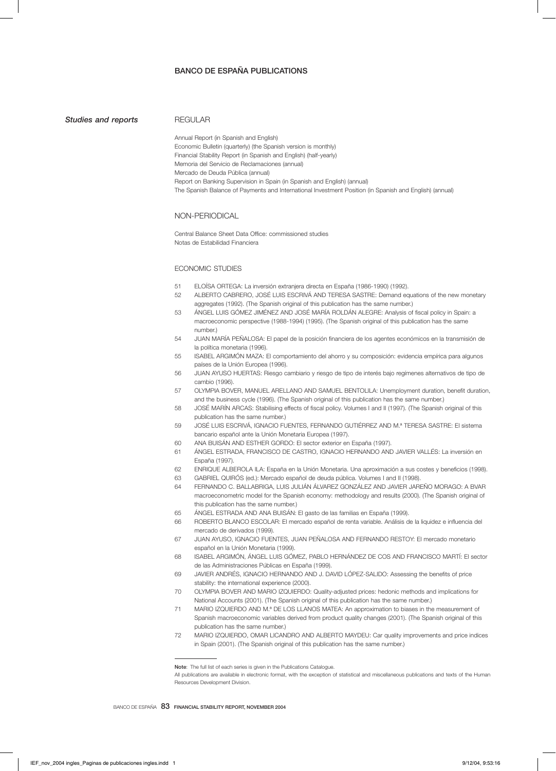# BANCO DE ESPAÑA PUBLICATIONS

***Studies and reports***

## REGULAR

Annual Report (in Spanish and English)
Economic Bulletin (quarterly) (the Spanish version is monthly)
Financial Stability Report (in Spanish and English) (half-yearly)
Memoria del Servicio de Reclamaciones (annual)
Mercado de Deuda Pública (annual)
Report on Banking Supervision in Spain (in Spanish and English) (annual)
The Spanish Balance of Payments and International Investment Position (in Spanish and English) (annual)

## NON-PERIODICAL

Central Balance Sheet Data Office: commissioned studies
Notas de Estabilidad Financiera

## ECONOMIC STUDIES

51 ELOÍSA ORTEGA: La inversión extranjera directa en España (1986-1990) (1992).
52 ALBERTO CABRERO, JOSÉ LUIS ESCRIVÁ AND TERESA SASTRE: Demand equations of the new monetary aggregates (1992). (The Spanish original of this publication has the same number.)
53 ÁNGEL LUIS GÓMEZ JIMÉNEZ AND JOSÉ MARÍA ROLDÁN ALEGRE: Analysis of fiscal policy in Spain: a macroeconomic perspective (1988-1994) (1995). (The Spanish original of this publication has the same number.)
54 JUAN MARÍA PEÑALOSA: El papel de la posición financiera de los agentes económicos en la transmisión de la política monetaria (1996).
55 ISABEL ARGIMÓN MAZA: El comportamiento del ahorro y su composición: evidencia empírica para algunos países de la Unión Europea (1996).
56 JUAN AYUSO HUERTAS: Riesgo cambiario y riesgo de tipo de interés bajo regímenes alternativos de tipo de cambio (1996).
57 OLYMPIA BOVER, MANUEL ARELLANO AND SAMUEL BENTOLILA: Unemployment duration, benefit duration, and the business cycle (1996). (The Spanish original of this publication has the same number.)
58 JOSÉ MARÍN ARCAS: Stabilising effects of fiscal policy. Volumes I and II (1997). (The Spanish original of this publication has the same number.)
59 JOSÉ LUIS ESCRIVÁ, IGNACIO FUENTES, FERNANDO GUTIÉRREZ AND M.ª TERESA SASTRE: El sistema bancario español ante la Unión Monetaria Europea (1997).
60 ANA BUISÁN AND ESTHER GORDO: El sector exterior en España (1997).
61 ÁNGEL ESTRADA, FRANCISCO DE CASTRO, IGNACIO HERNANDO AND JAVIER VALLÉS: La inversión en España (1997).
62 ENRIQUE ALBEROLA ILA: España en la Unión Monetaria. Una aproximación a sus costes y beneficios (1998).
63 GABRIEL QUIRÓS (ed.): Mercado español de deuda pública. Volumes I and II (1998).
64 FERNANDO C. BALLABRIGA, LUIS JULIÁN ÁLVAREZ GONZÁLEZ AND JAVIER JAREÑO MORAGO: A BVAR macroeconometric model for the Spanish economy: methodology and results (2000). (The Spanish original of this publication has the same number.)
65 ÁNGEL ESTRADA AND ANA BUISÁN: El gasto de las familias en España (1999).
66 ROBERTO BLANCO ESCOLAR: El mercado español de renta variable. Análisis de la liquidez e influencia del mercado de derivados (1999).
67 JUAN AYUSO, IGNACIO FUENTES, JUAN PEÑALOSA AND FERNANDO RESTOY: El mercado monetario español en la Unión Monetaria (1999).
68 ISABEL ARGIMÓN, ÁNGEL LUIS GÓMEZ, PABLO HERNÁNDEZ DE COS AND FRANCISCO MARTÍ: El sector de las Administraciones Públicas en España (1999).
69 JAVIER ANDRÉS, IGNACIO HERNANDO AND J. DAVID LÓPEZ-SALIDO: Assessing the benefits of price stability: the international experience (2000).
70 OLYMPIA BOVER AND MARIO IZQUIERDO: Quality-adjusted prices: hedonic methods and implications for National Accounts (2001). (The Spanish original of this publication has the same number.)
71 MARIO IZQUIERDO AND M.ª DE LOS LLANOS MATEA: An approximation to biases in the measurement of Spanish macroeconomic variables derived from product quality changes (2001). (The Spanish original of this publication has the same number.)
72 MARIO IZQUIERDO, OMAR LICANDRO AND ALBERTO MAYDEU: Car quality improvements and price indices in Spain (2001). (The Spanish original of this publication has the same number.)

---

**Note**: The full list of each series is given in the Publications Catalogue.
All publications are available in electronic format, with the exception of statistical and miscellaneous publications and texts of the Human Resources Development Division.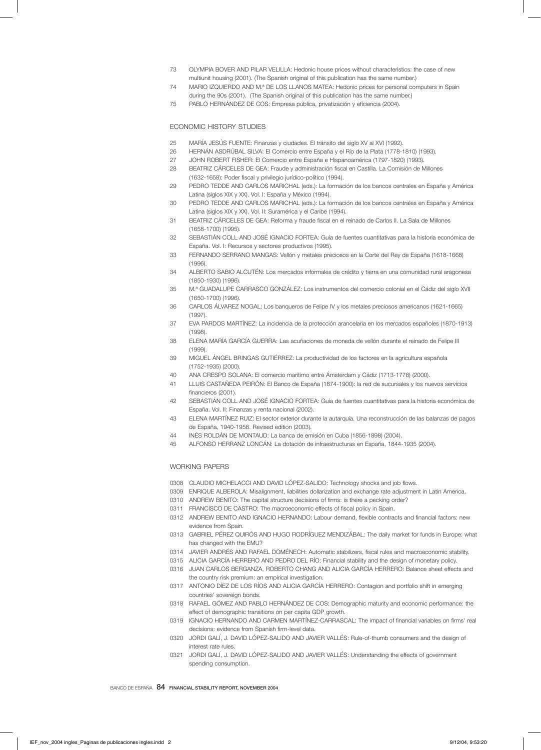73 OLYMPIA BOVER AND PILAR VELILLA: Hedonic house prices without characteristics: the case of new multiunit housing (2001). (The Spanish original of this publication has the same number.)

74 MARIO IZQUIERDO AND M.ª DE LOS LLANOS MATEA: Hedonic prices for personal computers in Spain during the 90s (2001). (The Spanish original of this publication has the same number.)

75 PABLO HERNÁNDEZ DE COS: Empresa pública, privatización y eficiencia (2004).

## ECONOMIC HISTORY STUDIES

25 MARÍA JESÚS FUENTE: Finanzas y ciudades. El tránsito del siglo XV al XVI (1992).

26 HERNÁN ASDRÚBAL SILVA: El Comercio entre España y el Río de la Plata (1778-1810) (1993).

27 JOHN ROBERT FISHER: El Comercio entre España e Hispanoamérica (1797-1820) (1993).

28 BEATRIZ CÁRCELES DE GEA: Fraude y administración fiscal en Castilla. La Comisión de Millones (1632-1658): Poder fiscal y privilegio jurídico-político (1994).

29 PEDRO TEDDE AND CARLOS MARICHAL (eds.): La formación de los bancos centrales en España y América Latina (siglos XIX y XX). Vol. I: España y México (1994).

30 PEDRO TEDDE AND CARLOS MARICHAL (eds.): La formación de los bancos centrales en España y América Latina (siglos XIX y XX). Vol. II: Suramérica y el Caribe (1994).

31 BEATRIZ CÁRCELES DE GEA: Reforma y fraude fiscal en el reinado de Carlos II. La Sala de Millones (1658-1700) (1995).

32 SEBASTIÁN COLL AND JOSÉ IGNACIO FORTEA: Guía de fuentes cuantitativas para la historia económica de España. Vol. I: Recursos y sectores productivos (1995).

33 FERNANDO SERRANO MANGAS: Vellón y metales preciosos en la Corte del Rey de España (1618-1668) (1996).

34 ALBERTO SABIO ALCUTÉN: Los mercados informales de crédito y tierra en una comunidad rural aragonesa (1850-1930) (1996).

35 M.ª GUADALUPE CARRASCO GONZÁLEZ: Los instrumentos del comercio colonial en el Cádiz del siglo XVII (1650-1700) (1996).

36 CARLOS ÁLVAREZ NOGAL: Los banqueros de Felipe IV y los metales preciosos americanos (1621-1665) (1997).

37 EVA PARDOS MARTÍNEZ: La incidencia de la protección arancelaria en los mercados españoles (1870-1913) (1998).

38 ELENA MARÍA GARCÍA GUERRA: Las acuñaciones de moneda de vellón durante el reinado de Felipe III (1999).

39 MIGUEL ÁNGEL BRINGAS GUTIÉRREZ: La productividad de los factores en la agricultura española (1752-1935) (2000).

40 ANA CRESPO SOLANA: El comercio marítimo entre Ámsterdam y Cádiz (1713-1778) (2000).

41 LLUIS CASTAÑEDA PEIRÓN: El Banco de España (1874-1900): la red de sucursales y los nuevos servicios financieros (2001).

42 SEBASTIÁN COLL AND JOSÉ IGNACIO FORTEA: Guía de fuentes cuantitativas para la historia económica de España. Vol. II: Finanzas y renta nacional (2002).

43 ELENA MARTÍNEZ RUIZ: El sector exterior durante la autarquía. Una reconstrucción de las balanzas de pagos de España, 1940-1958. Revised edition (2003).

44 INÉS ROLDÁN DE MONTAUD: La banca de emisión en Cuba (1856-1898) (2004).

45 ALFONSO HERRANZ LONCÁN: La dotación de infraestructuras en España, 1844-1935 (2004).

## WORKING PAPERS

0308 CLAUDIO MICHELACCI AND DAVID LÓPEZ-SALIDO: Technology shocks and job flows.

0309 ENRIQUE ALBEROLA: Misalignment, liabilities dollarization and exchange rate adjustment in Latin America.

0310 ANDREW BENITO: The capital structure decisions of firms: is there a pecking order?

0311 FRANCISCO DE CASTRO: The macroeconomic effects of fiscal policy in Spain.

0312 ANDREW BENITO AND IGNACIO HERNANDO: Labour demand, flexible contracts and financial factors: new evidence from Spain.

0313 GABRIEL PÉREZ QUIRÓS AND HUGO RODRÍGUEZ MENDIZÁBAL: The daily market for funds in Europe: what has changed with the EMU?

0314 JAVIER ANDRÉS AND RAFAEL DOMÉNECH: Automatic stabilizers, fiscal rules and macroeconomic stability.

0315 ALICIA GARCÍA HERRERO AND PEDRO DEL RÍO: Financial stability and the design of monetary policy.

0316 JUAN CARLOS BERGANZA, ROBERTO CHANG AND ALICIA GARCÍA HERRERO: Balance sheet effects and the country risk premium: an empirical investigation.

0317 ANTONIO DÍEZ DE LOS RÍOS AND ALICIA GARCÍA HERRERO: Contagion and portfolio shift in emerging countries' sovereign bonds.

0318 RAFAEL GÓMEZ AND PABLO HERNÁNDEZ DE COS: Demographic maturity and economic performance: the effect of demographic transitions on per capita GDP growth.

0319 IGNACIO HERNANDO AND CARMEN MARTÍNEZ-CARRASCAL: The impact of financial variables on firms' real decisions: evidence from Spanish firm-level data.

0320 JORDI GALÍ, J. DAVID LÓPEZ-SALIDO AND JAVIER VALLÉS: Rule-of-thumb consumers and the design of interest rate rules.

0321 JORDI GALÍ, J. DAVID LÓPEZ-SALIDO AND JAVIER VALLÉS: Understanding the effects of government spending consumption.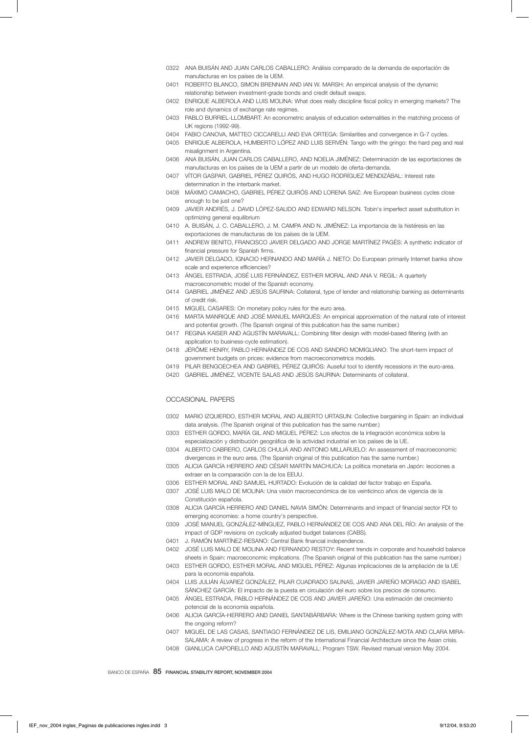0322 ANA BUISÁN AND JUAN CARLOS CABALLERO: Análisis comparado de la demanda de exportación de manufacturas en los países de la UEM.

0401 ROBERTO BLANCO, SIMON BRENNAN AND IAN W. MARSH: An empirical analysis of the dynamic relationship between investment-grade bonds and credit default swaps.

0402 ENRIQUE ALBEROLA AND LUIS MOLINA: What does really discipline fiscal policy in emerging markets? The role and dynamics of exchange rate regimes.

0403 PABLO BURRIEL-LLOMBART: An econometric analysis of education externalities in the matching process of UK regions (1992-99).

0404 FABIO CANOVA, MATTEO CICCARELLI AND EVA ORTEGA: Similarities and convergence in G-7 cycles.

0405 ENRIQUE ALBEROLA, HUMBERTO LÓPEZ AND LUIS SERVÉN: Tango with the gringo: the hard peg and real misalignment in Argentina.

0406 ANA BUISÁN, JUAN CARLOS CABALLERO, AND NOELIA JIMÉNEZ: Determinación de las exportaciones de manufacturas en los países de la UEM a partir de un modelo de oferta-demanda.

0407 VÍTOR GASPAR, GABRIEL PÉREZ QUIRÓS, AND HUGO RODRÍGUEZ MENDIZÁBAL: Interest rate determination in the interbank market.

0408 MÁXIMO CAMACHO, GABRIEL PÉREZ QUIRÓS AND LORENA SAIZ: Are European business cycles close enough to be just one?

0409 JAVIER ANDRÉS, J. DAVID LÓPEZ-SALIDO AND EDWARD NELSON. Tobin's imperfect asset substitution in optimizing general equilibrium

0410 A. BUISÁN, J. C. CABALLERO, J. M. CAMPA AND N. JIMÉNEZ: La importancia de la histéresis en las exportaciones de manufacturas de los países de la UEM.

0411 ANDREW BENITO, FRANCISCO JAVIER DELGADO AND JORGE MARTÍNEZ PAGÉS: A synthetic indicator of financial pressure for Spanish firms.

0412 JAVIER DELGADO, IGNACIO HERNANDO AND MARÍA J. NIETO: Do European primarily Internet banks show scale and experience efficiencies?

0413 ÁNGEL ESTRADA, JOSÉ LUIS FERNÁNDEZ, ESTHER MORAL AND ANA V. REGIL: A quarterly macroeconometric model of the Spanish economy.

0414 GABRIEL JIMÉNEZ AND JESÚS SAURINA: Collateral, type of lender and relationship banking as determinants of credit risk.

0415 MIGUEL CASARES: On monetary policy rules for the euro area.

0416 MARTA MANRIQUE AND JOSÉ MANUEL MARQUÉS: An empirical approximation of the natural rate of interest and potential growth. (The Spanish original of this publication has the same number.)

0417 REGINA KAISER AND AGUSTÍN MARAVALL: Combining filter design with model-based filtering (with an application to business-cycle estimation).

0418 JÉRÔME HENRY, PABLO HERNÁNDEZ DE COS AND SANDRO MOMIGLIANO: The short-term impact of government budgets on prices: evidence from macroeconometrics models.

0419 PILAR BENGOECHEA AND GABRIEL PÉREZ QUIRÓS: Auseful tool to identify recessions in the euro-area.

0420 GABRIEL JIMÉNEZ, VICENTE SALAS AND JESÚS SAURINA: Determinants of collateral.

## OCCASIONAL PAPERS

0302 MARIO IZQUIERDO, ESTHER MORAL AND ALBERTO URTASUN: Collective bargaining in Spain: an individual data analysis. (The Spanish original of this publication has the same number.)

0303 ESTHER GORDO, MARÍA GIL AND MIGUEL PÉREZ: Los efectos de la integración económica sobre la especialización y distribución geográfica de la actividad industrial en los países de la UE.

0304 ALBERTO CABRERO, CARLOS CHULIÁ AND ANTONIO MILLARUELO: An assessment of macroeconomic divergences in the euro area. (The Spanish original of this publication has the same number.)

0305 ALICIA GARCÍA HERRERO AND CÉSAR MARTÍN MACHUCA: La política monetaria en Japón: lecciones a extraer en la comparación con la de los EEUU.

0306 ESTHER MORAL AND SAMUEL HURTADO: Evolución de la calidad del factor trabajo en España.

0307 JOSÉ LUIS MALO DE MOLINA: Una visión macroeconómica de los veinticinco años de vigencia de la Constitución española.

0308 ALICIA GARCÍA HERRERO AND DANIEL NAVIA SIMÓN: Determinants and impact of financial sector FDI to emerging economies: a home country's perspective.

0309 JOSÉ MANUEL GONZÁLEZ-MÍNGUEZ, PABLO HERNÁNDEZ DE COS AND ANA DEL RÍO: An analysis of the impact of GDP revisions on cyclically adjusted budget balances (CABS).

0401 J. RAMÓN MARTÍNEZ-RESANO: Central Bank financial independence.

0402 JOSÉ LUIS MALO DE MOLINA AND FERNANDO RESTOY: Recent trends in corporate and household balance sheets in Spain: macroeconomic implications. (The Spanish original of this publication has the same number.)

0403 ESTHER GORDO, ESTHER MORAL AND MIGUEL PÉREZ: Algunas implicaciones de la ampliación de la UE para la economía española.

0404 LUIS JULIÁN ÁLVAREZ GONZÁLEZ, PILAR CUADRADO SALINAS, JAVIER JAREÑO MORAGO AND ISABEL SÁNCHEZ GARCÍA: El impacto de la puesta en circulación del euro sobre los precios de consumo.

0405 ÁNGEL ESTRADA, PABLO HERNÁNDEZ DE COS AND JAVIER JAREÑO: Una estimación del crecimiento potencial de la economía española.

0406 ALICIA GARCÍA-HERRERO AND DANIEL SANTABÁRBARA: Where is the Chinese banking system going with the ongoing reform?

0407 MIGUEL DE LAS CASAS, SANTIAGO FERNÁNDEZ DE LIS, EMILIANO GONZÁLEZ-MOTA AND CLARA MIRA-SALAMA: A review of progress in the reform of the International Financial Architecture since the Asian crisis.

0408 GIANLUCA CAPORELLO AND AGUSTÍN MARAVALL: Program TSW. Revised manual version May 2004.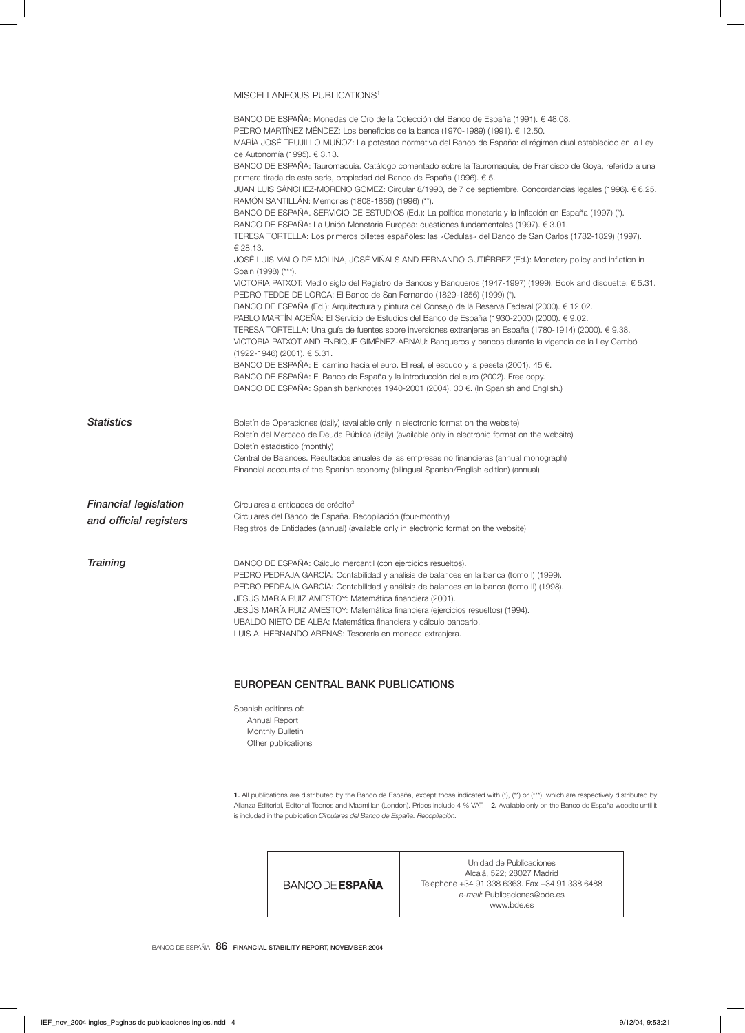## MISCELLANEOUS PUBLICATIONS[1]

BANCO DE ESPAÑA: Monedas de Oro de la Colección del Banco de España (1991). € 48.08.
PEDRO MARTÍNEZ MÉNDEZ: Los beneficios de la banca (1970-1989) (1991). € 12.50.
MARÍA JOSÉ TRUJILLO MUÑOZ: La potestad normativa del Banco de España: el régimen dual establecido en la Ley de Autonomía (1995). € 3.13.
BANCO DE ESPAÑA: Tauromaquia. Catálogo comentado sobre la Tauromaquia, de Francisco de Goya, referido a una primera tirada de esta serie, propiedad del Banco de España (1996). € 5.
JUAN LUIS SÁNCHEZ-MORENO GÓMEZ: Circular 8/1990, de 7 de septiembre. Concordancias legales (1996). € 6.25.
RAMÓN SANTILLÁN: Memorias (1808-1856) (1996) (**).
BANCO DE ESPAÑA. SERVICIO DE ESTUDIOS (Ed.): La política monetaria y la inflación en España (1997) (*).
BANCO DE ESPAÑA: La Unión Monetaria Europea: cuestiones fundamentales (1997). € 3.01.
TERESA TORTELLA: Los primeros billetes españoles: las «Cédulas» del Banco de San Carlos (1782-1829) (1997). € 28.13.
JOSÉ LUIS MALO DE MOLINA, JOSÉ VIÑALS AND FERNANDO GUTIÉRREZ (Ed.): Monetary policy and inflation in Spain (1998) (***).
VICTORIA PATXOT: Medio siglo del Registro de Bancos y Banqueros (1947-1997) (1999). Book and disquette: € 5.31.
PEDRO TEDDE DE LORCA: El Banco de San Fernando (1829-1856) (1999) (*).
BANCO DE ESPAÑA (Ed.): Arquitectura y pintura del Consejo de la Reserva Federal (2000). € 12.02.
PABLO MARTÍN ACEÑA: El Servicio de Estudios del Banco de España (1930-2000) (2000). € 9.02.
TERESA TORTELLA: Una guía de fuentes sobre inversiones extranjeras en España (1780-1914) (2000). € 9.38.
VICTORIA PATXOT AND ENRIQUE GIMÉNEZ-ARNAU: Banqueros y bancos durante la vigencia de la Ley Cambó (1922-1946) (2001). € 5.31.
BANCO DE ESPAÑA: El camino hacia el euro. El real, el escudo y la peseta (2001). 45 €.
BANCO DE ESPAÑA: El Banco de España y la introducción del euro (2002). Free copy.
BANCO DE ESPAÑA: Spanish banknotes 1940-2001 (2004). 30 €. (In Spanish and English.)

### *Statistics*

Boletín de Operaciones (daily) (available only in electronic format on the website)
Boletín del Mercado de Deuda Pública (daily) (available only in electronic format on the website)
Boletín estadístico (monthly)
Central de Balances. Resultados anuales de las empresas no financieras (annual monograph)
Financial accounts of the Spanish economy (bilingual Spanish/English edition) (annual)

### *Financial legislation and official registers*

Circulares a entidades de crédito[2]
Circulares del Banco de España. Recopilación (four-monthly)
Registros de Entidades (annual) (available only in electronic format on the website)

### *Training*

BANCO DE ESPAÑA: Cálculo mercantil (con ejercicios resueltos).
PEDRO PEDRAJA GARCÍA: Contabilidad y análisis de balances en la banca (tomo I) (1999).
PEDRO PEDRAJA GARCÍA: Contabilidad y análisis de balances en la banca (tomo II) (1998).
JESÚS MARÍA RUIZ AMESTOY: Matemática financiera (2001).
JESÚS MARÍA RUIZ AMESTOY: Matemática financiera (ejercicios resueltos) (1994).
UBALDO NIETO DE ALBA: Matemática financiera y cálculo bancario.
LUIS A. HERNANDO ARENAS: Tesorería en moneda extranjera.

## EUROPEAN CENTRAL BANK PUBLICATIONS

Spanish editions of:
- Annual Report
- Monthly Bulletin
- Other publications

---

**1.** All publications are distributed by the Banco de España, except those indicated with (*), (**) or (***), which are respectively distributed by Alianza Editorial, Editorial Tecnos and Macmillan (London). Prices include 4 % VAT. **2.** Available only on the Banco de España website until it is included in the publication *Circulares del Banco de España. Recopilación.*

| | |
|---|---|
| BANCO DE **ESPAÑA** | Unidad de Publicaciones<br>Alcalá, 522; 28027 Madrid<br>Telephone +34 91 338 6363. Fax +34 91 338 6488<br>*e-mail:* Publicaciones@bde.es<br>www.bde.es |